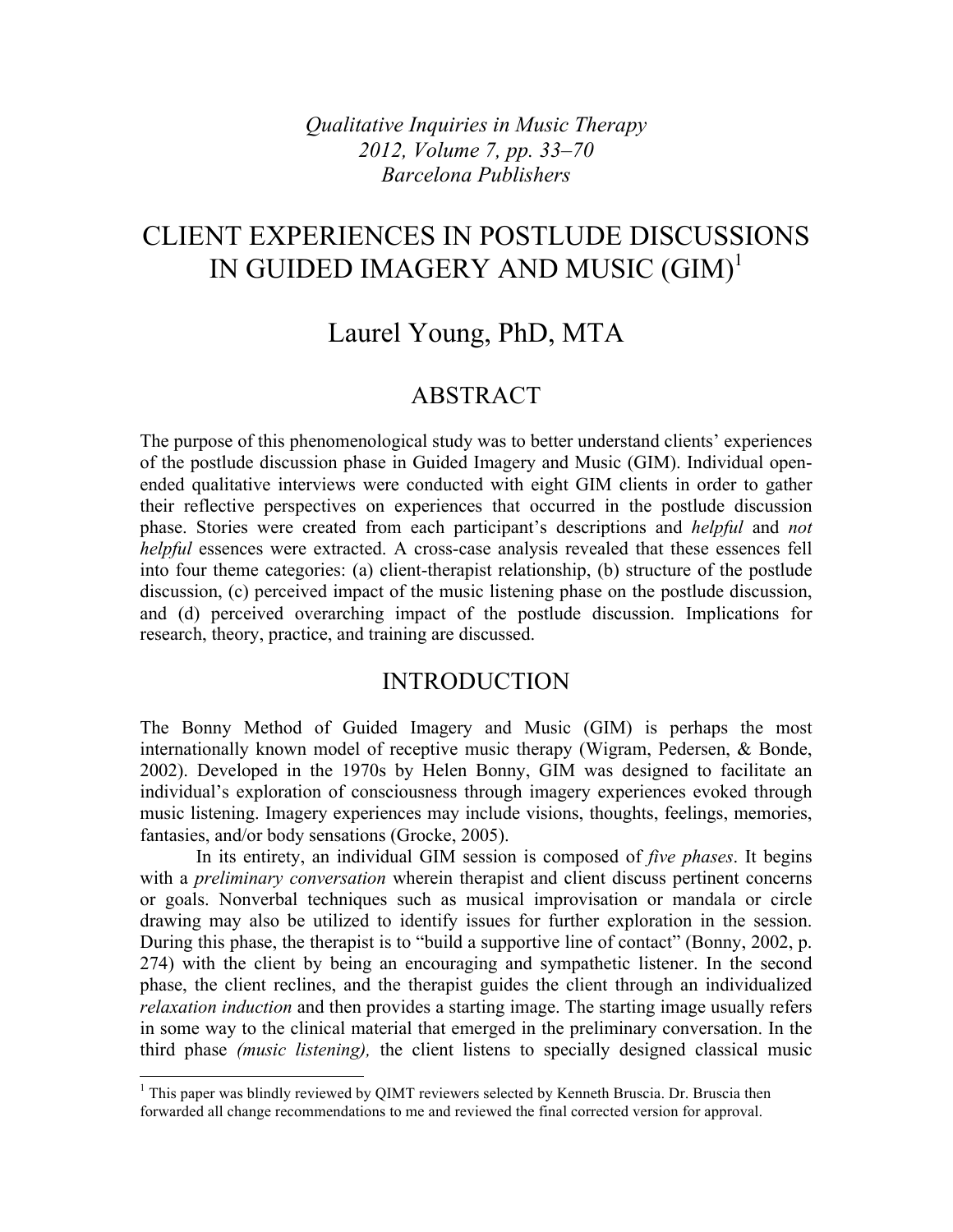*Qualitative Inquiries in Music Therapy*
*2012, Volume 7, pp. 33–70*
*Barcelona Publishers*

# CLIENT EXPERIENCES IN POSTLUDE DISCUSSIONS IN GUIDED IMAGERY AND MUSIC (GIM)[1]

## Laurel Young, PhD, MTA

## ABSTRACT

The purpose of this phenomenological study was to better understand clients' experiences of the postlude discussion phase in Guided Imagery and Music (GIM). Individual open-ended qualitative interviews were conducted with eight GIM clients in order to gather their reflective perspectives on experiences that occurred in the postlude discussion phase. Stories were created from each participant's descriptions and *helpful* and *not helpful* essences were extracted. A cross-case analysis revealed that these essences fell into four theme categories: (a) client-therapist relationship, (b) structure of the postlude discussion, (c) perceived impact of the music listening phase on the postlude discussion, and (d) perceived overarching impact of the postlude discussion. Implications for research, theory, practice, and training are discussed.

## INTRODUCTION

The Bonny Method of Guided Imagery and Music (GIM) is perhaps the most internationally known model of receptive music therapy (Wigram, Pedersen, & Bonde, 2002). Developed in the 1970s by Helen Bonny, GIM was designed to facilitate an individual's exploration of consciousness through imagery experiences evoked through music listening. Imagery experiences may include visions, thoughts, feelings, memories, fantasies, and/or body sensations (Grocke, 2005).

In its entirety, an individual GIM session is composed of *five phases*. It begins with a *preliminary conversation* wherein therapist and client discuss pertinent concerns or goals. Nonverbal techniques such as musical improvisation or mandala or circle drawing may also be utilized to identify issues for further exploration in the session. During this phase, the therapist is to "build a supportive line of contact" (Bonny, 2002, p. 274) with the client by being an encouraging and sympathetic listener. In the second phase, the client reclines, and the therapist guides the client through an individualized *relaxation induction* and then provides a starting image. The starting image usually refers in some way to the clinical material that emerged in the preliminary conversation. In the third phase *(music listening),* the client listens to specially designed classical music

[1] This paper was blindly reviewed by QIMT reviewers selected by Kenneth Bruscia. Dr. Bruscia then forwarded all change recommendations to me and reviewed the final corrected version for approval.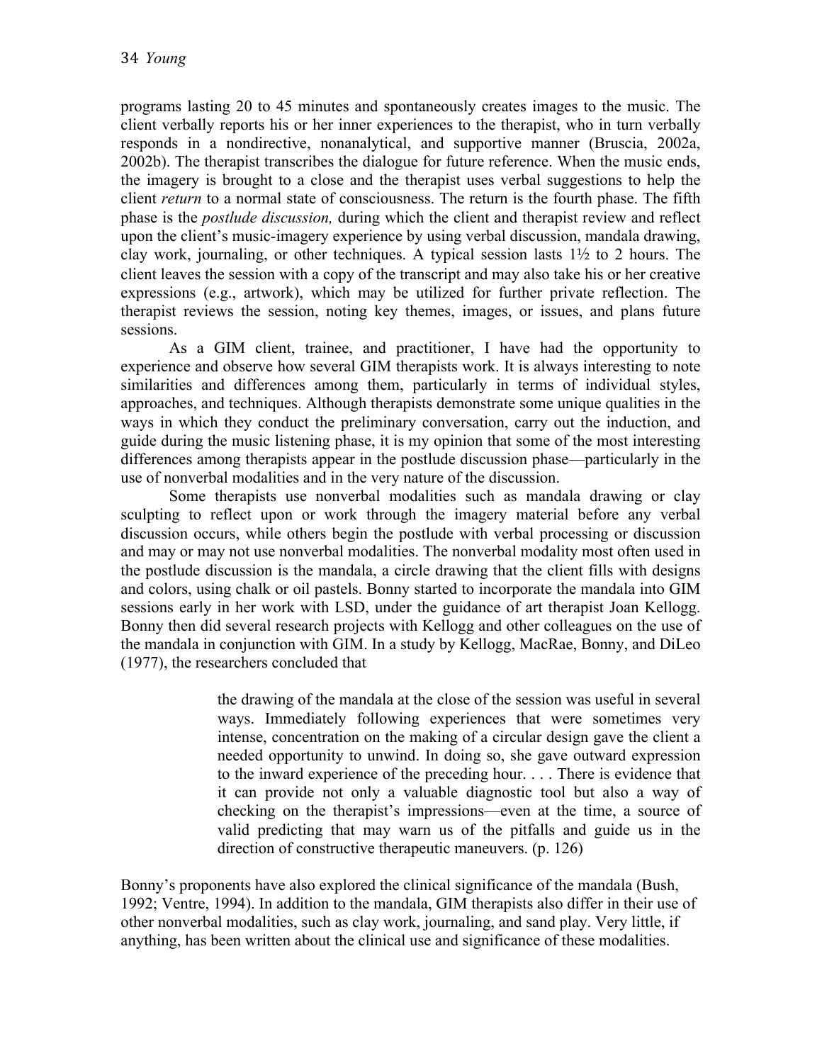programs lasting 20 to 45 minutes and spontaneously creates images to the music. The client verbally reports his or her inner experiences to the therapist, who in turn verbally responds in a nondirective, nonanalytical, and supportive manner (Bruscia, 2002a, 2002b). The therapist transcribes the dialogue for future reference. When the music ends, the imagery is brought to a close and the therapist uses verbal suggestions to help the client *return* to a normal state of consciousness. The return is the fourth phase. The fifth phase is the *postlude discussion,* during which the client and therapist review and reflect upon the client's music-imagery experience by using verbal discussion, mandala drawing, clay work, journaling, or other techniques. A typical session lasts 1½ to 2 hours. The client leaves the session with a copy of the transcript and may also take his or her creative expressions (e.g., artwork), which may be utilized for further private reflection. The therapist reviews the session, noting key themes, images, or issues, and plans future sessions.

As a GIM client, trainee, and practitioner, I have had the opportunity to experience and observe how several GIM therapists work. It is always interesting to note similarities and differences among them, particularly in terms of individual styles, approaches, and techniques. Although therapists demonstrate some unique qualities in the ways in which they conduct the preliminary conversation, carry out the induction, and guide during the music listening phase, it is my opinion that some of the most interesting differences among therapists appear in the postlude discussion phase—particularly in the use of nonverbal modalities and in the very nature of the discussion.

Some therapists use nonverbal modalities such as mandala drawing or clay sculpting to reflect upon or work through the imagery material before any verbal discussion occurs, while others begin the postlude with verbal processing or discussion and may or may not use nonverbal modalities. The nonverbal modality most often used in the postlude discussion is the mandala, a circle drawing that the client fills with designs and colors, using chalk or oil pastels. Bonny started to incorporate the mandala into GIM sessions early in her work with LSD, under the guidance of art therapist Joan Kellogg. Bonny then did several research projects with Kellogg and other colleagues on the use of the mandala in conjunction with GIM. In a study by Kellogg, MacRae, Bonny, and DiLeo (1977), the researchers concluded that

> the drawing of the mandala at the close of the session was useful in several ways. Immediately following experiences that were sometimes very intense, concentration on the making of a circular design gave the client a needed opportunity to unwind. In doing so, she gave outward expression to the inward experience of the preceding hour. . . . There is evidence that it can provide not only a valuable diagnostic tool but also a way of checking on the therapist's impressions—even at the time, a source of valid predicting that may warn us of the pitfalls and guide us in the direction of constructive therapeutic maneuvers. (p. 126)

Bonny's proponents have also explored the clinical significance of the mandala (Bush, 1992; Ventre, 1994). In addition to the mandala, GIM therapists also differ in their use of other nonverbal modalities, such as clay work, journaling, and sand play. Very little, if anything, has been written about the clinical use and significance of these modalities.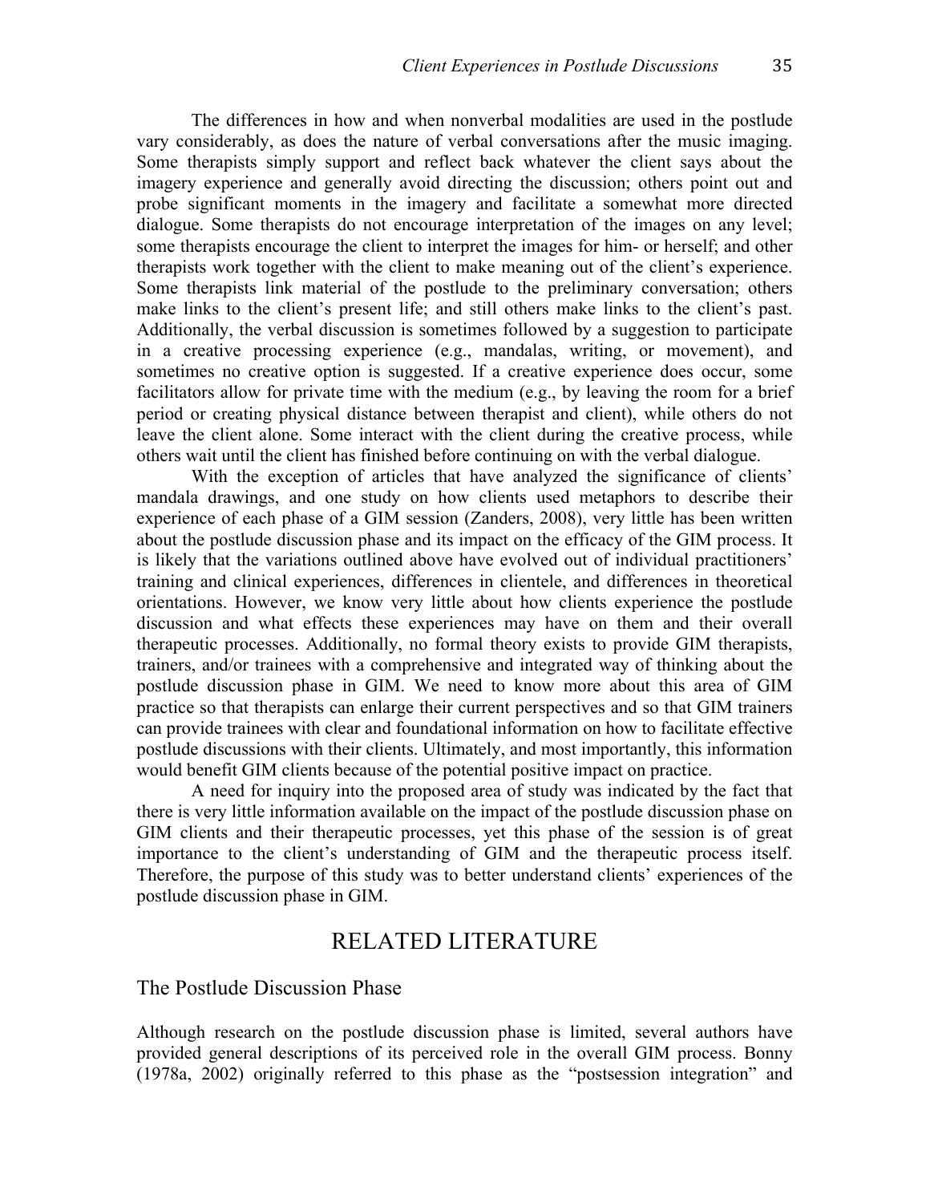The differences in how and when nonverbal modalities are used in the postlude vary considerably, as does the nature of verbal conversations after the music imaging. Some therapists simply support and reflect back whatever the client says about the imagery experience and generally avoid directing the discussion; others point out and probe significant moments in the imagery and facilitate a somewhat more directed dialogue. Some therapists do not encourage interpretation of the images on any level; some therapists encourage the client to interpret the images for him- or herself; and other therapists work together with the client to make meaning out of the client's experience. Some therapists link material of the postlude to the preliminary conversation; others make links to the client's present life; and still others make links to the client's past. Additionally, the verbal discussion is sometimes followed by a suggestion to participate in a creative processing experience (e.g., mandalas, writing, or movement), and sometimes no creative option is suggested. If a creative experience does occur, some facilitators allow for private time with the medium (e.g., by leaving the room for a brief period or creating physical distance between therapist and client), while others do not leave the client alone. Some interact with the client during the creative process, while others wait until the client has finished before continuing on with the verbal dialogue.

With the exception of articles that have analyzed the significance of clients' mandala drawings, and one study on how clients used metaphors to describe their experience of each phase of a GIM session (Zanders, 2008), very little has been written about the postlude discussion phase and its impact on the efficacy of the GIM process. It is likely that the variations outlined above have evolved out of individual practitioners' training and clinical experiences, differences in clientele, and differences in theoretical orientations. However, we know very little about how clients experience the postlude discussion and what effects these experiences may have on them and their overall therapeutic processes. Additionally, no formal theory exists to provide GIM therapists, trainers, and/or trainees with a comprehensive and integrated way of thinking about the postlude discussion phase in GIM. We need to know more about this area of GIM practice so that therapists can enlarge their current perspectives and so that GIM trainers can provide trainees with clear and foundational information on how to facilitate effective postlude discussions with their clients. Ultimately, and most importantly, this information would benefit GIM clients because of the potential positive impact on practice.

A need for inquiry into the proposed area of study was indicated by the fact that there is very little information available on the impact of the postlude discussion phase on GIM clients and their therapeutic processes, yet this phase of the session is of great importance to the client's understanding of GIM and the therapeutic process itself. Therefore, the purpose of this study was to better understand clients' experiences of the postlude discussion phase in GIM.

## RELATED LITERATURE

### The Postlude Discussion Phase

Although research on the postlude discussion phase is limited, several authors have provided general descriptions of its perceived role in the overall GIM process. Bonny (1978a, 2002) originally referred to this phase as the "postsession integration" and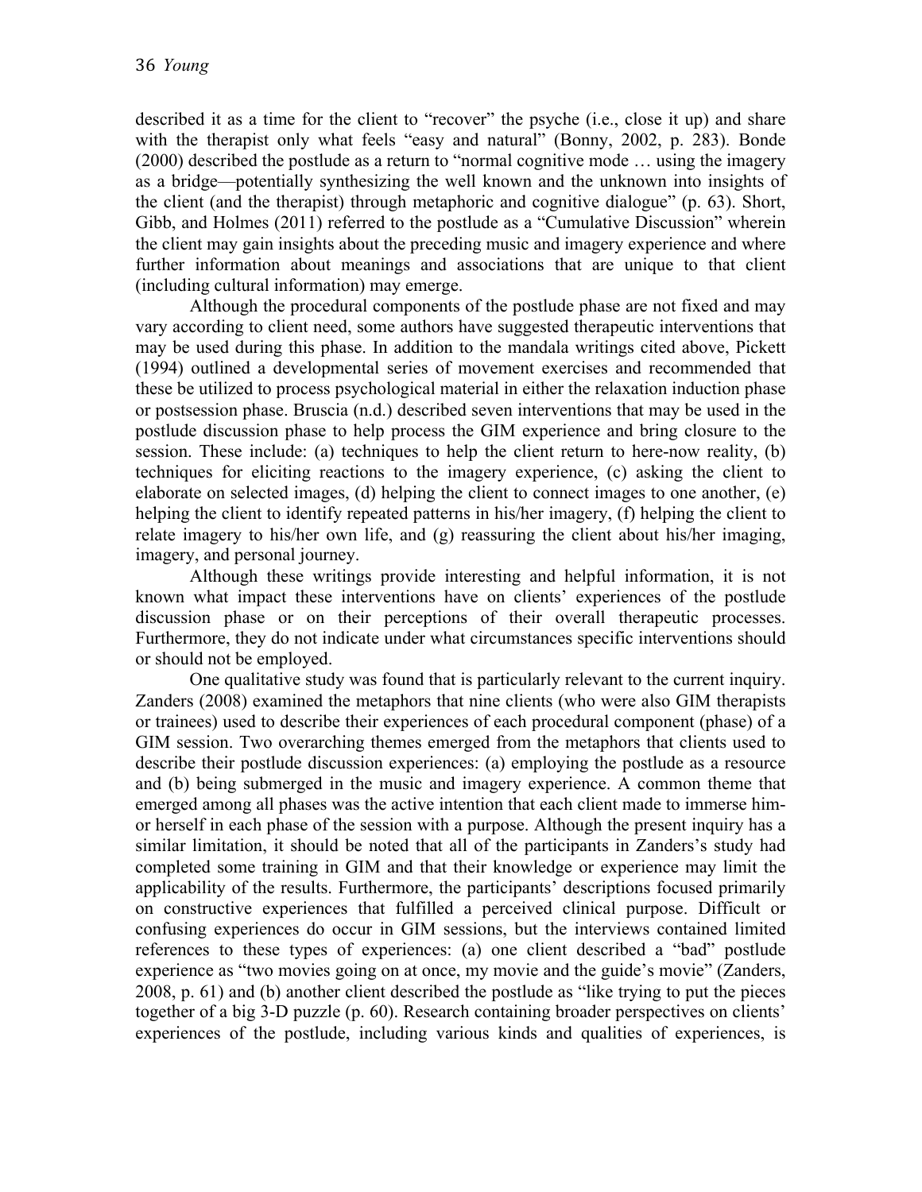described it as a time for the client to "recover" the psyche (i.e., close it up) and share with the therapist only what feels "easy and natural" (Bonny, 2002, p. 283). Bonde (2000) described the postlude as a return to "normal cognitive mode … using the imagery as a bridge—potentially synthesizing the well known and the unknown into insights of the client (and the therapist) through metaphoric and cognitive dialogue" (p. 63). Short, Gibb, and Holmes (2011) referred to the postlude as a "Cumulative Discussion" wherein the client may gain insights about the preceding music and imagery experience and where further information about meanings and associations that are unique to that client (including cultural information) may emerge.

Although the procedural components of the postlude phase are not fixed and may vary according to client need, some authors have suggested therapeutic interventions that may be used during this phase. In addition to the mandala writings cited above, Pickett (1994) outlined a developmental series of movement exercises and recommended that these be utilized to process psychological material in either the relaxation induction phase or postsession phase. Bruscia (n.d.) described seven interventions that may be used in the postlude discussion phase to help process the GIM experience and bring closure to the session. These include: (a) techniques to help the client return to here-now reality, (b) techniques for eliciting reactions to the imagery experience, (c) asking the client to elaborate on selected images, (d) helping the client to connect images to one another, (e) helping the client to identify repeated patterns in his/her imagery, (f) helping the client to relate imagery to his/her own life, and (g) reassuring the client about his/her imaging, imagery, and personal journey.

Although these writings provide interesting and helpful information, it is not known what impact these interventions have on clients' experiences of the postlude discussion phase or on their perceptions of their overall therapeutic processes. Furthermore, they do not indicate under what circumstances specific interventions should or should not be employed.

One qualitative study was found that is particularly relevant to the current inquiry. Zanders (2008) examined the metaphors that nine clients (who were also GIM therapists or trainees) used to describe their experiences of each procedural component (phase) of a GIM session. Two overarching themes emerged from the metaphors that clients used to describe their postlude discussion experiences: (a) employing the postlude as a resource and (b) being submerged in the music and imagery experience. A common theme that emerged among all phases was the active intention that each client made to immerse him- or herself in each phase of the session with a purpose. Although the present inquiry has a similar limitation, it should be noted that all of the participants in Zanders's study had completed some training in GIM and that their knowledge or experience may limit the applicability of the results. Furthermore, the participants' descriptions focused primarily on constructive experiences that fulfilled a perceived clinical purpose. Difficult or confusing experiences do occur in GIM sessions, but the interviews contained limited references to these types of experiences: (a) one client described a "bad" postlude experience as "two movies going on at once, my movie and the guide's movie" (Zanders, 2008, p. 61) and (b) another client described the postlude as "like trying to put the pieces together of a big 3-D puzzle (p. 60). Research containing broader perspectives on clients' experiences of the postlude, including various kinds and qualities of experiences, is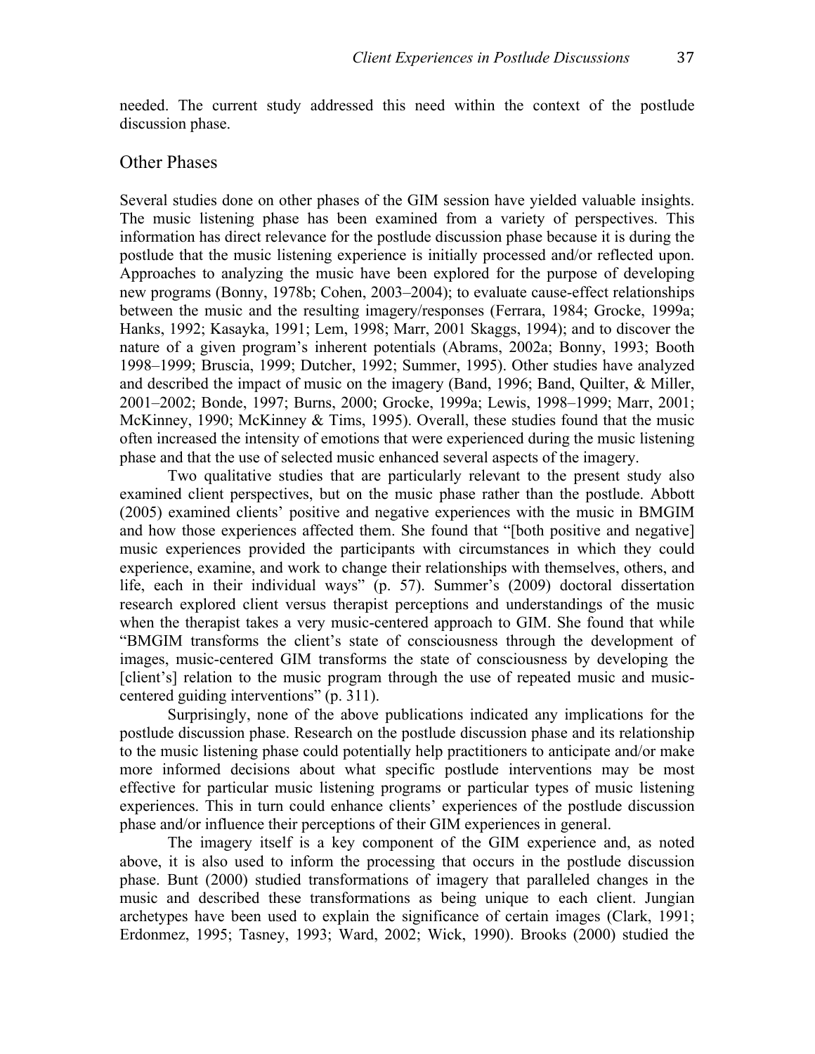needed. The current study addressed this need within the context of the postlude discussion phase.

## Other Phases

Several studies done on other phases of the GIM session have yielded valuable insights. The music listening phase has been examined from a variety of perspectives. This information has direct relevance for the postlude discussion phase because it is during the postlude that the music listening experience is initially processed and/or reflected upon. Approaches to analyzing the music have been explored for the purpose of developing new programs (Bonny, 1978b; Cohen, 2003–2004); to evaluate cause-effect relationships between the music and the resulting imagery/responses (Ferrara, 1984; Grocke, 1999a; Hanks, 1992; Kasayka, 1991; Lem, 1998; Marr, 2001 Skaggs, 1994); and to discover the nature of a given program's inherent potentials (Abrams, 2002a; Bonny, 1993; Booth 1998–1999; Bruscia, 1999; Dutcher, 1992; Summer, 1995). Other studies have analyzed and described the impact of music on the imagery (Band, 1996; Band, Quilter, & Miller, 2001–2002; Bonde, 1997; Burns, 2000; Grocke, 1999a; Lewis, 1998–1999; Marr, 2001; McKinney, 1990; McKinney & Tims, 1995). Overall, these studies found that the music often increased the intensity of emotions that were experienced during the music listening phase and that the use of selected music enhanced several aspects of the imagery.

Two qualitative studies that are particularly relevant to the present study also examined client perspectives, but on the music phase rather than the postlude. Abbott (2005) examined clients' positive and negative experiences with the music in BMGIM and how those experiences affected them. She found that "[both positive and negative] music experiences provided the participants with circumstances in which they could experience, examine, and work to change their relationships with themselves, others, and life, each in their individual ways" (p. 57). Summer's (2009) doctoral dissertation research explored client versus therapist perceptions and understandings of the music when the therapist takes a very music-centered approach to GIM. She found that while "BMGIM transforms the client's state of consciousness through the development of images, music-centered GIM transforms the state of consciousness by developing the [client's] relation to the music program through the use of repeated music and music-centered guiding interventions" (p. 311).

Surprisingly, none of the above publications indicated any implications for the postlude discussion phase. Research on the postlude discussion phase and its relationship to the music listening phase could potentially help practitioners to anticipate and/or make more informed decisions about what specific postlude interventions may be most effective for particular music listening programs or particular types of music listening experiences. This in turn could enhance clients' experiences of the postlude discussion phase and/or influence their perceptions of their GIM experiences in general.

The imagery itself is a key component of the GIM experience and, as noted above, it is also used to inform the processing that occurs in the postlude discussion phase. Bunt (2000) studied transformations of imagery that paralleled changes in the music and described these transformations as being unique to each client. Jungian archetypes have been used to explain the significance of certain images (Clark, 1991; Erdonmez, 1995; Tasney, 1993; Ward, 2002; Wick, 1990). Brooks (2000) studied the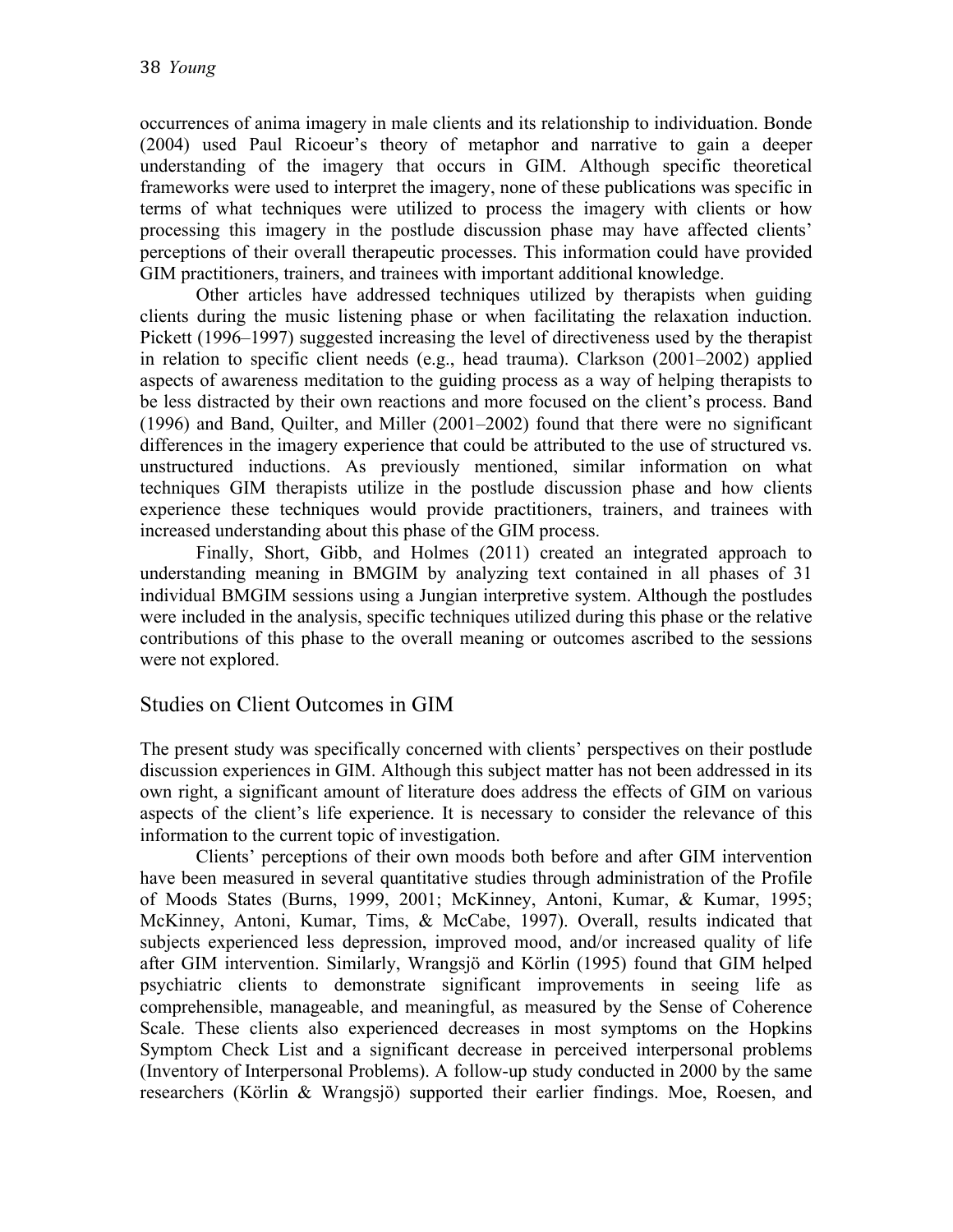occurrences of anima imagery in male clients and its relationship to individuation. Bonde (2004) used Paul Ricoeur's theory of metaphor and narrative to gain a deeper understanding of the imagery that occurs in GIM. Although specific theoretical frameworks were used to interpret the imagery, none of these publications was specific in terms of what techniques were utilized to process the imagery with clients or how processing this imagery in the postlude discussion phase may have affected clients' perceptions of their overall therapeutic processes. This information could have provided GIM practitioners, trainers, and trainees with important additional knowledge.

Other articles have addressed techniques utilized by therapists when guiding clients during the music listening phase or when facilitating the relaxation induction. Pickett (1996–1997) suggested increasing the level of directiveness used by the therapist in relation to specific client needs (e.g., head trauma). Clarkson (2001–2002) applied aspects of awareness meditation to the guiding process as a way of helping therapists to be less distracted by their own reactions and more focused on the client's process. Band (1996) and Band, Quilter, and Miller (2001–2002) found that there were no significant differences in the imagery experience that could be attributed to the use of structured vs. unstructured inductions. As previously mentioned, similar information on what techniques GIM therapists utilize in the postlude discussion phase and how clients experience these techniques would provide practitioners, trainers, and trainees with increased understanding about this phase of the GIM process.

Finally, Short, Gibb, and Holmes (2011) created an integrated approach to understanding meaning in BMGIM by analyzing text contained in all phases of 31 individual BMGIM sessions using a Jungian interpretive system. Although the postludes were included in the analysis, specific techniques utilized during this phase or the relative contributions of this phase to the overall meaning or outcomes ascribed to the sessions were not explored.

## Studies on Client Outcomes in GIM

The present study was specifically concerned with clients' perspectives on their postlude discussion experiences in GIM. Although this subject matter has not been addressed in its own right, a significant amount of literature does address the effects of GIM on various aspects of the client's life experience. It is necessary to consider the relevance of this information to the current topic of investigation.

Clients' perceptions of their own moods both before and after GIM intervention have been measured in several quantitative studies through administration of the Profile of Moods States (Burns, 1999, 2001; McKinney, Antoni, Kumar, & Kumar, 1995; McKinney, Antoni, Kumar, Tims, & McCabe, 1997). Overall, results indicated that subjects experienced less depression, improved mood, and/or increased quality of life after GIM intervention. Similarly, Wrangsjö and Körlin (1995) found that GIM helped psychiatric clients to demonstrate significant improvements in seeing life as comprehensible, manageable, and meaningful, as measured by the Sense of Coherence Scale. These clients also experienced decreases in most symptoms on the Hopkins Symptom Check List and a significant decrease in perceived interpersonal problems (Inventory of Interpersonal Problems). A follow-up study conducted in 2000 by the same researchers (Körlin & Wrangsjö) supported their earlier findings. Moe, Roesen, and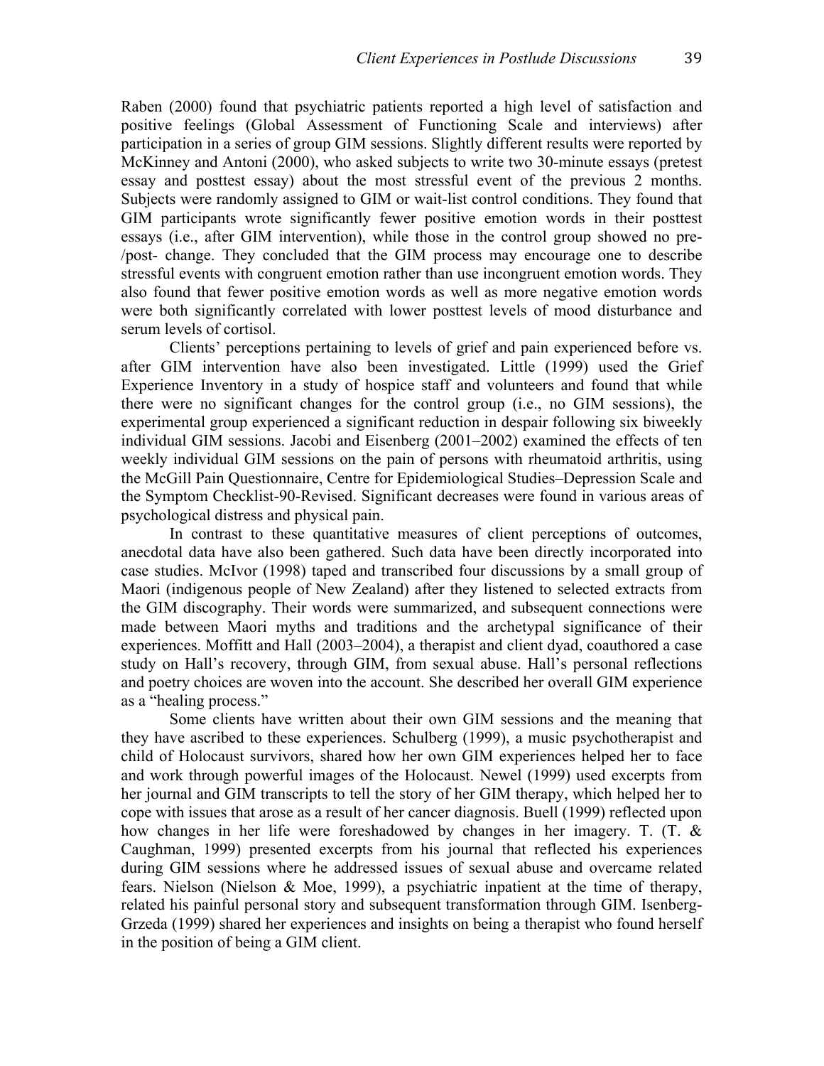Raben (2000) found that psychiatric patients reported a high level of satisfaction and positive feelings (Global Assessment of Functioning Scale and interviews) after participation in a series of group GIM sessions. Slightly different results were reported by McKinney and Antoni (2000), who asked subjects to write two 30-minute essays (pretest essay and posttest essay) about the most stressful event of the previous 2 months. Subjects were randomly assigned to GIM or wait-list control conditions. They found that GIM participants wrote significantly fewer positive emotion words in their posttest essays (i.e., after GIM intervention), while those in the control group showed no pre-/post- change. They concluded that the GIM process may encourage one to describe stressful events with congruent emotion rather than use incongruent emotion words. They also found that fewer positive emotion words as well as more negative emotion words were both significantly correlated with lower posttest levels of mood disturbance and serum levels of cortisol.

Clients' perceptions pertaining to levels of grief and pain experienced before vs. after GIM intervention have also been investigated. Little (1999) used the Grief Experience Inventory in a study of hospice staff and volunteers and found that while there were no significant changes for the control group (i.e., no GIM sessions), the experimental group experienced a significant reduction in despair following six biweekly individual GIM sessions. Jacobi and Eisenberg (2001–2002) examined the effects of ten weekly individual GIM sessions on the pain of persons with rheumatoid arthritis, using the McGill Pain Questionnaire, Centre for Epidemiological Studies–Depression Scale and the Symptom Checklist-90-Revised. Significant decreases were found in various areas of psychological distress and physical pain.

In contrast to these quantitative measures of client perceptions of outcomes, anecdotal data have also been gathered. Such data have been directly incorporated into case studies. McIvor (1998) taped and transcribed four discussions by a small group of Maori (indigenous people of New Zealand) after they listened to selected extracts from the GIM discography. Their words were summarized, and subsequent connections were made between Maori myths and traditions and the archetypal significance of their experiences. Moffitt and Hall (2003–2004), a therapist and client dyad, coauthored a case study on Hall's recovery, through GIM, from sexual abuse. Hall's personal reflections and poetry choices are woven into the account. She described her overall GIM experience as a "healing process."

Some clients have written about their own GIM sessions and the meaning that they have ascribed to these experiences. Schulberg (1999), a music psychotherapist and child of Holocaust survivors, shared how her own GIM experiences helped her to face and work through powerful images of the Holocaust. Newel (1999) used excerpts from her journal and GIM transcripts to tell the story of her GIM therapy, which helped her to cope with issues that arose as a result of her cancer diagnosis. Buell (1999) reflected upon how changes in her life were foreshadowed by changes in her imagery. T. (T. & Caughman, 1999) presented excerpts from his journal that reflected his experiences during GIM sessions where he addressed issues of sexual abuse and overcame related fears. Nielson (Nielson & Moe, 1999), a psychiatric inpatient at the time of therapy, related his painful personal story and subsequent transformation through GIM. Isenberg-Grzeda (1999) shared her experiences and insights on being a therapist who found herself in the position of being a GIM client.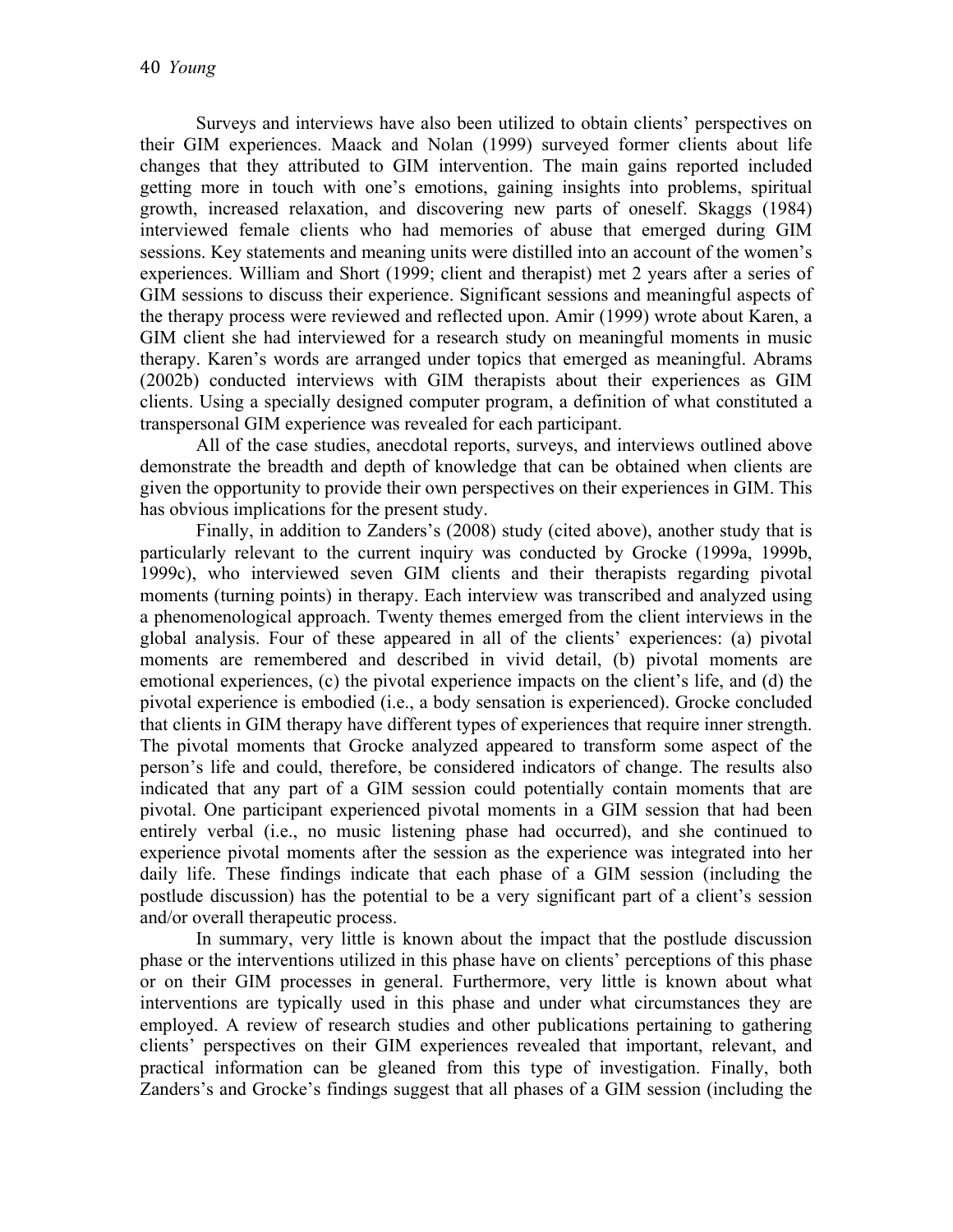Surveys and interviews have also been utilized to obtain clients' perspectives on their GIM experiences. Maack and Nolan (1999) surveyed former clients about life changes that they attributed to GIM intervention. The main gains reported included getting more in touch with one's emotions, gaining insights into problems, spiritual growth, increased relaxation, and discovering new parts of oneself. Skaggs (1984) interviewed female clients who had memories of abuse that emerged during GIM sessions. Key statements and meaning units were distilled into an account of the women's experiences. William and Short (1999; client and therapist) met 2 years after a series of GIM sessions to discuss their experience. Significant sessions and meaningful aspects of the therapy process were reviewed and reflected upon. Amir (1999) wrote about Karen, a GIM client she had interviewed for a research study on meaningful moments in music therapy. Karen's words are arranged under topics that emerged as meaningful. Abrams (2002b) conducted interviews with GIM therapists about their experiences as GIM clients. Using a specially designed computer program, a definition of what constituted a transpersonal GIM experience was revealed for each participant.

All of the case studies, anecdotal reports, surveys, and interviews outlined above demonstrate the breadth and depth of knowledge that can be obtained when clients are given the opportunity to provide their own perspectives on their experiences in GIM. This has obvious implications for the present study.

Finally, in addition to Zanders's (2008) study (cited above), another study that is particularly relevant to the current inquiry was conducted by Grocke (1999a, 1999b, 1999c), who interviewed seven GIM clients and their therapists regarding pivotal moments (turning points) in therapy. Each interview was transcribed and analyzed using a phenomenological approach. Twenty themes emerged from the client interviews in the global analysis. Four of these appeared in all of the clients' experiences: (a) pivotal moments are remembered and described in vivid detail, (b) pivotal moments are emotional experiences, (c) the pivotal experience impacts on the client's life, and (d) the pivotal experience is embodied (i.e., a body sensation is experienced). Grocke concluded that clients in GIM therapy have different types of experiences that require inner strength. The pivotal moments that Grocke analyzed appeared to transform some aspect of the person's life and could, therefore, be considered indicators of change. The results also indicated that any part of a GIM session could potentially contain moments that are pivotal. One participant experienced pivotal moments in a GIM session that had been entirely verbal (i.e., no music listening phase had occurred), and she continued to experience pivotal moments after the session as the experience was integrated into her daily life. These findings indicate that each phase of a GIM session (including the postlude discussion) has the potential to be a very significant part of a client's session and/or overall therapeutic process.

In summary, very little is known about the impact that the postlude discussion phase or the interventions utilized in this phase have on clients' perceptions of this phase or on their GIM processes in general. Furthermore, very little is known about what interventions are typically used in this phase and under what circumstances they are employed. A review of research studies and other publications pertaining to gathering clients' perspectives on their GIM experiences revealed that important, relevant, and practical information can be gleaned from this type of investigation. Finally, both Zanders's and Grocke's findings suggest that all phases of a GIM session (including the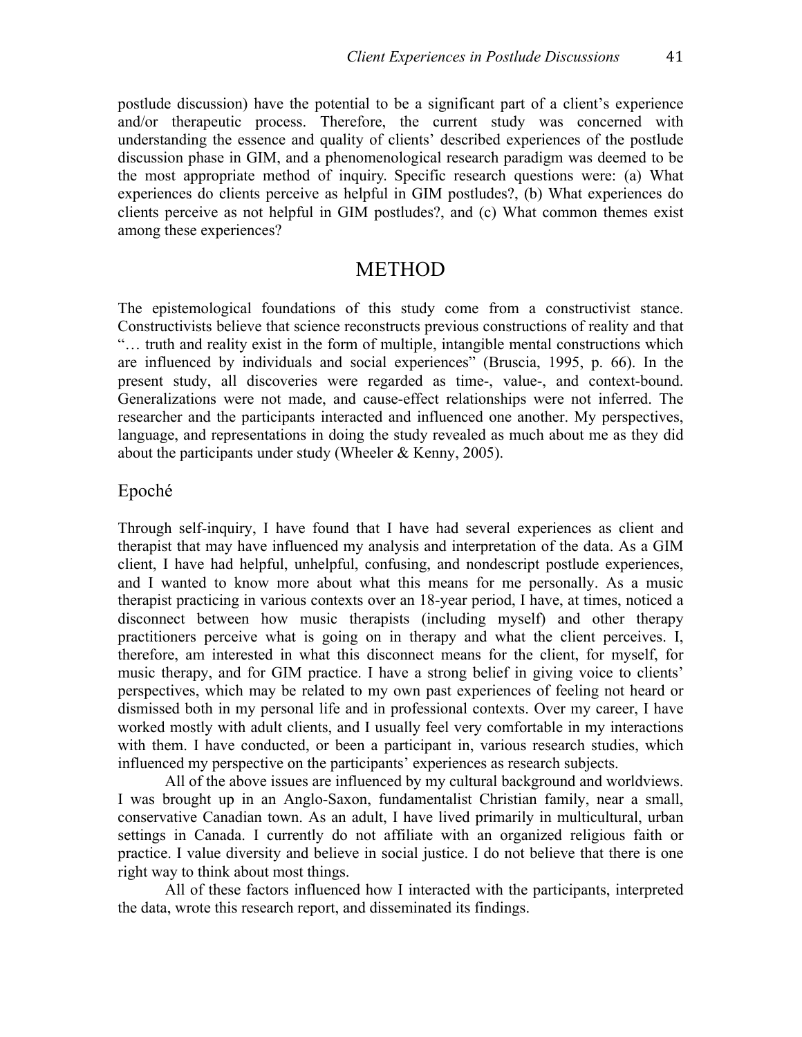postlude discussion) have the potential to be a significant part of a client's experience and/or therapeutic process. Therefore, the current study was concerned with understanding the essence and quality of clients' described experiences of the postlude discussion phase in GIM, and a phenomenological research paradigm was deemed to be the most appropriate method of inquiry. Specific research questions were: (a) What experiences do clients perceive as helpful in GIM postludes?, (b) What experiences do clients perceive as not helpful in GIM postludes?, and (c) What common themes exist among these experiences?

# METHOD

The epistemological foundations of this study come from a constructivist stance. Constructivists believe that science reconstructs previous constructions of reality and that "… truth and reality exist in the form of multiple, intangible mental constructions which are influenced by individuals and social experiences" (Bruscia, 1995, p. 66). In the present study, all discoveries were regarded as time-, value-, and context-bound. Generalizations were not made, and cause-effect relationships were not inferred. The researcher and the participants interacted and influenced one another. My perspectives, language, and representations in doing the study revealed as much about me as they did about the participants under study (Wheeler & Kenny, 2005).

## Epoché

Through self-inquiry, I have found that I have had several experiences as client and therapist that may have influenced my analysis and interpretation of the data. As a GIM client, I have had helpful, unhelpful, confusing, and nondescript postlude experiences, and I wanted to know more about what this means for me personally. As a music therapist practicing in various contexts over an 18-year period, I have, at times, noticed a disconnect between how music therapists (including myself) and other therapy practitioners perceive what is going on in therapy and what the client perceives. I, therefore, am interested in what this disconnect means for the client, for myself, for music therapy, and for GIM practice. I have a strong belief in giving voice to clients' perspectives, which may be related to my own past experiences of feeling not heard or dismissed both in my personal life and in professional contexts. Over my career, I have worked mostly with adult clients, and I usually feel very comfortable in my interactions with them. I have conducted, or been a participant in, various research studies, which influenced my perspective on the participants' experiences as research subjects.

All of the above issues are influenced by my cultural background and worldviews. I was brought up in an Anglo-Saxon, fundamentalist Christian family, near a small, conservative Canadian town. As an adult, I have lived primarily in multicultural, urban settings in Canada. I currently do not affiliate with an organized religious faith or practice. I value diversity and believe in social justice. I do not believe that there is one right way to think about most things.

All of these factors influenced how I interacted with the participants, interpreted the data, wrote this research report, and disseminated its findings.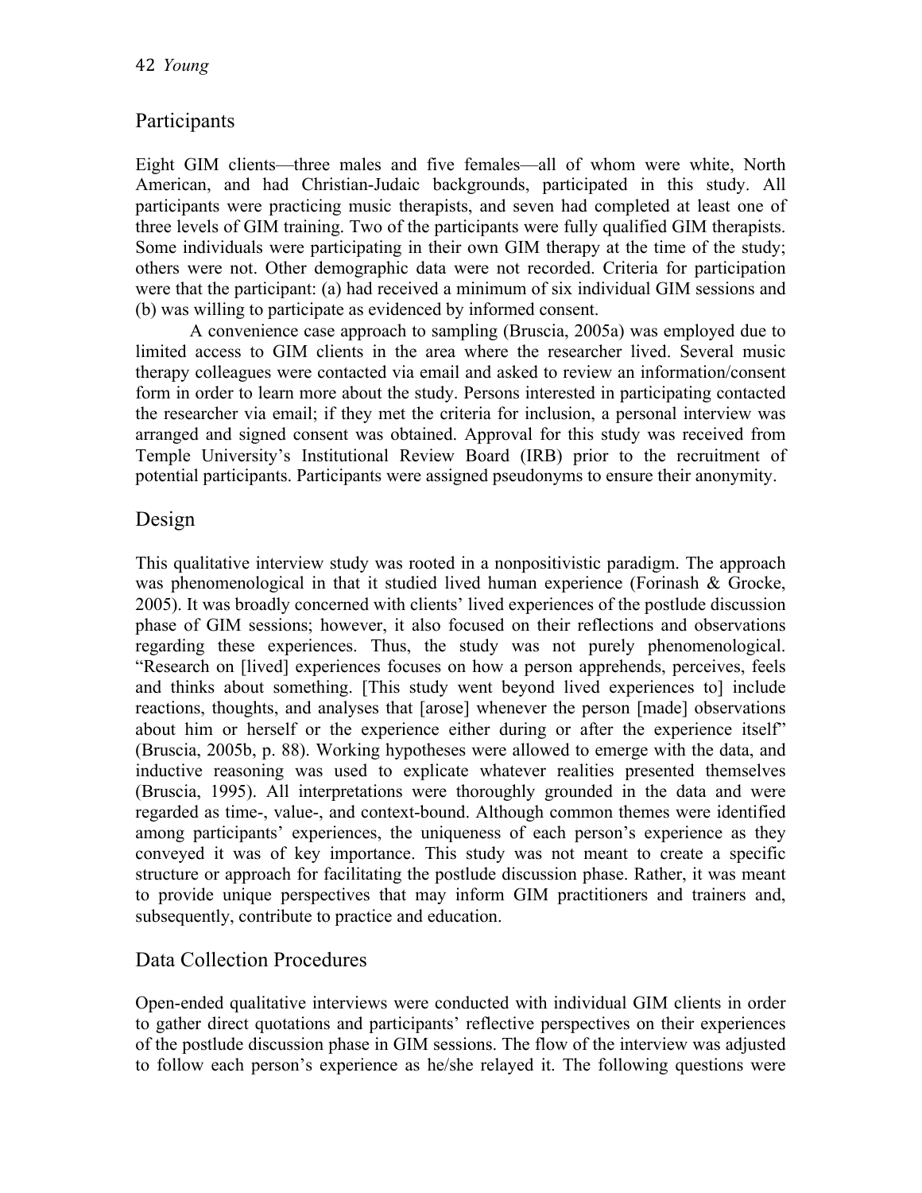## Participants

Eight GIM clients—three males and five females—all of whom were white, North American, and had Christian-Judaic backgrounds, participated in this study. All participants were practicing music therapists, and seven had completed at least one of three levels of GIM training. Two of the participants were fully qualified GIM therapists. Some individuals were participating in their own GIM therapy at the time of the study; others were not. Other demographic data were not recorded. Criteria for participation were that the participant: (a) had received a minimum of six individual GIM sessions and (b) was willing to participate as evidenced by informed consent.

A convenience case approach to sampling (Bruscia, 2005a) was employed due to limited access to GIM clients in the area where the researcher lived. Several music therapy colleagues were contacted via email and asked to review an information/consent form in order to learn more about the study. Persons interested in participating contacted the researcher via email; if they met the criteria for inclusion, a personal interview was arranged and signed consent was obtained. Approval for this study was received from Temple University's Institutional Review Board (IRB) prior to the recruitment of potential participants. Participants were assigned pseudonyms to ensure their anonymity.

## Design

This qualitative interview study was rooted in a nonpositivistic paradigm. The approach was phenomenological in that it studied lived human experience (Forinash & Grocke, 2005). It was broadly concerned with clients' lived experiences of the postlude discussion phase of GIM sessions; however, it also focused on their reflections and observations regarding these experiences. Thus, the study was not purely phenomenological. "Research on [lived] experiences focuses on how a person apprehends, perceives, feels and thinks about something. [This study went beyond lived experiences to] include reactions, thoughts, and analyses that [arose] whenever the person [made] observations about him or herself or the experience either during or after the experience itself" (Bruscia, 2005b, p. 88). Working hypotheses were allowed to emerge with the data, and inductive reasoning was used to explicate whatever realities presented themselves (Bruscia, 1995). All interpretations were thoroughly grounded in the data and were regarded as time-, value-, and context-bound. Although common themes were identified among participants' experiences, the uniqueness of each person's experience as they conveyed it was of key importance. This study was not meant to create a specific structure or approach for facilitating the postlude discussion phase. Rather, it was meant to provide unique perspectives that may inform GIM practitioners and trainers and, subsequently, contribute to practice and education.

## Data Collection Procedures

Open-ended qualitative interviews were conducted with individual GIM clients in order to gather direct quotations and participants' reflective perspectives on their experiences of the postlude discussion phase in GIM sessions. The flow of the interview was adjusted to follow each person's experience as he/she relayed it. The following questions were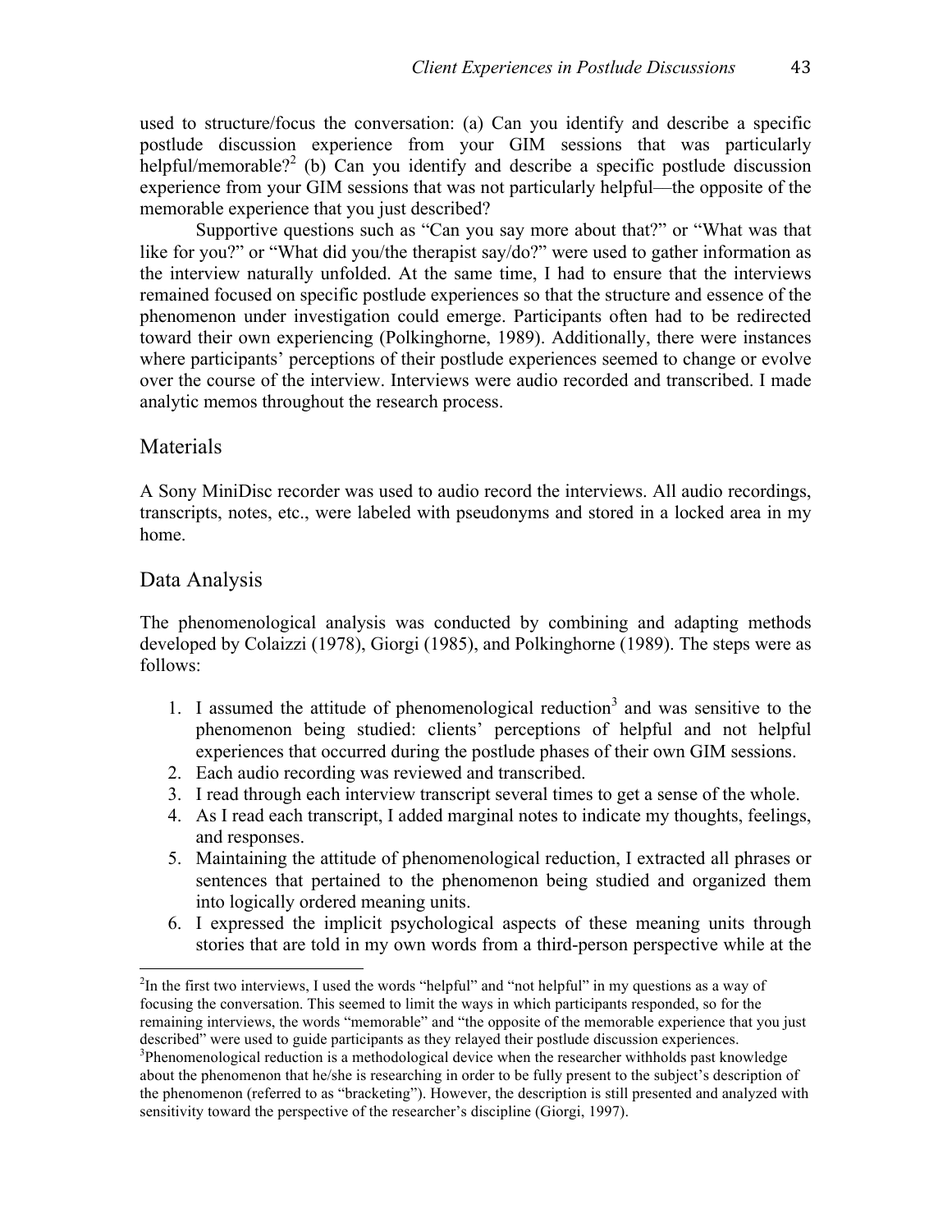used to structure/focus the conversation: (a) Can you identify and describe a specific postlude discussion experience from your GIM sessions that was particularly helpful/memorable?[2] (b) Can you identify and describe a specific postlude discussion experience from your GIM sessions that was not particularly helpful—the opposite of the memorable experience that you just described?

Supportive questions such as "Can you say more about that?" or "What was that like for you?" or "What did you/the therapist say/do?" were used to gather information as the interview naturally unfolded. At the same time, I had to ensure that the interviews remained focused on specific postlude experiences so that the structure and essence of the phenomenon under investigation could emerge. Participants often had to be redirected toward their own experiencing (Polkinghorne, 1989). Additionally, there were instances where participants' perceptions of their postlude experiences seemed to change or evolve over the course of the interview. Interviews were audio recorded and transcribed. I made analytic memos throughout the research process.

## Materials

A Sony MiniDisc recorder was used to audio record the interviews. All audio recordings, transcripts, notes, etc., were labeled with pseudonyms and stored in a locked area in my home.

## Data Analysis

The phenomenological analysis was conducted by combining and adapting methods developed by Colaizzi (1978), Giorgi (1985), and Polkinghorne (1989). The steps were as follows:

1. I assumed the attitude of phenomenological reduction[3] and was sensitive to the phenomenon being studied: clients' perceptions of helpful and not helpful experiences that occurred during the postlude phases of their own GIM sessions.
2. Each audio recording was reviewed and transcribed.
3. I read through each interview transcript several times to get a sense of the whole.
4. As I read each transcript, I added marginal notes to indicate my thoughts, feelings, and responses.
5. Maintaining the attitude of phenomenological reduction, I extracted all phrases or sentences that pertained to the phenomenon being studied and organized them into logically ordered meaning units.
6. I expressed the implicit psychological aspects of these meaning units through stories that are told in my own words from a third-person perspective while at the

---

[2] In the first two interviews, I used the words "helpful" and "not helpful" in my questions as a way of focusing the conversation. This seemed to limit the ways in which participants responded, so for the remaining interviews, the words "memorable" and "the opposite of the memorable experience that you just described" were used to guide participants as they relayed their postlude discussion experiences.

[3] Phenomenological reduction is a methodological device when the researcher withholds past knowledge about the phenomenon that he/she is researching in order to be fully present to the subject's description of the phenomenon (referred to as "bracketing"). However, the description is still presented and analyzed with sensitivity toward the perspective of the researcher's discipline (Giorgi, 1997).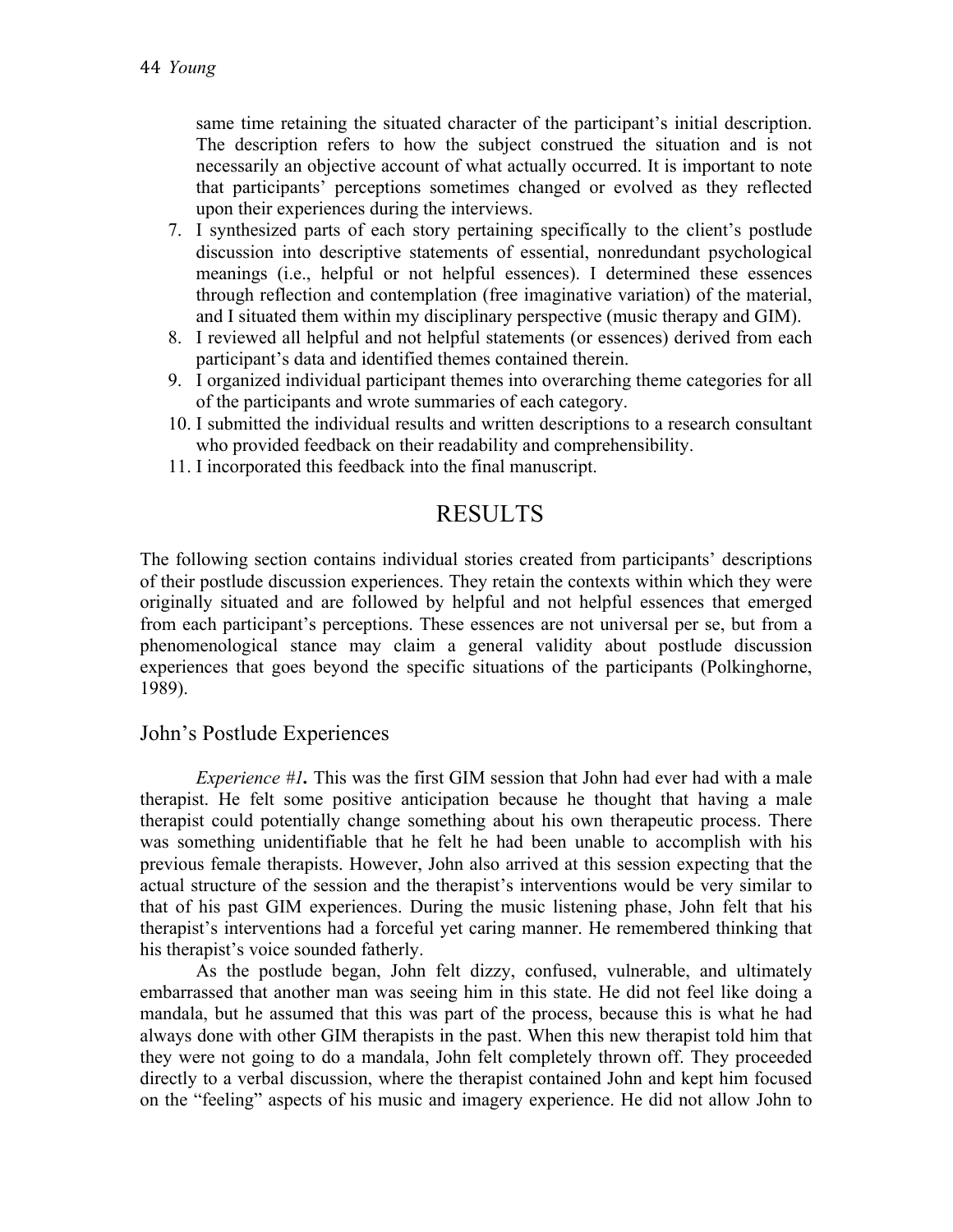same time retaining the situated character of the participant's initial description. The description refers to how the subject construed the situation and is not necessarily an objective account of what actually occurred. It is important to note that participants' perceptions sometimes changed or evolved as they reflected upon their experiences during the interviews.

7. I synthesized parts of each story pertaining specifically to the client's postlude discussion into descriptive statements of essential, nonredundant psychological meanings (i.e., helpful or not helpful essences). I determined these essences through reflection and contemplation (free imaginative variation) of the material, and I situated them within my disciplinary perspective (music therapy and GIM).
8. I reviewed all helpful and not helpful statements (or essences) derived from each participant's data and identified themes contained therein.
9. I organized individual participant themes into overarching theme categories for all of the participants and wrote summaries of each category.
10. I submitted the individual results and written descriptions to a research consultant who provided feedback on their readability and comprehensibility.
11. I incorporated this feedback into the final manuscript.

# RESULTS

The following section contains individual stories created from participants' descriptions of their postlude discussion experiences. They retain the contexts within which they were originally situated and are followed by helpful and not helpful essences that emerged from each participant's perceptions. These essences are not universal per se, but from a phenomenological stance may claim a general validity about postlude discussion experiences that goes beyond the specific situations of the participants (Polkinghorne, 1989).

## John's Postlude Experiences

*Experience #1***.** This was the first GIM session that John had ever had with a male therapist. He felt some positive anticipation because he thought that having a male therapist could potentially change something about his own therapeutic process. There was something unidentifiable that he felt he had been unable to accomplish with his previous female therapists. However, John also arrived at this session expecting that the actual structure of the session and the therapist's interventions would be very similar to that of his past GIM experiences. During the music listening phase, John felt that his therapist's interventions had a forceful yet caring manner. He remembered thinking that his therapist's voice sounded fatherly.

As the postlude began, John felt dizzy, confused, vulnerable, and ultimately embarrassed that another man was seeing him in this state. He did not feel like doing a mandala, but he assumed that this was part of the process, because this is what he had always done with other GIM therapists in the past. When this new therapist told him that they were not going to do a mandala, John felt completely thrown off. They proceeded directly to a verbal discussion, where the therapist contained John and kept him focused on the "feeling" aspects of his music and imagery experience. He did not allow John to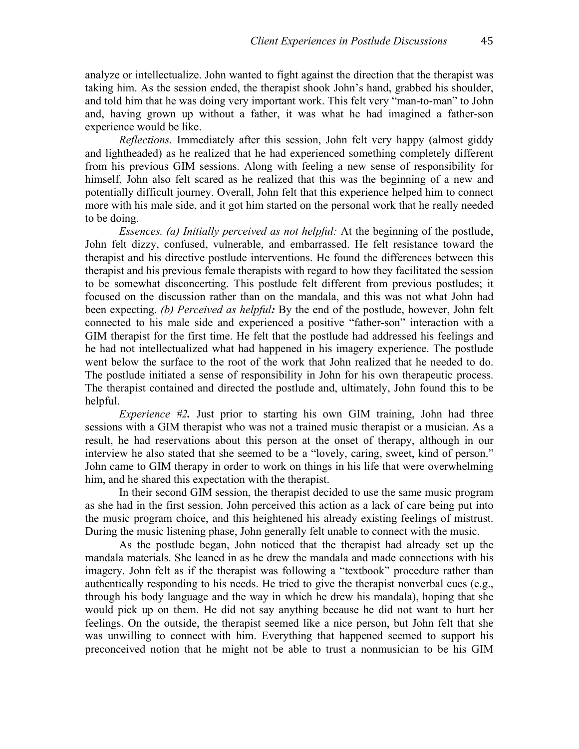analyze or intellectualize. John wanted to fight against the direction that the therapist was taking him. As the session ended, the therapist shook John's hand, grabbed his shoulder, and told him that he was doing very important work. This felt very "man-to-man" to John and, having grown up without a father, it was what he had imagined a father-son experience would be like.

*Reflections.* Immediately after this session, John felt very happy (almost giddy and lightheaded) as he realized that he had experienced something completely different from his previous GIM sessions. Along with feeling a new sense of responsibility for himself, John also felt scared as he realized that this was the beginning of a new and potentially difficult journey. Overall, John felt that this experience helped him to connect more with his male side, and it got him started on the personal work that he really needed to be doing.

*Essences. (a) Initially perceived as not helpful:* At the beginning of the postlude, John felt dizzy, confused, vulnerable, and embarrassed. He felt resistance toward the therapist and his directive postlude interventions. He found the differences between this therapist and his previous female therapists with regard to how they facilitated the session to be somewhat disconcerting. This postlude felt different from previous postludes; it focused on the discussion rather than on the mandala, and this was not what John had been expecting. *(b) Perceived as helpful**:*** By the end of the postlude, however, John felt connected to his male side and experienced a positive "father-son" interaction with a GIM therapist for the first time. He felt that the postlude had addressed his feelings and he had not intellectualized what had happened in his imagery experience. The postlude went below the surface to the root of the work that John realized that he needed to do. The postlude initiated a sense of responsibility in John for his own therapeutic process. The therapist contained and directed the postlude and, ultimately, John found this to be helpful.

*Experience #2***.** Just prior to starting his own GIM training, John had three sessions with a GIM therapist who was not a trained music therapist or a musician. As a result, he had reservations about this person at the onset of therapy, although in our interview he also stated that she seemed to be a "lovely, caring, sweet, kind of person." John came to GIM therapy in order to work on things in his life that were overwhelming him, and he shared this expectation with the therapist.

In their second GIM session, the therapist decided to use the same music program as she had in the first session. John perceived this action as a lack of care being put into the music program choice, and this heightened his already existing feelings of mistrust. During the music listening phase, John generally felt unable to connect with the music.

As the postlude began, John noticed that the therapist had already set up the mandala materials. She leaned in as he drew the mandala and made connections with his imagery. John felt as if the therapist was following a "textbook" procedure rather than authentically responding to his needs. He tried to give the therapist nonverbal cues (e.g., through his body language and the way in which he drew his mandala), hoping that she would pick up on them. He did not say anything because he did not want to hurt her feelings. On the outside, the therapist seemed like a nice person, but John felt that she was unwilling to connect with him. Everything that happened seemed to support his preconceived notion that he might not be able to trust a nonmusician to be his GIM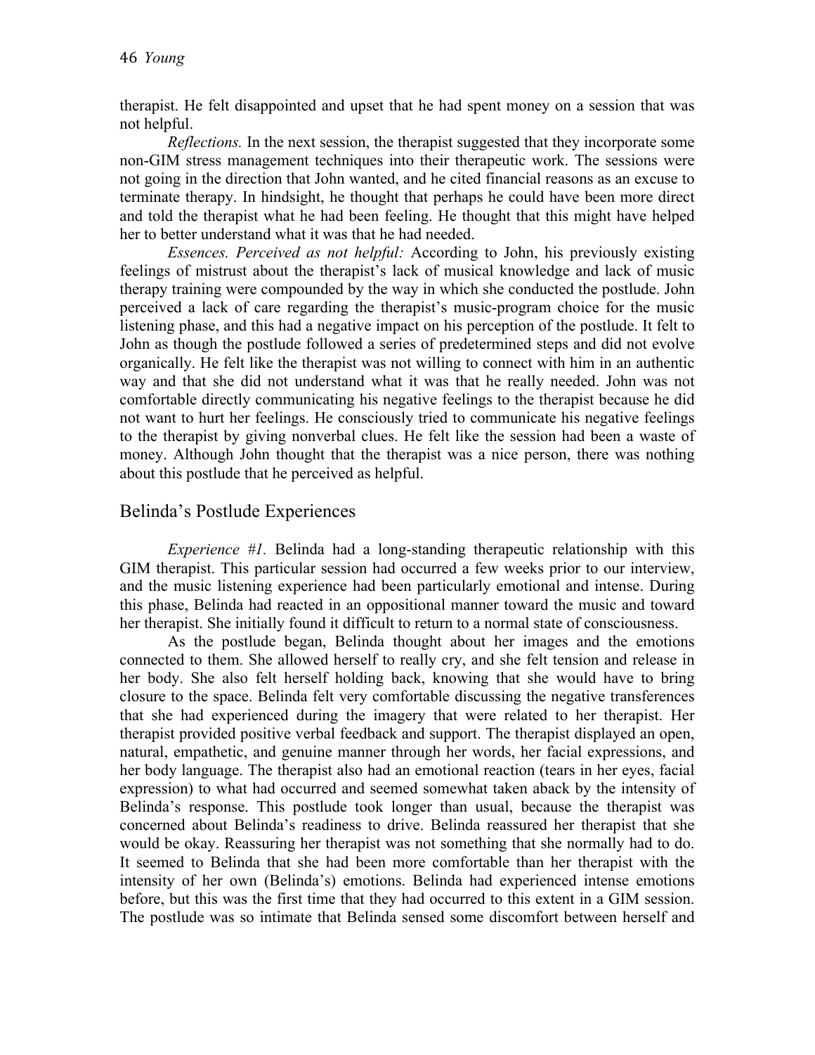therapist. He felt disappointed and upset that he had spent money on a session that was not helpful.

*Reflections.* In the next session, the therapist suggested that they incorporate some non-GIM stress management techniques into their therapeutic work. The sessions were not going in the direction that John wanted, and he cited financial reasons as an excuse to terminate therapy. In hindsight, he thought that perhaps he could have been more direct and told the therapist what he had been feeling. He thought that this might have helped her to better understand what it was that he had needed.

*Essences. Perceived as not helpful:* According to John, his previously existing feelings of mistrust about the therapist's lack of musical knowledge and lack of music therapy training were compounded by the way in which she conducted the postlude. John perceived a lack of care regarding the therapist's music-program choice for the music listening phase, and this had a negative impact on his perception of the postlude. It felt to John as though the postlude followed a series of predetermined steps and did not evolve organically. He felt like the therapist was not willing to connect with him in an authentic way and that she did not understand what it was that he really needed. John was not comfortable directly communicating his negative feelings to the therapist because he did not want to hurt her feelings. He consciously tried to communicate his negative feelings to the therapist by giving nonverbal clues. He felt like the session had been a waste of money. Although John thought that the therapist was a nice person, there was nothing about this postlude that he perceived as helpful.

## Belinda's Postlude Experiences

*Experience #1.* Belinda had a long-standing therapeutic relationship with this GIM therapist. This particular session had occurred a few weeks prior to our interview, and the music listening experience had been particularly emotional and intense. During this phase, Belinda had reacted in an oppositional manner toward the music and toward her therapist. She initially found it difficult to return to a normal state of consciousness.

As the postlude began, Belinda thought about her images and the emotions connected to them. She allowed herself to really cry, and she felt tension and release in her body. She also felt herself holding back, knowing that she would have to bring closure to the space. Belinda felt very comfortable discussing the negative transferences that she had experienced during the imagery that were related to her therapist. Her therapist provided positive verbal feedback and support. The therapist displayed an open, natural, empathetic, and genuine manner through her words, her facial expressions, and her body language. The therapist also had an emotional reaction (tears in her eyes, facial expression) to what had occurred and seemed somewhat taken aback by the intensity of Belinda's response. This postlude took longer than usual, because the therapist was concerned about Belinda's readiness to drive. Belinda reassured her therapist that she would be okay. Reassuring her therapist was not something that she normally had to do. It seemed to Belinda that she had been more comfortable than her therapist with the intensity of her own (Belinda's) emotions. Belinda had experienced intense emotions before, but this was the first time that they had occurred to this extent in a GIM session. The postlude was so intimate that Belinda sensed some discomfort between herself and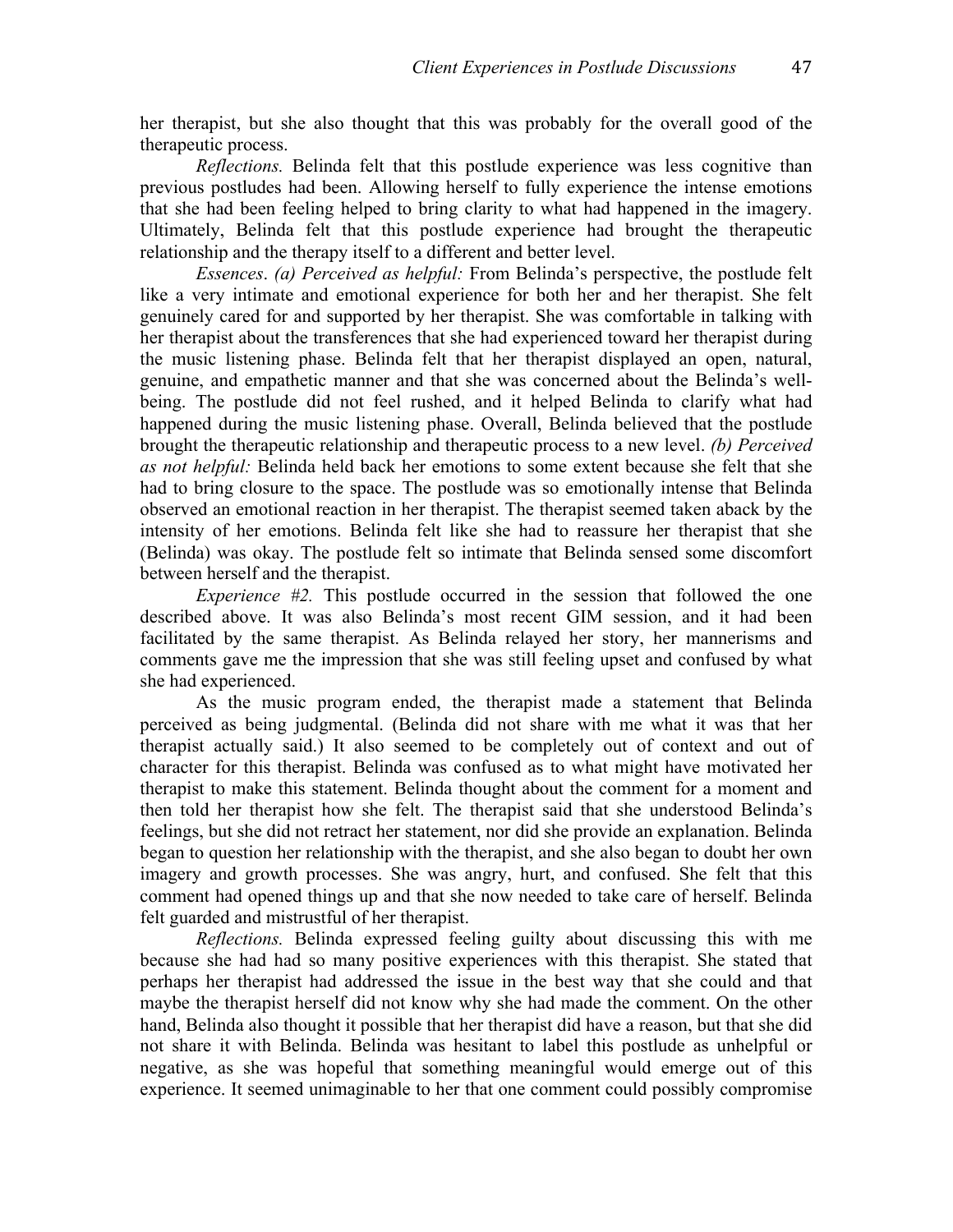her therapist, but she also thought that this was probably for the overall good of the therapeutic process.

*Reflections.* Belinda felt that this postlude experience was less cognitive than previous postludes had been. Allowing herself to fully experience the intense emotions that she had been feeling helped to bring clarity to what had happened in the imagery. Ultimately, Belinda felt that this postlude experience had brought the therapeutic relationship and the therapy itself to a different and better level.

*Essences*. *(a) Perceived as helpful:* From Belinda's perspective, the postlude felt like a very intimate and emotional experience for both her and her therapist. She felt genuinely cared for and supported by her therapist. She was comfortable in talking with her therapist about the transferences that she had experienced toward her therapist during the music listening phase. Belinda felt that her therapist displayed an open, natural, genuine, and empathetic manner and that she was concerned about the Belinda's well-being. The postlude did not feel rushed, and it helped Belinda to clarify what had happened during the music listening phase. Overall, Belinda believed that the postlude brought the therapeutic relationship and therapeutic process to a new level. *(b) Perceived as not helpful:* Belinda held back her emotions to some extent because she felt that she had to bring closure to the space. The postlude was so emotionally intense that Belinda observed an emotional reaction in her therapist. The therapist seemed taken aback by the intensity of her emotions. Belinda felt like she had to reassure her therapist that she (Belinda) was okay. The postlude felt so intimate that Belinda sensed some discomfort between herself and the therapist.

*Experience #2.* This postlude occurred in the session that followed the one described above. It was also Belinda's most recent GIM session, and it had been facilitated by the same therapist. As Belinda relayed her story, her mannerisms and comments gave me the impression that she was still feeling upset and confused by what she had experienced.

As the music program ended, the therapist made a statement that Belinda perceived as being judgmental. (Belinda did not share with me what it was that her therapist actually said.) It also seemed to be completely out of context and out of character for this therapist. Belinda was confused as to what might have motivated her therapist to make this statement. Belinda thought about the comment for a moment and then told her therapist how she felt. The therapist said that she understood Belinda's feelings, but she did not retract her statement, nor did she provide an explanation. Belinda began to question her relationship with the therapist, and she also began to doubt her own imagery and growth processes. She was angry, hurt, and confused. She felt that this comment had opened things up and that she now needed to take care of herself. Belinda felt guarded and mistrustful of her therapist.

*Reflections.* Belinda expressed feeling guilty about discussing this with me because she had had so many positive experiences with this therapist. She stated that perhaps her therapist had addressed the issue in the best way that she could and that maybe the therapist herself did not know why she had made the comment. On the other hand, Belinda also thought it possible that her therapist did have a reason, but that she did not share it with Belinda. Belinda was hesitant to label this postlude as unhelpful or negative, as she was hopeful that something meaningful would emerge out of this experience. It seemed unimaginable to her that one comment could possibly compromise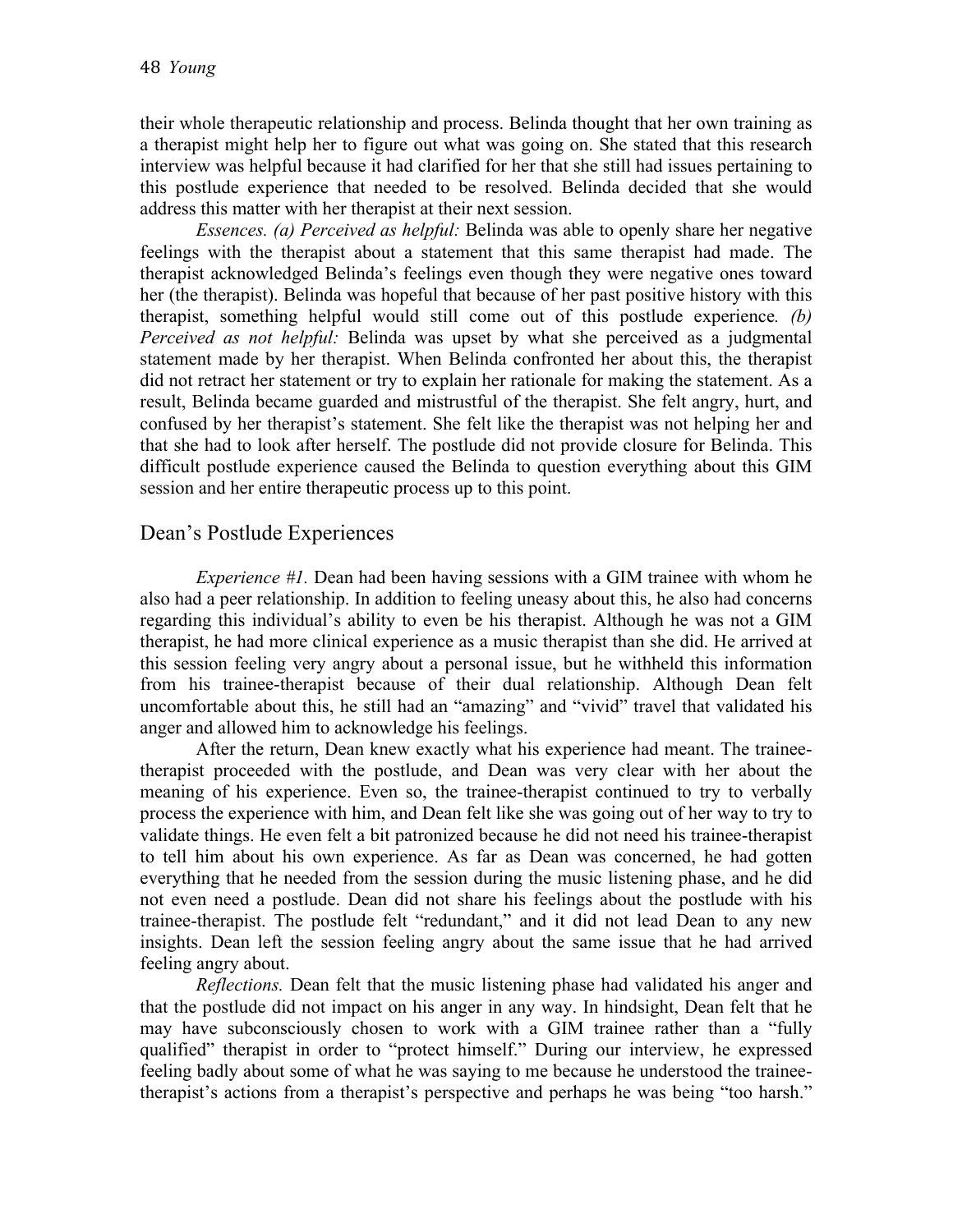their whole therapeutic relationship and process. Belinda thought that her own training as a therapist might help her to figure out what was going on. She stated that this research interview was helpful because it had clarified for her that she still had issues pertaining to this postlude experience that needed to be resolved. Belinda decided that she would address this matter with her therapist at their next session.

*Essences. (a) Perceived as helpful:* Belinda was able to openly share her negative feelings with the therapist about a statement that this same therapist had made. The therapist acknowledged Belinda's feelings even though they were negative ones toward her (the therapist). Belinda was hopeful that because of her past positive history with this therapist, something helpful would still come out of this postlude experience*. (b) Perceived as not helpful:* Belinda was upset by what she perceived as a judgmental statement made by her therapist. When Belinda confronted her about this, the therapist did not retract her statement or try to explain her rationale for making the statement. As a result, Belinda became guarded and mistrustful of the therapist. She felt angry, hurt, and confused by her therapist's statement. She felt like the therapist was not helping her and that she had to look after herself. The postlude did not provide closure for Belinda. This difficult postlude experience caused the Belinda to question everything about this GIM session and her entire therapeutic process up to this point.

## Dean's Postlude Experiences

*Experience #1.* Dean had been having sessions with a GIM trainee with whom he also had a peer relationship. In addition to feeling uneasy about this, he also had concerns regarding this individual's ability to even be his therapist. Although he was not a GIM therapist, he had more clinical experience as a music therapist than she did. He arrived at this session feeling very angry about a personal issue, but he withheld this information from his trainee-therapist because of their dual relationship. Although Dean felt uncomfortable about this, he still had an "amazing" and "vivid" travel that validated his anger and allowed him to acknowledge his feelings.

After the return, Dean knew exactly what his experience had meant. The trainee-therapist proceeded with the postlude, and Dean was very clear with her about the meaning of his experience. Even so, the trainee-therapist continued to try to verbally process the experience with him, and Dean felt like she was going out of her way to try to validate things. He even felt a bit patronized because he did not need his trainee-therapist to tell him about his own experience. As far as Dean was concerned, he had gotten everything that he needed from the session during the music listening phase, and he did not even need a postlude. Dean did not share his feelings about the postlude with his trainee-therapist. The postlude felt "redundant," and it did not lead Dean to any new insights. Dean left the session feeling angry about the same issue that he had arrived feeling angry about.

*Reflections.* Dean felt that the music listening phase had validated his anger and that the postlude did not impact on his anger in any way. In hindsight, Dean felt that he may have subconsciously chosen to work with a GIM trainee rather than a "fully qualified" therapist in order to "protect himself." During our interview, he expressed feeling badly about some of what he was saying to me because he understood the trainee-therapist's actions from a therapist's perspective and perhaps he was being "too harsh."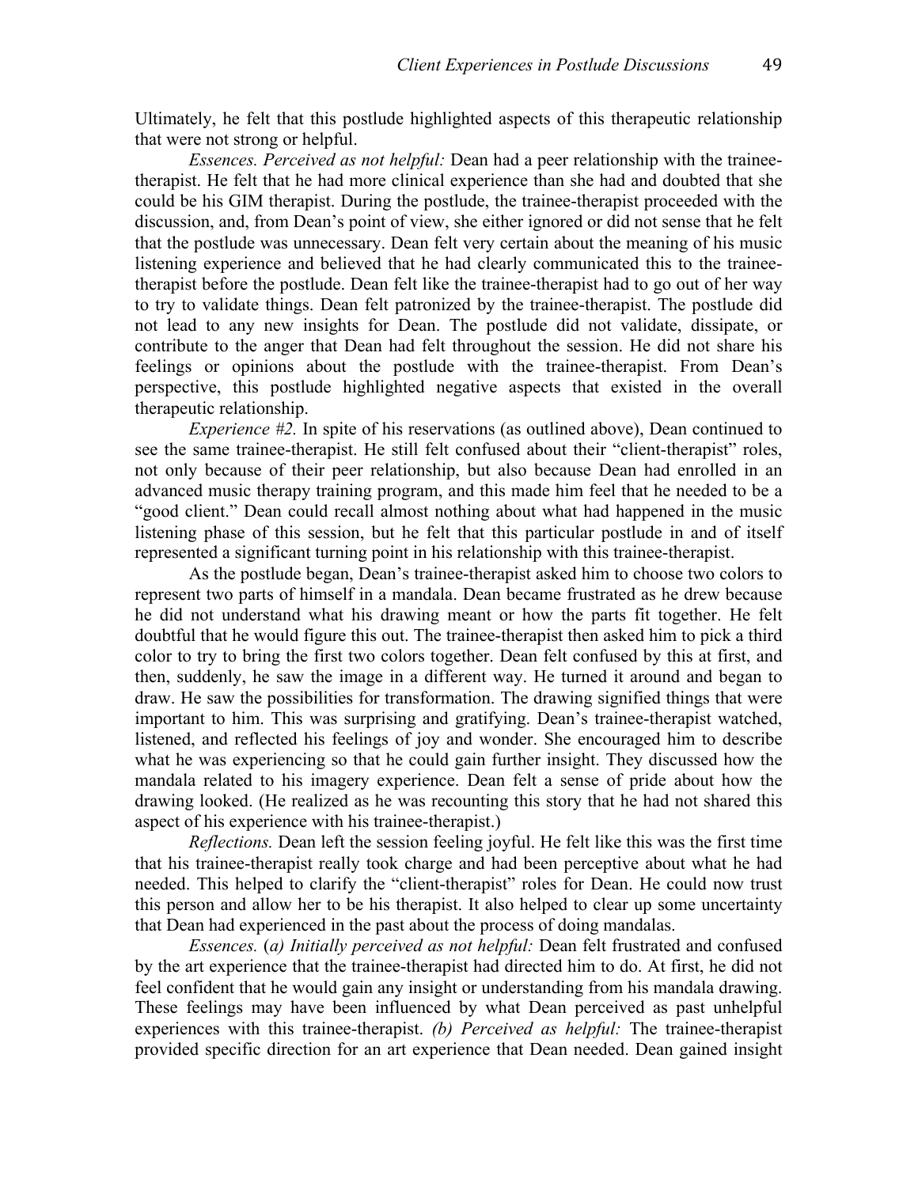Ultimately, he felt that this postlude highlighted aspects of this therapeutic relationship that were not strong or helpful.

*Essences. Perceived as not helpful:* Dean had a peer relationship with the trainee-therapist. He felt that he had more clinical experience than she had and doubted that she could be his GIM therapist. During the postlude, the trainee-therapist proceeded with the discussion, and, from Dean's point of view, she either ignored or did not sense that he felt that the postlude was unnecessary. Dean felt very certain about the meaning of his music listening experience and believed that he had clearly communicated this to the trainee-therapist before the postlude. Dean felt like the trainee-therapist had to go out of her way to try to validate things. Dean felt patronized by the trainee-therapist. The postlude did not lead to any new insights for Dean. The postlude did not validate, dissipate, or contribute to the anger that Dean had felt throughout the session. He did not share his feelings or opinions about the postlude with the trainee-therapist. From Dean's perspective, this postlude highlighted negative aspects that existed in the overall therapeutic relationship.

*Experience #2.* In spite of his reservations (as outlined above), Dean continued to see the same trainee-therapist. He still felt confused about their "client-therapist" roles, not only because of their peer relationship, but also because Dean had enrolled in an advanced music therapy training program, and this made him feel that he needed to be a "good client." Dean could recall almost nothing about what had happened in the music listening phase of this session, but he felt that this particular postlude in and of itself represented a significant turning point in his relationship with this trainee-therapist.

As the postlude began, Dean's trainee-therapist asked him to choose two colors to represent two parts of himself in a mandala. Dean became frustrated as he drew because he did not understand what his drawing meant or how the parts fit together. He felt doubtful that he would figure this out. The trainee-therapist then asked him to pick a third color to try to bring the first two colors together. Dean felt confused by this at first, and then, suddenly, he saw the image in a different way. He turned it around and began to draw. He saw the possibilities for transformation. The drawing signified things that were important to him. This was surprising and gratifying. Dean's trainee-therapist watched, listened, and reflected his feelings of joy and wonder. She encouraged him to describe what he was experiencing so that he could gain further insight. They discussed how the mandala related to his imagery experience. Dean felt a sense of pride about how the drawing looked. (He realized as he was recounting this story that he had not shared this aspect of his experience with his trainee-therapist.)

*Reflections.* Dean left the session feeling joyful. He felt like this was the first time that his trainee-therapist really took charge and had been perceptive about what he had needed. This helped to clarify the "client-therapist" roles for Dean. He could now trust this person and allow her to be his therapist. It also helped to clear up some uncertainty that Dean had experienced in the past about the process of doing mandalas.

*Essences.* (*a) Initially perceived as not helpful:* Dean felt frustrated and confused by the art experience that the trainee-therapist had directed him to do. At first, he did not feel confident that he would gain any insight or understanding from his mandala drawing. These feelings may have been influenced by what Dean perceived as past unhelpful experiences with this trainee-therapist. *(b) Perceived as helpful:* The trainee-therapist provided specific direction for an art experience that Dean needed. Dean gained insight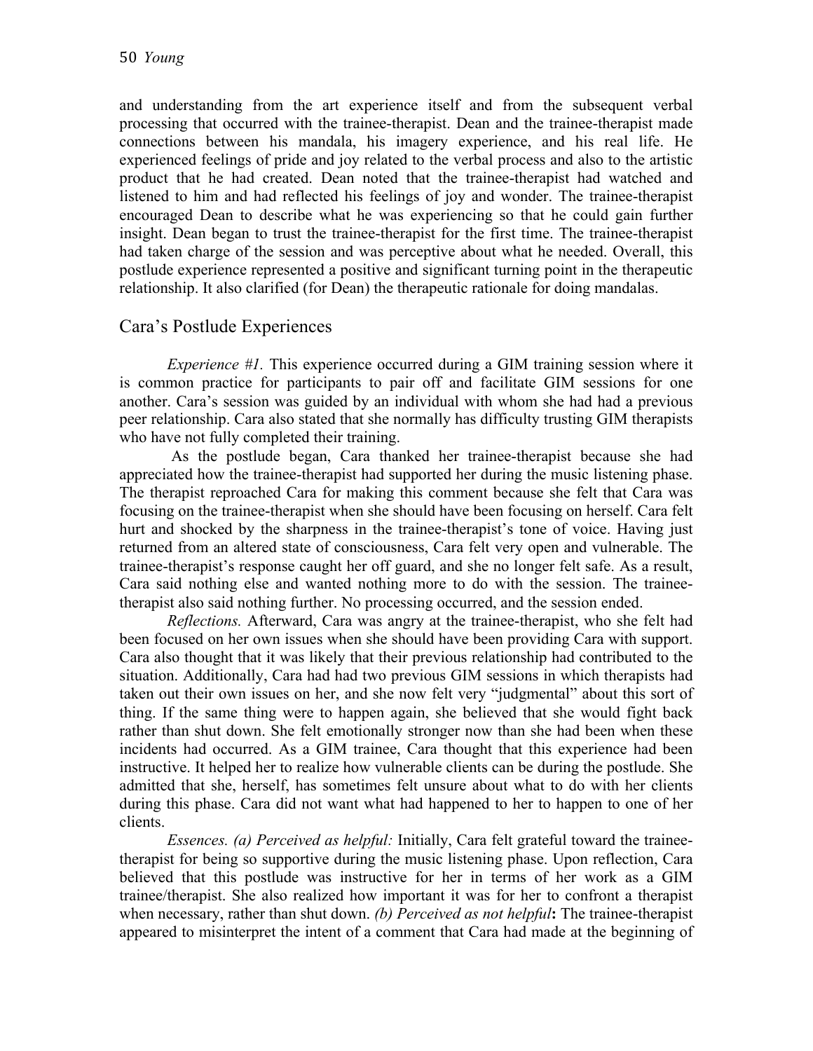and understanding from the art experience itself and from the subsequent verbal processing that occurred with the trainee-therapist. Dean and the trainee-therapist made connections between his mandala, his imagery experience, and his real life. He experienced feelings of pride and joy related to the verbal process and also to the artistic product that he had created. Dean noted that the trainee-therapist had watched and listened to him and had reflected his feelings of joy and wonder. The trainee-therapist encouraged Dean to describe what he was experiencing so that he could gain further insight. Dean began to trust the trainee-therapist for the first time. The trainee-therapist had taken charge of the session and was perceptive about what he needed. Overall, this postlude experience represented a positive and significant turning point in the therapeutic relationship. It also clarified (for Dean) the therapeutic rationale for doing mandalas.

## Cara's Postlude Experiences

*Experience #1.* This experience occurred during a GIM training session where it is common practice for participants to pair off and facilitate GIM sessions for one another. Cara's session was guided by an individual with whom she had had a previous peer relationship. Cara also stated that she normally has difficulty trusting GIM therapists who have not fully completed their training.

As the postlude began, Cara thanked her trainee-therapist because she had appreciated how the trainee-therapist had supported her during the music listening phase. The therapist reproached Cara for making this comment because she felt that Cara was focusing on the trainee-therapist when she should have been focusing on herself. Cara felt hurt and shocked by the sharpness in the trainee-therapist's tone of voice. Having just returned from an altered state of consciousness, Cara felt very open and vulnerable. The trainee-therapist's response caught her off guard, and she no longer felt safe. As a result, Cara said nothing else and wanted nothing more to do with the session. The trainee-therapist also said nothing further. No processing occurred, and the session ended.

*Reflections.* Afterward, Cara was angry at the trainee-therapist, who she felt had been focused on her own issues when she should have been providing Cara with support. Cara also thought that it was likely that their previous relationship had contributed to the situation. Additionally, Cara had had two previous GIM sessions in which therapists had taken out their own issues on her, and she now felt very "judgmental" about this sort of thing. If the same thing were to happen again, she believed that she would fight back rather than shut down. She felt emotionally stronger now than she had been when these incidents had occurred. As a GIM trainee, Cara thought that this experience had been instructive. It helped her to realize how vulnerable clients can be during the postlude. She admitted that she, herself, has sometimes felt unsure about what to do with her clients during this phase. Cara did not want what had happened to her to happen to one of her clients.

*Essences. (a) Perceived as helpful:* Initially, Cara felt grateful toward the trainee-therapist for being so supportive during the music listening phase. Upon reflection, Cara believed that this postlude was instructive for her in terms of her work as a GIM trainee/therapist. She also realized how important it was for her to confront a therapist when necessary, rather than shut down. *(b) Perceived as not helpful***:** The trainee-therapist appeared to misinterpret the intent of a comment that Cara had made at the beginning of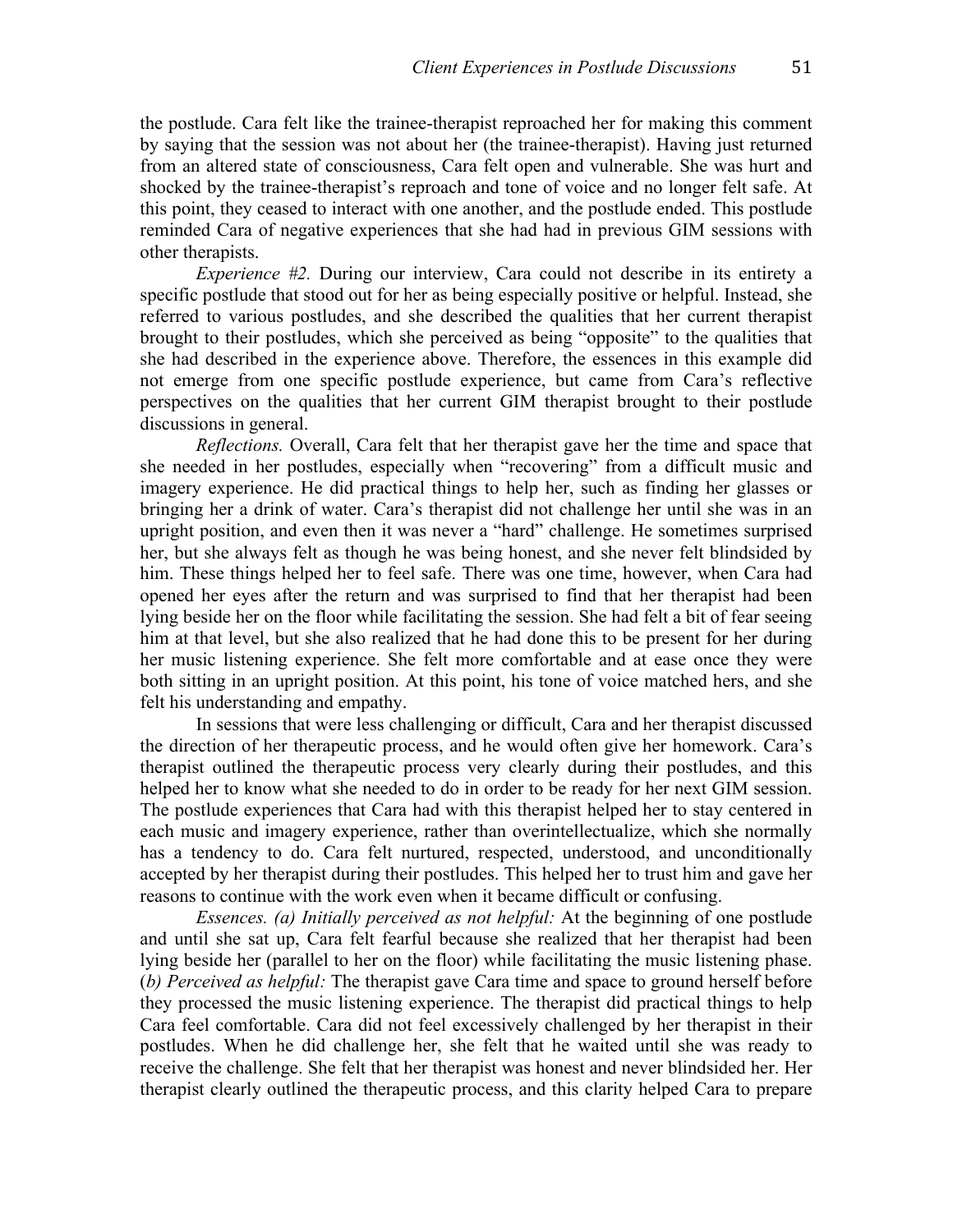the postlude. Cara felt like the trainee-therapist reproached her for making this comment by saying that the session was not about her (the trainee-therapist). Having just returned from an altered state of consciousness, Cara felt open and vulnerable. She was hurt and shocked by the trainee-therapist's reproach and tone of voice and no longer felt safe. At this point, they ceased to interact with one another, and the postlude ended. This postlude reminded Cara of negative experiences that she had had in previous GIM sessions with other therapists.

*Experience #2.* During our interview, Cara could not describe in its entirety a specific postlude that stood out for her as being especially positive or helpful. Instead, she referred to various postludes, and she described the qualities that her current therapist brought to their postludes, which she perceived as being "opposite" to the qualities that she had described in the experience above. Therefore, the essences in this example did not emerge from one specific postlude experience, but came from Cara's reflective perspectives on the qualities that her current GIM therapist brought to their postlude discussions in general.

*Reflections.* Overall, Cara felt that her therapist gave her the time and space that she needed in her postludes, especially when "recovering" from a difficult music and imagery experience. He did practical things to help her, such as finding her glasses or bringing her a drink of water. Cara's therapist did not challenge her until she was in an upright position, and even then it was never a "hard" challenge. He sometimes surprised her, but she always felt as though he was being honest, and she never felt blindsided by him. These things helped her to feel safe. There was one time, however, when Cara had opened her eyes after the return and was surprised to find that her therapist had been lying beside her on the floor while facilitating the session. She had felt a bit of fear seeing him at that level, but she also realized that he had done this to be present for her during her music listening experience. She felt more comfortable and at ease once they were both sitting in an upright position. At this point, his tone of voice matched hers, and she felt his understanding and empathy.

In sessions that were less challenging or difficult, Cara and her therapist discussed the direction of her therapeutic process, and he would often give her homework. Cara's therapist outlined the therapeutic process very clearly during their postludes, and this helped her to know what she needed to do in order to be ready for her next GIM session. The postlude experiences that Cara had with this therapist helped her to stay centered in each music and imagery experience, rather than overintellectualize, which she normally has a tendency to do. Cara felt nurtured, respected, understood, and unconditionally accepted by her therapist during their postludes. This helped her to trust him and gave her reasons to continue with the work even when it became difficult or confusing.

*Essences. (a) Initially perceived as not helpful:* At the beginning of one postlude and until she sat up, Cara felt fearful because she realized that her therapist had been lying beside her (parallel to her on the floor) while facilitating the music listening phase. (*b) Perceived as helpful:* The therapist gave Cara time and space to ground herself before they processed the music listening experience. The therapist did practical things to help Cara feel comfortable. Cara did not feel excessively challenged by her therapist in their postludes. When he did challenge her, she felt that he waited until she was ready to receive the challenge. She felt that her therapist was honest and never blindsided her. Her therapist clearly outlined the therapeutic process, and this clarity helped Cara to prepare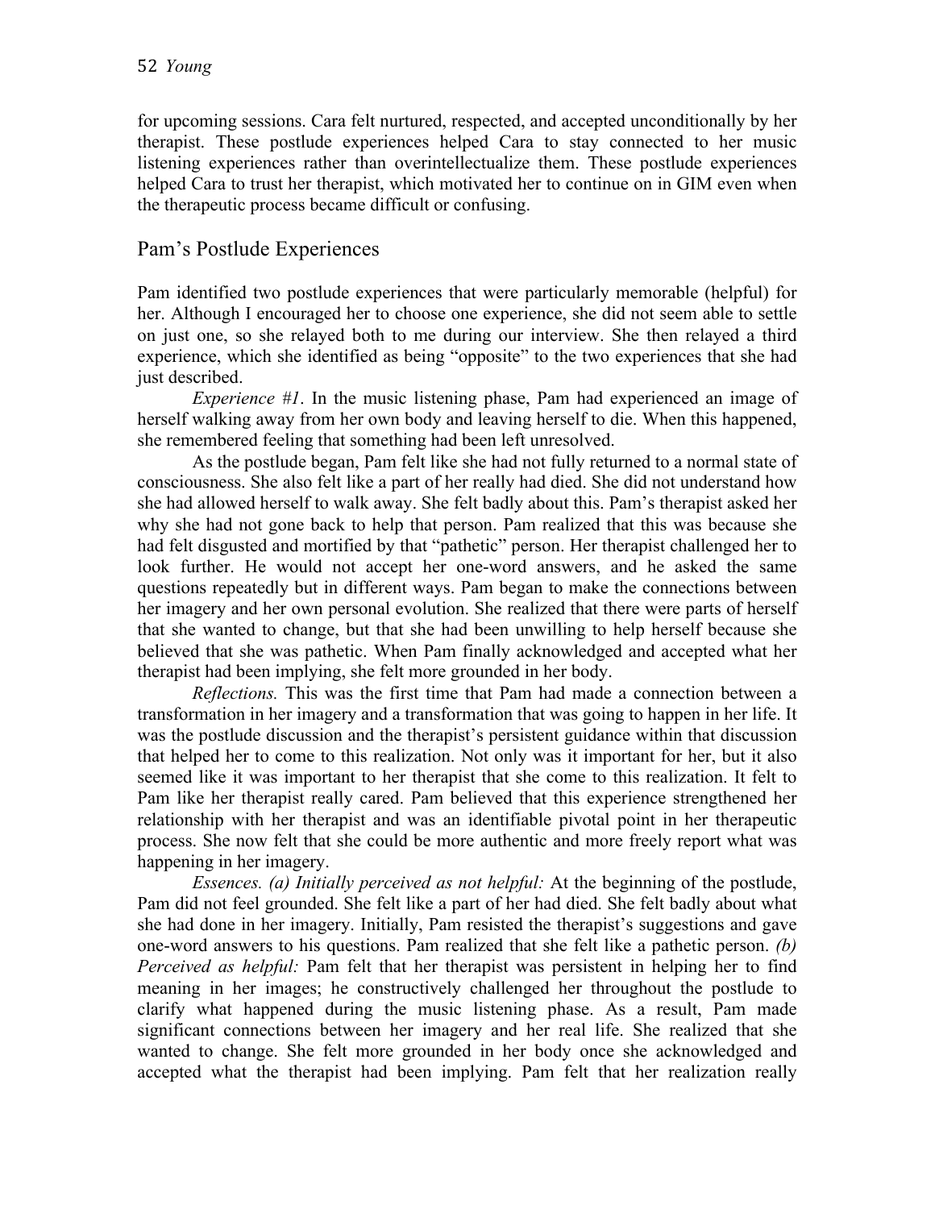for upcoming sessions. Cara felt nurtured, respected, and accepted unconditionally by her therapist. These postlude experiences helped Cara to stay connected to her music listening experiences rather than overintellectualize them. These postlude experiences helped Cara to trust her therapist, which motivated her to continue on in GIM even when the therapeutic process became difficult or confusing.

## Pam's Postlude Experiences

Pam identified two postlude experiences that were particularly memorable (helpful) for her. Although I encouraged her to choose one experience, she did not seem able to settle on just one, so she relayed both to me during our interview. She then relayed a third experience, which she identified as being "opposite" to the two experiences that she had just described.

*Experience #1*. In the music listening phase, Pam had experienced an image of herself walking away from her own body and leaving herself to die. When this happened, she remembered feeling that something had been left unresolved.

As the postlude began, Pam felt like she had not fully returned to a normal state of consciousness. She also felt like a part of her really had died. She did not understand how she had allowed herself to walk away. She felt badly about this. Pam's therapist asked her why she had not gone back to help that person. Pam realized that this was because she had felt disgusted and mortified by that "pathetic" person. Her therapist challenged her to look further. He would not accept her one-word answers, and he asked the same questions repeatedly but in different ways. Pam began to make the connections between her imagery and her own personal evolution. She realized that there were parts of herself that she wanted to change, but that she had been unwilling to help herself because she believed that she was pathetic. When Pam finally acknowledged and accepted what her therapist had been implying, she felt more grounded in her body.

*Reflections.* This was the first time that Pam had made a connection between a transformation in her imagery and a transformation that was going to happen in her life. It was the postlude discussion and the therapist's persistent guidance within that discussion that helped her to come to this realization. Not only was it important for her, but it also seemed like it was important to her therapist that she come to this realization. It felt to Pam like her therapist really cared. Pam believed that this experience strengthened her relationship with her therapist and was an identifiable pivotal point in her therapeutic process. She now felt that she could be more authentic and more freely report what was happening in her imagery.

*Essences. (a) Initially perceived as not helpful:* At the beginning of the postlude, Pam did not feel grounded. She felt like a part of her had died. She felt badly about what she had done in her imagery. Initially, Pam resisted the therapist's suggestions and gave one-word answers to his questions. Pam realized that she felt like a pathetic person. *(b) Perceived as helpful:* Pam felt that her therapist was persistent in helping her to find meaning in her images; he constructively challenged her throughout the postlude to clarify what happened during the music listening phase. As a result, Pam made significant connections between her imagery and her real life. She realized that she wanted to change. She felt more grounded in her body once she acknowledged and accepted what the therapist had been implying. Pam felt that her realization really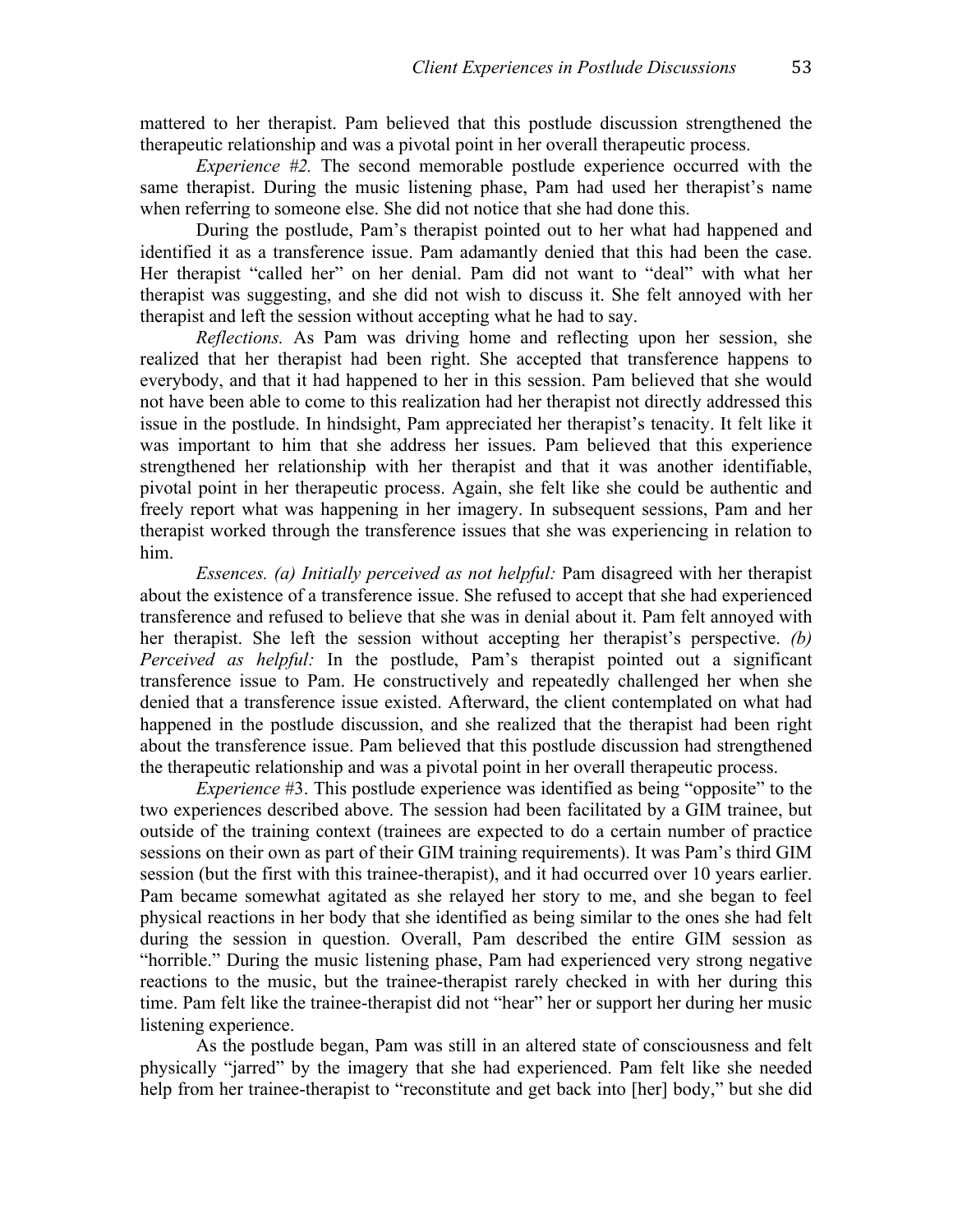mattered to her therapist. Pam believed that this postlude discussion strengthened the therapeutic relationship and was a pivotal point in her overall therapeutic process.

*Experience #2.* The second memorable postlude experience occurred with the same therapist. During the music listening phase, Pam had used her therapist's name when referring to someone else. She did not notice that she had done this.

During the postlude, Pam's therapist pointed out to her what had happened and identified it as a transference issue. Pam adamantly denied that this had been the case. Her therapist "called her" on her denial. Pam did not want to "deal" with what her therapist was suggesting, and she did not wish to discuss it. She felt annoyed with her therapist and left the session without accepting what he had to say.

*Reflections.* As Pam was driving home and reflecting upon her session, she realized that her therapist had been right. She accepted that transference happens to everybody, and that it had happened to her in this session. Pam believed that she would not have been able to come to this realization had her therapist not directly addressed this issue in the postlude. In hindsight, Pam appreciated her therapist's tenacity. It felt like it was important to him that she address her issues. Pam believed that this experience strengthened her relationship with her therapist and that it was another identifiable, pivotal point in her therapeutic process. Again, she felt like she could be authentic and freely report what was happening in her imagery. In subsequent sessions, Pam and her therapist worked through the transference issues that she was experiencing in relation to him.

*Essences. (a) Initially perceived as not helpful:* Pam disagreed with her therapist about the existence of a transference issue. She refused to accept that she had experienced transference and refused to believe that she was in denial about it. Pam felt annoyed with her therapist. She left the session without accepting her therapist's perspective. *(b) Perceived as helpful:* In the postlude, Pam's therapist pointed out a significant transference issue to Pam. He constructively and repeatedly challenged her when she denied that a transference issue existed. Afterward, the client contemplated on what had happened in the postlude discussion, and she realized that the therapist had been right about the transference issue. Pam believed that this postlude discussion had strengthened the therapeutic relationship and was a pivotal point in her overall therapeutic process.

*Experience* #3. This postlude experience was identified as being "opposite" to the two experiences described above. The session had been facilitated by a GIM trainee, but outside of the training context (trainees are expected to do a certain number of practice sessions on their own as part of their GIM training requirements). It was Pam's third GIM session (but the first with this trainee-therapist), and it had occurred over 10 years earlier. Pam became somewhat agitated as she relayed her story to me, and she began to feel physical reactions in her body that she identified as being similar to the ones she had felt during the session in question. Overall, Pam described the entire GIM session as "horrible." During the music listening phase, Pam had experienced very strong negative reactions to the music, but the trainee-therapist rarely checked in with her during this time. Pam felt like the trainee-therapist did not "hear" her or support her during her music listening experience.

As the postlude began, Pam was still in an altered state of consciousness and felt physically "jarred" by the imagery that she had experienced. Pam felt like she needed help from her trainee-therapist to "reconstitute and get back into [her] body," but she did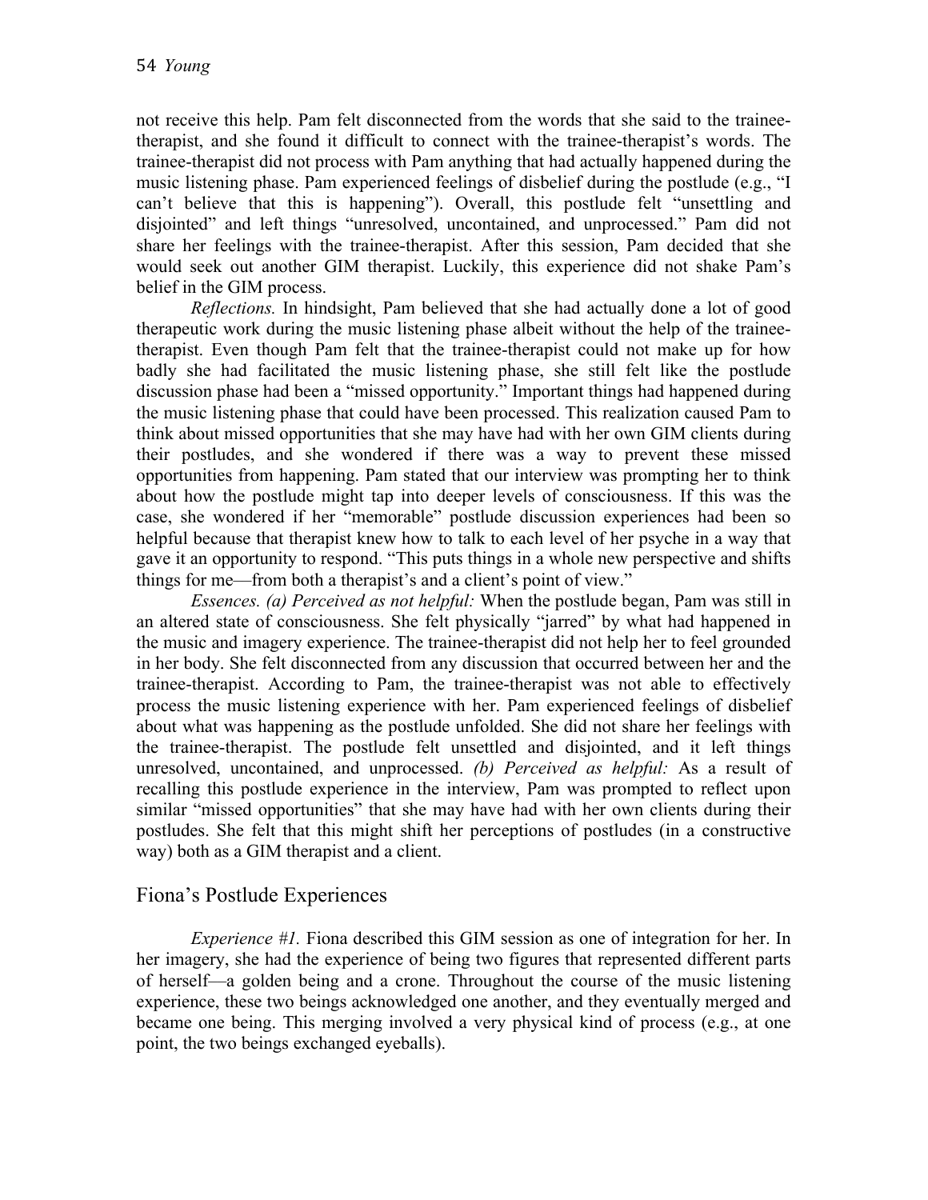not receive this help. Pam felt disconnected from the words that she said to the trainee-therapist, and she found it difficult to connect with the trainee-therapist's words. The trainee-therapist did not process with Pam anything that had actually happened during the music listening phase. Pam experienced feelings of disbelief during the postlude (e.g., "I can't believe that this is happening"). Overall, this postlude felt "unsettling and disjointed" and left things "unresolved, uncontained, and unprocessed." Pam did not share her feelings with the trainee-therapist. After this session, Pam decided that she would seek out another GIM therapist. Luckily, this experience did not shake Pam's belief in the GIM process.

*Reflections.* In hindsight, Pam believed that she had actually done a lot of good therapeutic work during the music listening phase albeit without the help of the trainee-therapist. Even though Pam felt that the trainee-therapist could not make up for how badly she had facilitated the music listening phase, she still felt like the postlude discussion phase had been a "missed opportunity." Important things had happened during the music listening phase that could have been processed. This realization caused Pam to think about missed opportunities that she may have had with her own GIM clients during their postludes, and she wondered if there was a way to prevent these missed opportunities from happening. Pam stated that our interview was prompting her to think about how the postlude might tap into deeper levels of consciousness. If this was the case, she wondered if her "memorable" postlude discussion experiences had been so helpful because that therapist knew how to talk to each level of her psyche in a way that gave it an opportunity to respond. "This puts things in a whole new perspective and shifts things for me—from both a therapist's and a client's point of view."

*Essences. (a) Perceived as not helpful:* When the postlude began, Pam was still in an altered state of consciousness. She felt physically "jarred" by what had happened in the music and imagery experience. The trainee-therapist did not help her to feel grounded in her body. She felt disconnected from any discussion that occurred between her and the trainee-therapist. According to Pam, the trainee-therapist was not able to effectively process the music listening experience with her. Pam experienced feelings of disbelief about what was happening as the postlude unfolded. She did not share her feelings with the trainee-therapist. The postlude felt unsettled and disjointed, and it left things unresolved, uncontained, and unprocessed. *(b) Perceived as helpful:* As a result of recalling this postlude experience in the interview, Pam was prompted to reflect upon similar "missed opportunities" that she may have had with her own clients during their postludes. She felt that this might shift her perceptions of postludes (in a constructive way) both as a GIM therapist and a client.

## Fiona's Postlude Experiences

*Experience #1.* Fiona described this GIM session as one of integration for her. In her imagery, she had the experience of being two figures that represented different parts of herself—a golden being and a crone. Throughout the course of the music listening experience, these two beings acknowledged one another, and they eventually merged and became one being. This merging involved a very physical kind of process (e.g., at one point, the two beings exchanged eyeballs).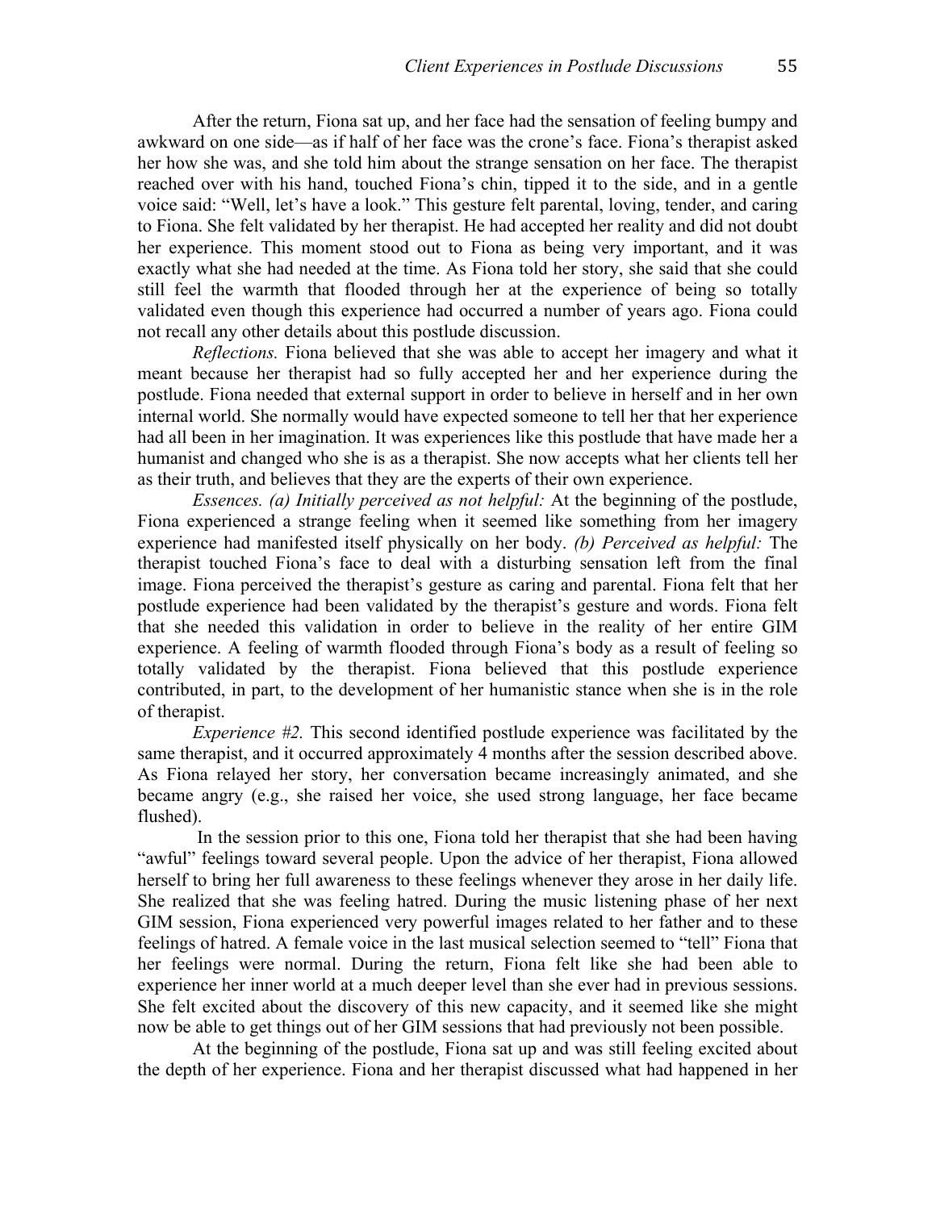After the return, Fiona sat up, and her face had the sensation of feeling bumpy and awkward on one side—as if half of her face was the crone's face. Fiona's therapist asked her how she was, and she told him about the strange sensation on her face. The therapist reached over with his hand, touched Fiona's chin, tipped it to the side, and in a gentle voice said: "Well, let's have a look." This gesture felt parental, loving, tender, and caring to Fiona. She felt validated by her therapist. He had accepted her reality and did not doubt her experience. This moment stood out to Fiona as being very important, and it was exactly what she had needed at the time. As Fiona told her story, she said that she could still feel the warmth that flooded through her at the experience of being so totally validated even though this experience had occurred a number of years ago. Fiona could not recall any other details about this postlude discussion.

*Reflections.* Fiona believed that she was able to accept her imagery and what it meant because her therapist had so fully accepted her and her experience during the postlude. Fiona needed that external support in order to believe in herself and in her own internal world. She normally would have expected someone to tell her that her experience had all been in her imagination. It was experiences like this postlude that have made her a humanist and changed who she is as a therapist. She now accepts what her clients tell her as their truth, and believes that they are the experts of their own experience.

*Essences. (a) Initially perceived as not helpful:* At the beginning of the postlude, Fiona experienced a strange feeling when it seemed like something from her imagery experience had manifested itself physically on her body. *(b) Perceived as helpful:* The therapist touched Fiona's face to deal with a disturbing sensation left from the final image. Fiona perceived the therapist's gesture as caring and parental. Fiona felt that her postlude experience had been validated by the therapist's gesture and words. Fiona felt that she needed this validation in order to believe in the reality of her entire GIM experience. A feeling of warmth flooded through Fiona's body as a result of feeling so totally validated by the therapist. Fiona believed that this postlude experience contributed, in part, to the development of her humanistic stance when she is in the role of therapist.

*Experience #2.* This second identified postlude experience was facilitated by the same therapist, and it occurred approximately 4 months after the session described above. As Fiona relayed her story, her conversation became increasingly animated, and she became angry (e.g., she raised her voice, she used strong language, her face became flushed).

In the session prior to this one, Fiona told her therapist that she had been having "awful" feelings toward several people. Upon the advice of her therapist, Fiona allowed herself to bring her full awareness to these feelings whenever they arose in her daily life. She realized that she was feeling hatred. During the music listening phase of her next GIM session, Fiona experienced very powerful images related to her father and to these feelings of hatred. A female voice in the last musical selection seemed to "tell" Fiona that her feelings were normal. During the return, Fiona felt like she had been able to experience her inner world at a much deeper level than she ever had in previous sessions. She felt excited about the discovery of this new capacity, and it seemed like she might now be able to get things out of her GIM sessions that had previously not been possible.

At the beginning of the postlude, Fiona sat up and was still feeling excited about the depth of her experience. Fiona and her therapist discussed what had happened in her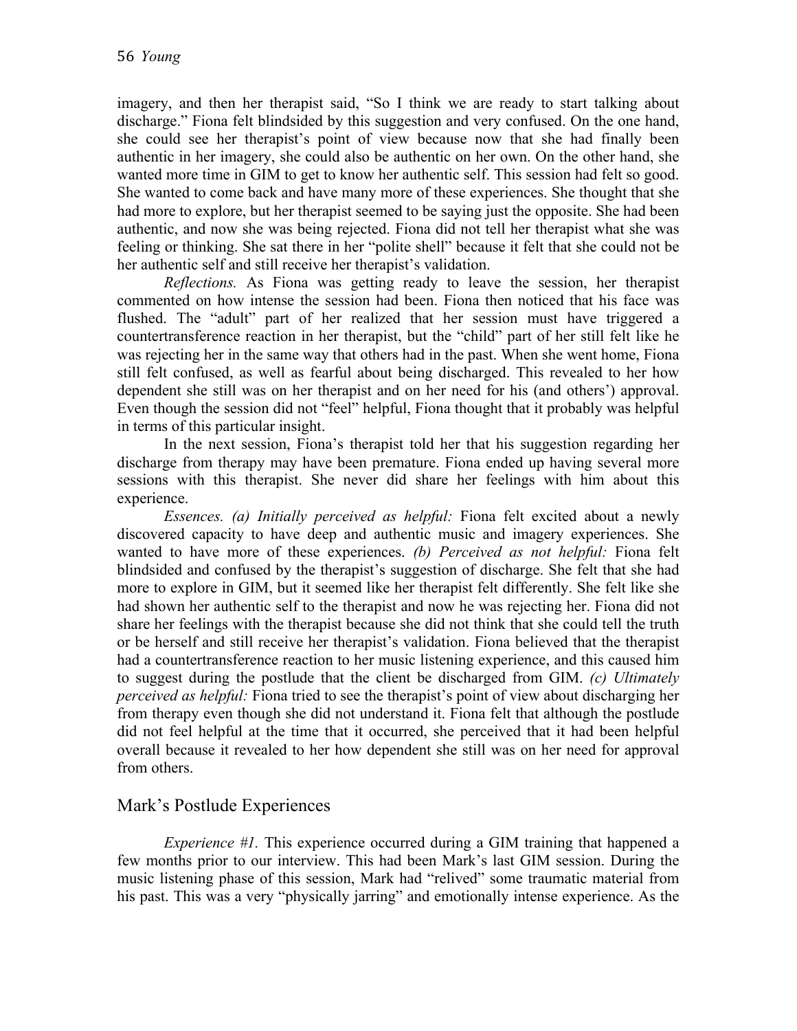imagery, and then her therapist said, "So I think we are ready to start talking about discharge." Fiona felt blindsided by this suggestion and very confused. On the one hand, she could see her therapist's point of view because now that she had finally been authentic in her imagery, she could also be authentic on her own. On the other hand, she wanted more time in GIM to get to know her authentic self. This session had felt so good. She wanted to come back and have many more of these experiences. She thought that she had more to explore, but her therapist seemed to be saying just the opposite. She had been authentic, and now she was being rejected. Fiona did not tell her therapist what she was feeling or thinking. She sat there in her "polite shell" because it felt that she could not be her authentic self and still receive her therapist's validation.

*Reflections.* As Fiona was getting ready to leave the session, her therapist commented on how intense the session had been. Fiona then noticed that his face was flushed. The "adult" part of her realized that her session must have triggered a countertransference reaction in her therapist, but the "child" part of her still felt like he was rejecting her in the same way that others had in the past. When she went home, Fiona still felt confused, as well as fearful about being discharged. This revealed to her how dependent she still was on her therapist and on her need for his (and others') approval. Even though the session did not "feel" helpful, Fiona thought that it probably was helpful in terms of this particular insight.

In the next session, Fiona's therapist told her that his suggestion regarding her discharge from therapy may have been premature. Fiona ended up having several more sessions with this therapist. She never did share her feelings with him about this experience.

*Essences. (a) Initially perceived as helpful:* Fiona felt excited about a newly discovered capacity to have deep and authentic music and imagery experiences. She wanted to have more of these experiences. *(b) Perceived as not helpful:* Fiona felt blindsided and confused by the therapist's suggestion of discharge. She felt that she had more to explore in GIM, but it seemed like her therapist felt differently. She felt like she had shown her authentic self to the therapist and now he was rejecting her. Fiona did not share her feelings with the therapist because she did not think that she could tell the truth or be herself and still receive her therapist's validation. Fiona believed that the therapist had a countertransference reaction to her music listening experience, and this caused him to suggest during the postlude that the client be discharged from GIM. *(c) Ultimately perceived as helpful:* Fiona tried to see the therapist's point of view about discharging her from therapy even though she did not understand it. Fiona felt that although the postlude did not feel helpful at the time that it occurred, she perceived that it had been helpful overall because it revealed to her how dependent she still was on her need for approval from others.

## Mark's Postlude Experiences

*Experience #1.* This experience occurred during a GIM training that happened a few months prior to our interview. This had been Mark's last GIM session. During the music listening phase of this session, Mark had "relived" some traumatic material from his past. This was a very "physically jarring" and emotionally intense experience. As the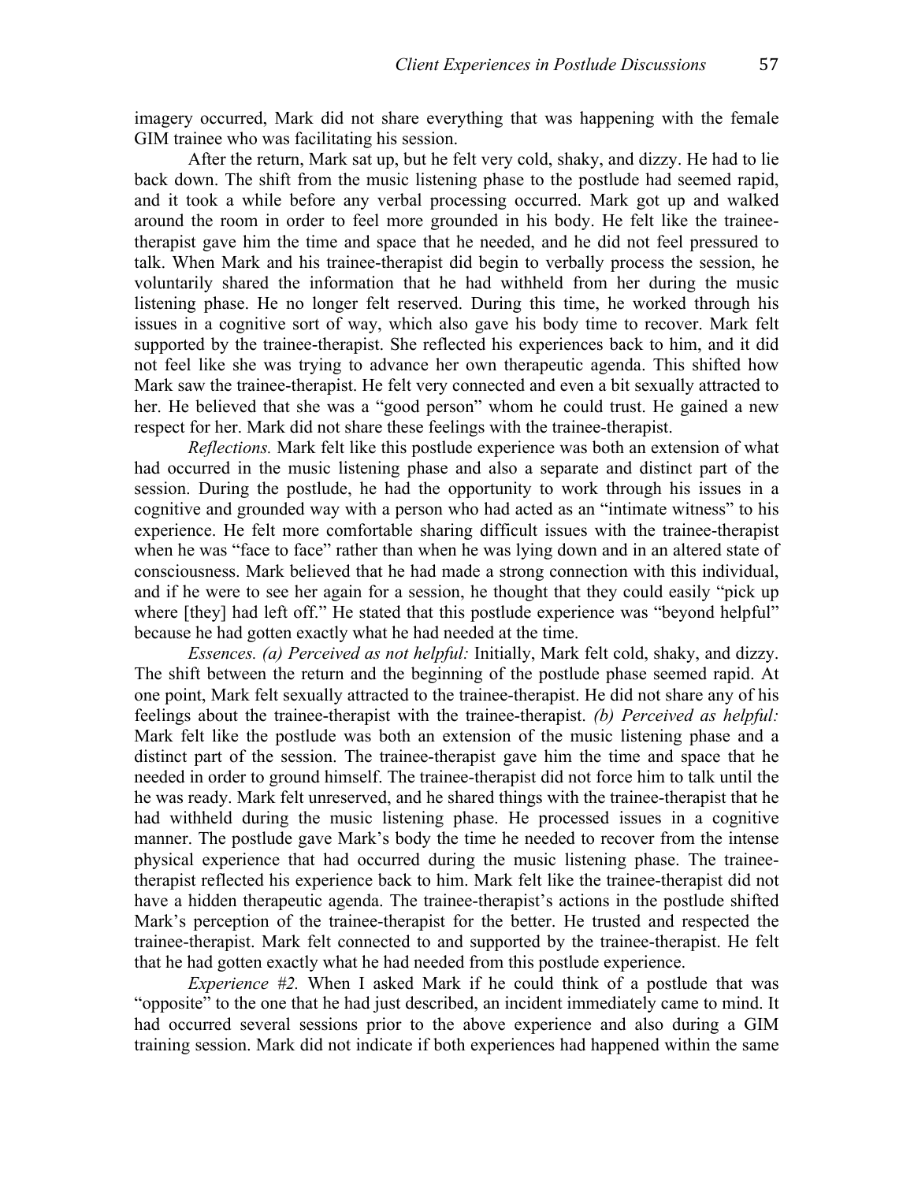imagery occurred, Mark did not share everything that was happening with the female GIM trainee who was facilitating his session.

After the return, Mark sat up, but he felt very cold, shaky, and dizzy. He had to lie back down. The shift from the music listening phase to the postlude had seemed rapid, and it took a while before any verbal processing occurred. Mark got up and walked around the room in order to feel more grounded in his body. He felt like the trainee-therapist gave him the time and space that he needed, and he did not feel pressured to talk. When Mark and his trainee-therapist did begin to verbally process the session, he voluntarily shared the information that he had withheld from her during the music listening phase. He no longer felt reserved. During this time, he worked through his issues in a cognitive sort of way, which also gave his body time to recover. Mark felt supported by the trainee-therapist. She reflected his experiences back to him, and it did not feel like she was trying to advance her own therapeutic agenda. This shifted how Mark saw the trainee-therapist. He felt very connected and even a bit sexually attracted to her. He believed that she was a "good person" whom he could trust. He gained a new respect for her. Mark did not share these feelings with the trainee-therapist.

*Reflections.* Mark felt like this postlude experience was both an extension of what had occurred in the music listening phase and also a separate and distinct part of the session. During the postlude, he had the opportunity to work through his issues in a cognitive and grounded way with a person who had acted as an "intimate witness" to his experience. He felt more comfortable sharing difficult issues with the trainee-therapist when he was "face to face" rather than when he was lying down and in an altered state of consciousness. Mark believed that he had made a strong connection with this individual, and if he were to see her again for a session, he thought that they could easily "pick up where [they] had left off." He stated that this postlude experience was "beyond helpful" because he had gotten exactly what he had needed at the time.

*Essences. (a) Perceived as not helpful:* Initially, Mark felt cold, shaky, and dizzy. The shift between the return and the beginning of the postlude phase seemed rapid. At one point, Mark felt sexually attracted to the trainee-therapist. He did not share any of his feelings about the trainee-therapist with the trainee-therapist. *(b) Perceived as helpful:* Mark felt like the postlude was both an extension of the music listening phase and a distinct part of the session. The trainee-therapist gave him the time and space that he needed in order to ground himself. The trainee-therapist did not force him to talk until the he was ready. Mark felt unreserved, and he shared things with the trainee-therapist that he had withheld during the music listening phase. He processed issues in a cognitive manner. The postlude gave Mark's body the time he needed to recover from the intense physical experience that had occurred during the music listening phase. The trainee-therapist reflected his experience back to him. Mark felt like the trainee-therapist did not have a hidden therapeutic agenda. The trainee-therapist's actions in the postlude shifted Mark's perception of the trainee-therapist for the better. He trusted and respected the trainee-therapist. Mark felt connected to and supported by the trainee-therapist. He felt that he had gotten exactly what he had needed from this postlude experience.

*Experience #2.* When I asked Mark if he could think of a postlude that was "opposite" to the one that he had just described, an incident immediately came to mind. It had occurred several sessions prior to the above experience and also during a GIM training session. Mark did not indicate if both experiences had happened within the same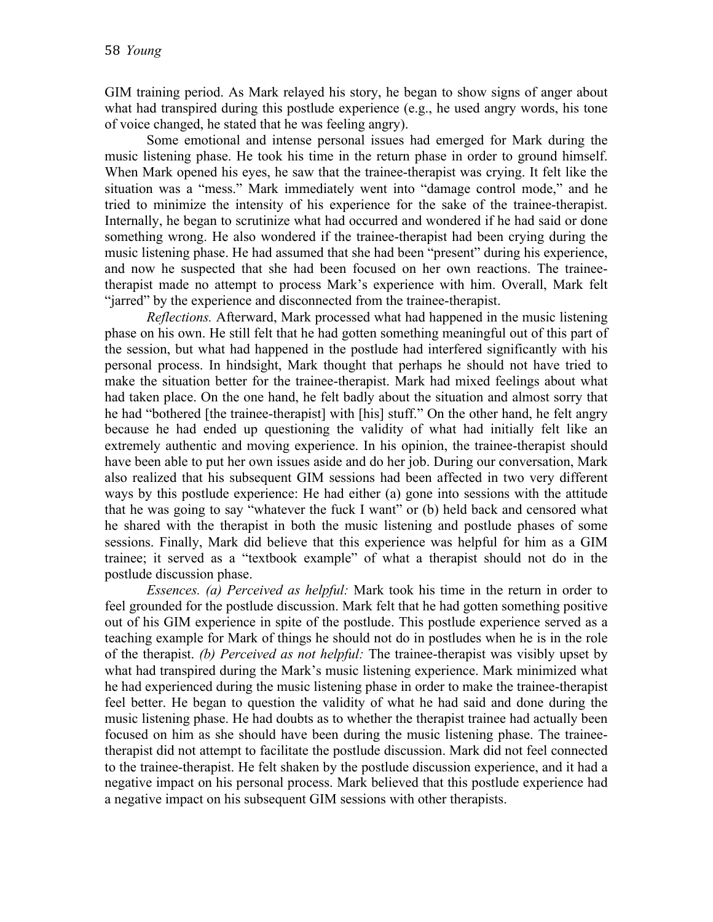GIM training period. As Mark relayed his story, he began to show signs of anger about what had transpired during this postlude experience (e.g., he used angry words, his tone of voice changed, he stated that he was feeling angry).

Some emotional and intense personal issues had emerged for Mark during the music listening phase. He took his time in the return phase in order to ground himself. When Mark opened his eyes, he saw that the trainee-therapist was crying. It felt like the situation was a "mess." Mark immediately went into "damage control mode," and he tried to minimize the intensity of his experience for the sake of the trainee-therapist. Internally, he began to scrutinize what had occurred and wondered if he had said or done something wrong. He also wondered if the trainee-therapist had been crying during the music listening phase. He had assumed that she had been "present" during his experience, and now he suspected that she had been focused on her own reactions. The trainee-therapist made no attempt to process Mark's experience with him. Overall, Mark felt "jarred" by the experience and disconnected from the trainee-therapist.

*Reflections.* Afterward, Mark processed what had happened in the music listening phase on his own. He still felt that he had gotten something meaningful out of this part of the session, but what had happened in the postlude had interfered significantly with his personal process. In hindsight, Mark thought that perhaps he should not have tried to make the situation better for the trainee-therapist. Mark had mixed feelings about what had taken place. On the one hand, he felt badly about the situation and almost sorry that he had "bothered [the trainee-therapist] with [his] stuff." On the other hand, he felt angry because he had ended up questioning the validity of what had initially felt like an extremely authentic and moving experience. In his opinion, the trainee-therapist should have been able to put her own issues aside and do her job. During our conversation, Mark also realized that his subsequent GIM sessions had been affected in two very different ways by this postlude experience: He had either (a) gone into sessions with the attitude that he was going to say "whatever the fuck I want" or (b) held back and censored what he shared with the therapist in both the music listening and postlude phases of some sessions. Finally, Mark did believe that this experience was helpful for him as a GIM trainee; it served as a "textbook example" of what a therapist should not do in the postlude discussion phase.

*Essences. (a) Perceived as helpful:* Mark took his time in the return in order to feel grounded for the postlude discussion. Mark felt that he had gotten something positive out of his GIM experience in spite of the postlude. This postlude experience served as a teaching example for Mark of things he should not do in postludes when he is in the role of the therapist. *(b) Perceived as not helpful:* The trainee-therapist was visibly upset by what had transpired during the Mark's music listening experience. Mark minimized what he had experienced during the music listening phase in order to make the trainee-therapist feel better. He began to question the validity of what he had said and done during the music listening phase. He had doubts as to whether the therapist trainee had actually been focused on him as she should have been during the music listening phase. The trainee-therapist did not attempt to facilitate the postlude discussion. Mark did not feel connected to the trainee-therapist. He felt shaken by the postlude discussion experience, and it had a negative impact on his personal process. Mark believed that this postlude experience had a negative impact on his subsequent GIM sessions with other therapists.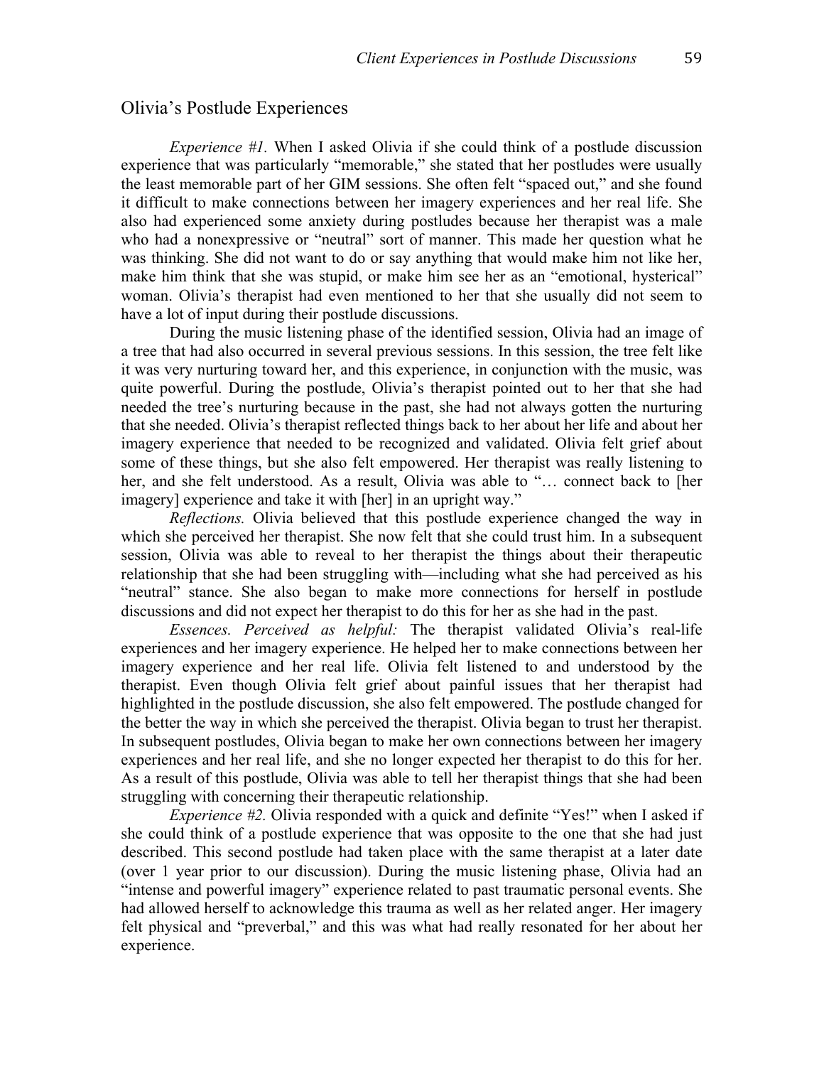## Olivia's Postlude Experiences

*Experience #1.* When I asked Olivia if she could think of a postlude discussion experience that was particularly "memorable," she stated that her postludes were usually the least memorable part of her GIM sessions. She often felt "spaced out," and she found it difficult to make connections between her imagery experiences and her real life. She also had experienced some anxiety during postludes because her therapist was a male who had a nonexpressive or "neutral" sort of manner. This made her question what he was thinking. She did not want to do or say anything that would make him not like her, make him think that she was stupid, or make him see her as an "emotional, hysterical" woman. Olivia's therapist had even mentioned to her that she usually did not seem to have a lot of input during their postlude discussions.

During the music listening phase of the identified session, Olivia had an image of a tree that had also occurred in several previous sessions. In this session, the tree felt like it was very nurturing toward her, and this experience, in conjunction with the music, was quite powerful. During the postlude, Olivia's therapist pointed out to her that she had needed the tree's nurturing because in the past, she had not always gotten the nurturing that she needed. Olivia's therapist reflected things back to her about her life and about her imagery experience that needed to be recognized and validated. Olivia felt grief about some of these things, but she also felt empowered. Her therapist was really listening to her, and she felt understood. As a result, Olivia was able to "… connect back to [her imagery] experience and take it with [her] in an upright way."

*Reflections.* Olivia believed that this postlude experience changed the way in which she perceived her therapist. She now felt that she could trust him. In a subsequent session, Olivia was able to reveal to her therapist the things about their therapeutic relationship that she had been struggling with—including what she had perceived as his "neutral" stance. She also began to make more connections for herself in postlude discussions and did not expect her therapist to do this for her as she had in the past.

*Essences. Perceived as helpful:* The therapist validated Olivia's real-life experiences and her imagery experience. He helped her to make connections between her imagery experience and her real life. Olivia felt listened to and understood by the therapist. Even though Olivia felt grief about painful issues that her therapist had highlighted in the postlude discussion, she also felt empowered. The postlude changed for the better the way in which she perceived the therapist. Olivia began to trust her therapist. In subsequent postludes, Olivia began to make her own connections between her imagery experiences and her real life, and she no longer expected her therapist to do this for her. As a result of this postlude, Olivia was able to tell her therapist things that she had been struggling with concerning their therapeutic relationship.

*Experience #2.* Olivia responded with a quick and definite "Yes!" when I asked if she could think of a postlude experience that was opposite to the one that she had just described. This second postlude had taken place with the same therapist at a later date (over 1 year prior to our discussion). During the music listening phase, Olivia had an "intense and powerful imagery" experience related to past traumatic personal events. She had allowed herself to acknowledge this trauma as well as her related anger. Her imagery felt physical and "preverbal," and this was what had really resonated for her about her experience.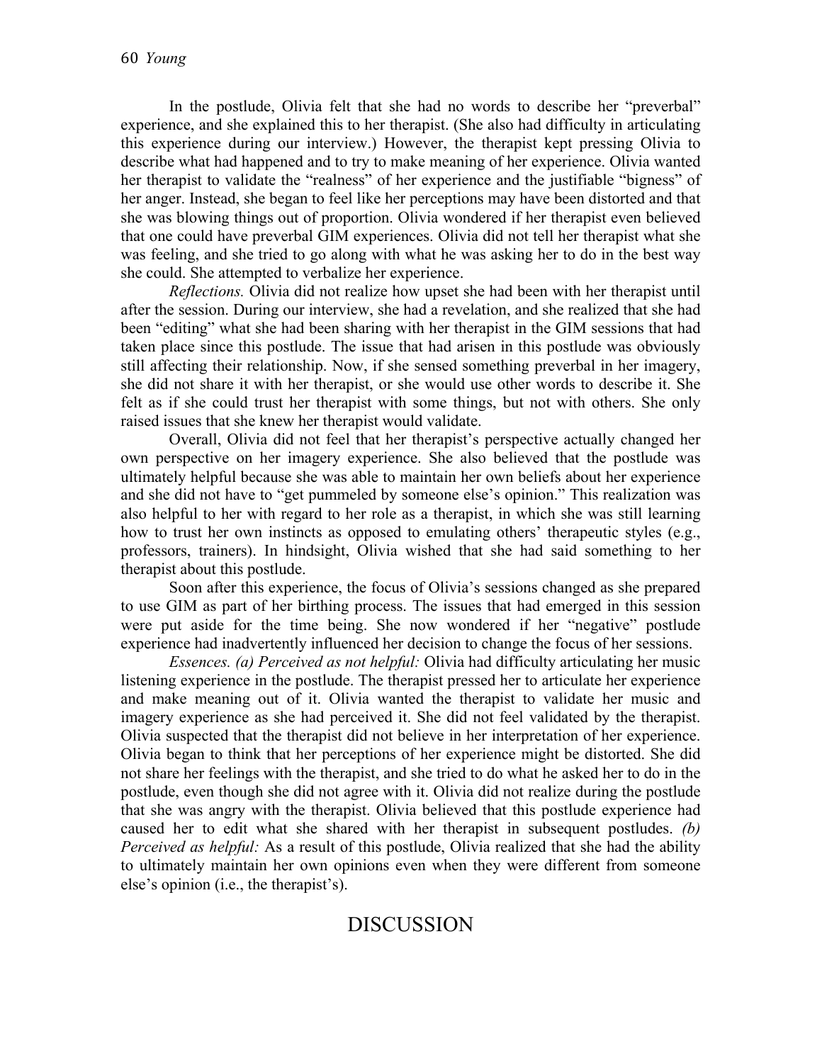In the postlude, Olivia felt that she had no words to describe her "preverbal" experience, and she explained this to her therapist. (She also had difficulty in articulating this experience during our interview.) However, the therapist kept pressing Olivia to describe what had happened and to try to make meaning of her experience. Olivia wanted her therapist to validate the "realness" of her experience and the justifiable "bigness" of her anger. Instead, she began to feel like her perceptions may have been distorted and that she was blowing things out of proportion. Olivia wondered if her therapist even believed that one could have preverbal GIM experiences. Olivia did not tell her therapist what she was feeling, and she tried to go along with what he was asking her to do in the best way she could. She attempted to verbalize her experience.

*Reflections.* Olivia did not realize how upset she had been with her therapist until after the session. During our interview, she had a revelation, and she realized that she had been "editing" what she had been sharing with her therapist in the GIM sessions that had taken place since this postlude. The issue that had arisen in this postlude was obviously still affecting their relationship. Now, if she sensed something preverbal in her imagery, she did not share it with her therapist, or she would use other words to describe it. She felt as if she could trust her therapist with some things, but not with others. She only raised issues that she knew her therapist would validate.

Overall, Olivia did not feel that her therapist's perspective actually changed her own perspective on her imagery experience. She also believed that the postlude was ultimately helpful because she was able to maintain her own beliefs about her experience and she did not have to "get pummeled by someone else's opinion." This realization was also helpful to her with regard to her role as a therapist, in which she was still learning how to trust her own instincts as opposed to emulating others' therapeutic styles (e.g., professors, trainers). In hindsight, Olivia wished that she had said something to her therapist about this postlude.

Soon after this experience, the focus of Olivia's sessions changed as she prepared to use GIM as part of her birthing process. The issues that had emerged in this session were put aside for the time being. She now wondered if her "negative" postlude experience had inadvertently influenced her decision to change the focus of her sessions.

*Essences. (a) Perceived as not helpful:* Olivia had difficulty articulating her music listening experience in the postlude. The therapist pressed her to articulate her experience and make meaning out of it. Olivia wanted the therapist to validate her music and imagery experience as she had perceived it. She did not feel validated by the therapist. Olivia suspected that the therapist did not believe in her interpretation of her experience. Olivia began to think that her perceptions of her experience might be distorted. She did not share her feelings with the therapist, and she tried to do what he asked her to do in the postlude, even though she did not agree with it. Olivia did not realize during the postlude that she was angry with the therapist. Olivia believed that this postlude experience had caused her to edit what she shared with her therapist in subsequent postludes. *(b) Perceived as helpful:* As a result of this postlude, Olivia realized that she had the ability to ultimately maintain her own opinions even when they were different from someone else's opinion (i.e., the therapist's).

# DISCUSSION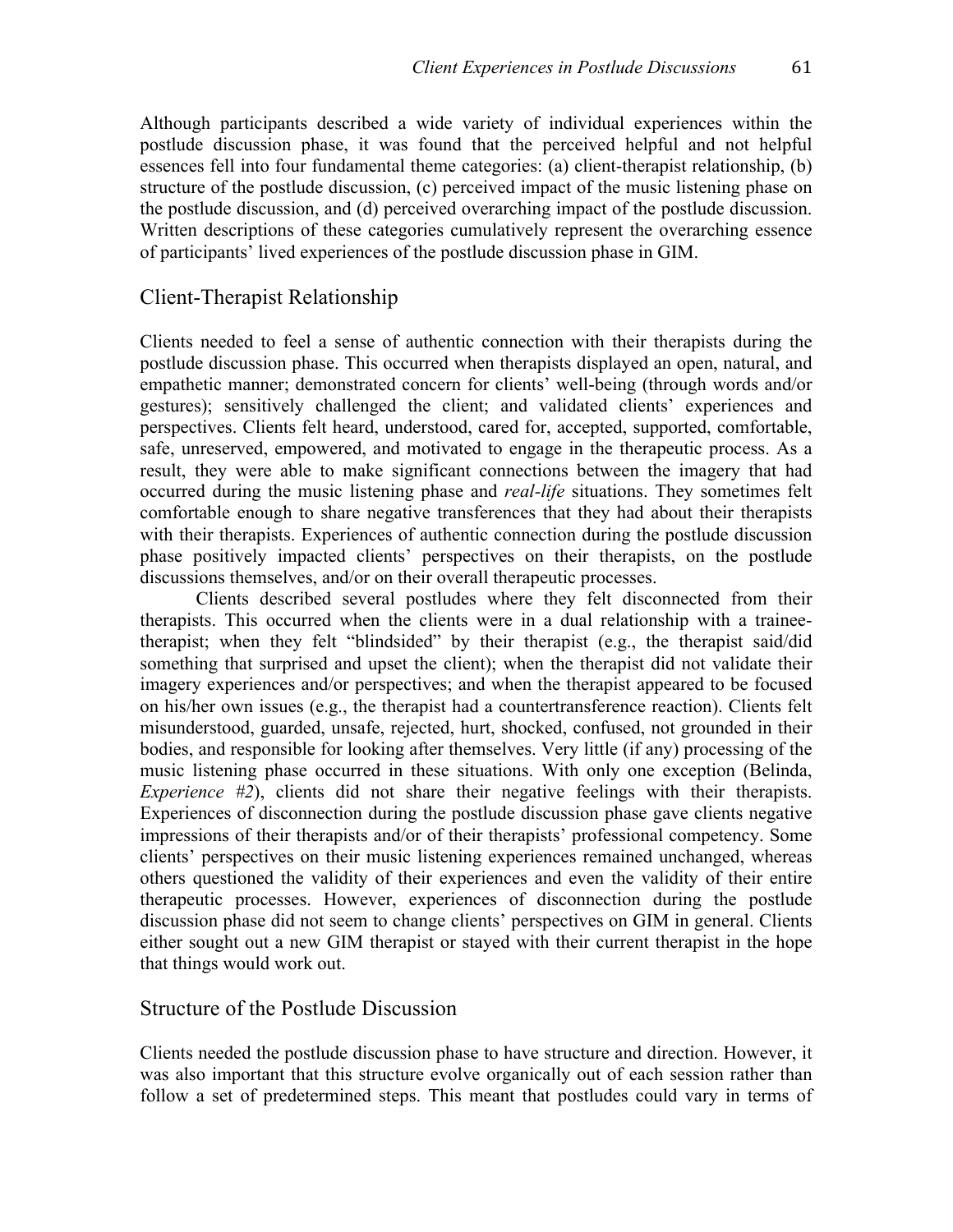Although participants described a wide variety of individual experiences within the postlude discussion phase, it was found that the perceived helpful and not helpful essences fell into four fundamental theme categories: (a) client-therapist relationship, (b) structure of the postlude discussion, (c) perceived impact of the music listening phase on the postlude discussion, and (d) perceived overarching impact of the postlude discussion. Written descriptions of these categories cumulatively represent the overarching essence of participants' lived experiences of the postlude discussion phase in GIM.

## Client-Therapist Relationship

Clients needed to feel a sense of authentic connection with their therapists during the postlude discussion phase. This occurred when therapists displayed an open, natural, and empathetic manner; demonstrated concern for clients' well-being (through words and/or gestures); sensitively challenged the client; and validated clients' experiences and perspectives. Clients felt heard, understood, cared for, accepted, supported, comfortable, safe, unreserved, empowered, and motivated to engage in the therapeutic process. As a result, they were able to make significant connections between the imagery that had occurred during the music listening phase and *real-life* situations. They sometimes felt comfortable enough to share negative transferences that they had about their therapists with their therapists. Experiences of authentic connection during the postlude discussion phase positively impacted clients' perspectives on their therapists, on the postlude discussions themselves, and/or on their overall therapeutic processes.

Clients described several postludes where they felt disconnected from their therapists. This occurred when the clients were in a dual relationship with a trainee-therapist; when they felt "blindsided" by their therapist (e.g., the therapist said/did something that surprised and upset the client); when the therapist did not validate their imagery experiences and/or perspectives; and when the therapist appeared to be focused on his/her own issues (e.g., the therapist had a countertransference reaction). Clients felt misunderstood, guarded, unsafe, rejected, hurt, shocked, confused, not grounded in their bodies, and responsible for looking after themselves. Very little (if any) processing of the music listening phase occurred in these situations. With only one exception (Belinda, *Experience #2*), clients did not share their negative feelings with their therapists. Experiences of disconnection during the postlude discussion phase gave clients negative impressions of their therapists and/or of their therapists' professional competency. Some clients' perspectives on their music listening experiences remained unchanged, whereas others questioned the validity of their experiences and even the validity of their entire therapeutic processes. However, experiences of disconnection during the postlude discussion phase did not seem to change clients' perspectives on GIM in general. Clients either sought out a new GIM therapist or stayed with their current therapist in the hope that things would work out.

## Structure of the Postlude Discussion

Clients needed the postlude discussion phase to have structure and direction. However, it was also important that this structure evolve organically out of each session rather than follow a set of predetermined steps. This meant that postludes could vary in terms of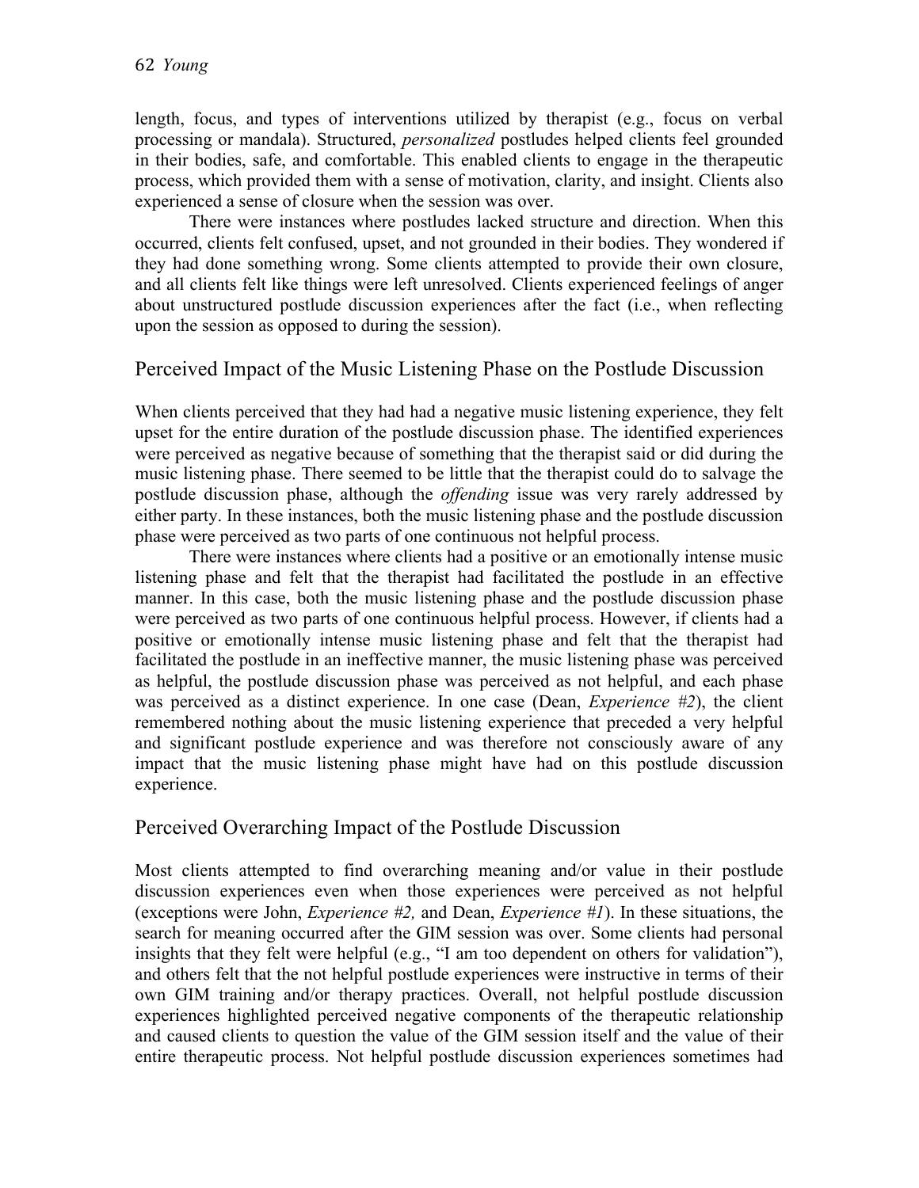length, focus, and types of interventions utilized by therapist (e.g., focus on verbal processing or mandala). Structured, *personalized* postludes helped clients feel grounded in their bodies, safe, and comfortable. This enabled clients to engage in the therapeutic process, which provided them with a sense of motivation, clarity, and insight. Clients also experienced a sense of closure when the session was over.

There were instances where postludes lacked structure and direction. When this occurred, clients felt confused, upset, and not grounded in their bodies. They wondered if they had done something wrong. Some clients attempted to provide their own closure, and all clients felt like things were left unresolved. Clients experienced feelings of anger about unstructured postlude discussion experiences after the fact (i.e., when reflecting upon the session as opposed to during the session).

## Perceived Impact of the Music Listening Phase on the Postlude Discussion

When clients perceived that they had had a negative music listening experience, they felt upset for the entire duration of the postlude discussion phase. The identified experiences were perceived as negative because of something that the therapist said or did during the music listening phase. There seemed to be little that the therapist could do to salvage the postlude discussion phase, although the *offending* issue was very rarely addressed by either party. In these instances, both the music listening phase and the postlude discussion phase were perceived as two parts of one continuous not helpful process.

There were instances where clients had a positive or an emotionally intense music listening phase and felt that the therapist had facilitated the postlude in an effective manner. In this case, both the music listening phase and the postlude discussion phase were perceived as two parts of one continuous helpful process. However, if clients had a positive or emotionally intense music listening phase and felt that the therapist had facilitated the postlude in an ineffective manner, the music listening phase was perceived as helpful, the postlude discussion phase was perceived as not helpful, and each phase was perceived as a distinct experience. In one case (Dean, *Experience #2*), the client remembered nothing about the music listening experience that preceded a very helpful and significant postlude experience and was therefore not consciously aware of any impact that the music listening phase might have had on this postlude discussion experience.

## Perceived Overarching Impact of the Postlude Discussion

Most clients attempted to find overarching meaning and/or value in their postlude discussion experiences even when those experiences were perceived as not helpful (exceptions were John, *Experience #2,* and Dean, *Experience #1*). In these situations, the search for meaning occurred after the GIM session was over. Some clients had personal insights that they felt were helpful (e.g., "I am too dependent on others for validation"), and others felt that the not helpful postlude experiences were instructive in terms of their own GIM training and/or therapy practices. Overall, not helpful postlude discussion experiences highlighted perceived negative components of the therapeutic relationship and caused clients to question the value of the GIM session itself and the value of their entire therapeutic process. Not helpful postlude discussion experiences sometimes had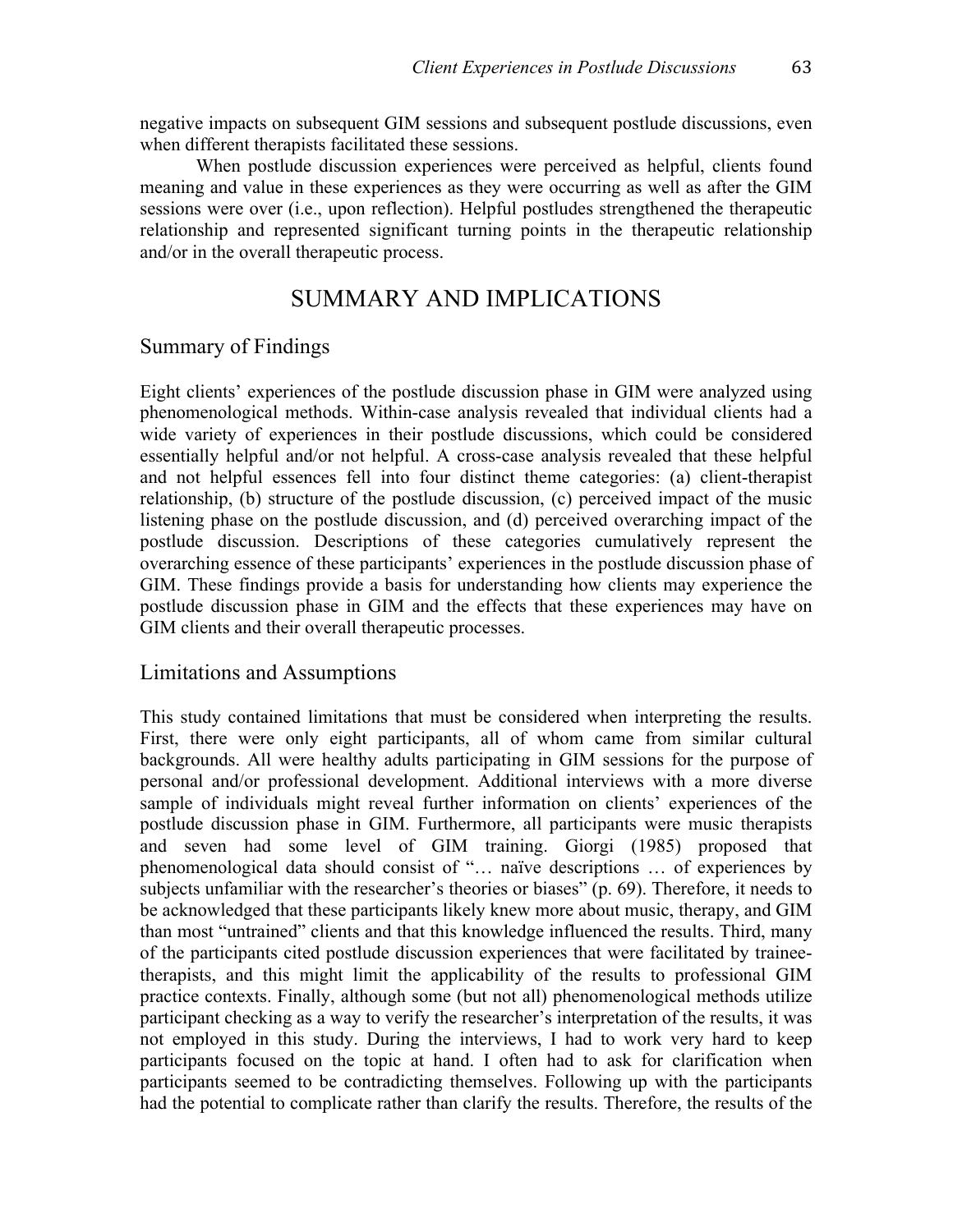negative impacts on subsequent GIM sessions and subsequent postlude discussions, even when different therapists facilitated these sessions.

When postlude discussion experiences were perceived as helpful, clients found meaning and value in these experiences as they were occurring as well as after the GIM sessions were over (i.e., upon reflection). Helpful postludes strengthened the therapeutic relationship and represented significant turning points in the therapeutic relationship and/or in the overall therapeutic process.

# SUMMARY AND IMPLICATIONS

## Summary of Findings

Eight clients' experiences of the postlude discussion phase in GIM were analyzed using phenomenological methods. Within-case analysis revealed that individual clients had a wide variety of experiences in their postlude discussions, which could be considered essentially helpful and/or not helpful. A cross-case analysis revealed that these helpful and not helpful essences fell into four distinct theme categories: (a) client-therapist relationship, (b) structure of the postlude discussion, (c) perceived impact of the music listening phase on the postlude discussion, and (d) perceived overarching impact of the postlude discussion. Descriptions of these categories cumulatively represent the overarching essence of these participants' experiences in the postlude discussion phase of GIM. These findings provide a basis for understanding how clients may experience the postlude discussion phase in GIM and the effects that these experiences may have on GIM clients and their overall therapeutic processes.

## Limitations and Assumptions

This study contained limitations that must be considered when interpreting the results. First, there were only eight participants, all of whom came from similar cultural backgrounds. All were healthy adults participating in GIM sessions for the purpose of personal and/or professional development. Additional interviews with a more diverse sample of individuals might reveal further information on clients' experiences of the postlude discussion phase in GIM. Furthermore, all participants were music therapists and seven had some level of GIM training. Giorgi (1985) proposed that phenomenological data should consist of "… naïve descriptions … of experiences by subjects unfamiliar with the researcher's theories or biases" (p. 69). Therefore, it needs to be acknowledged that these participants likely knew more about music, therapy, and GIM than most "untrained" clients and that this knowledge influenced the results. Third, many of the participants cited postlude discussion experiences that were facilitated by trainee-therapists, and this might limit the applicability of the results to professional GIM practice contexts. Finally, although some (but not all) phenomenological methods utilize participant checking as a way to verify the researcher's interpretation of the results, it was not employed in this study. During the interviews, I had to work very hard to keep participants focused on the topic at hand. I often had to ask for clarification when participants seemed to be contradicting themselves. Following up with the participants had the potential to complicate rather than clarify the results. Therefore, the results of the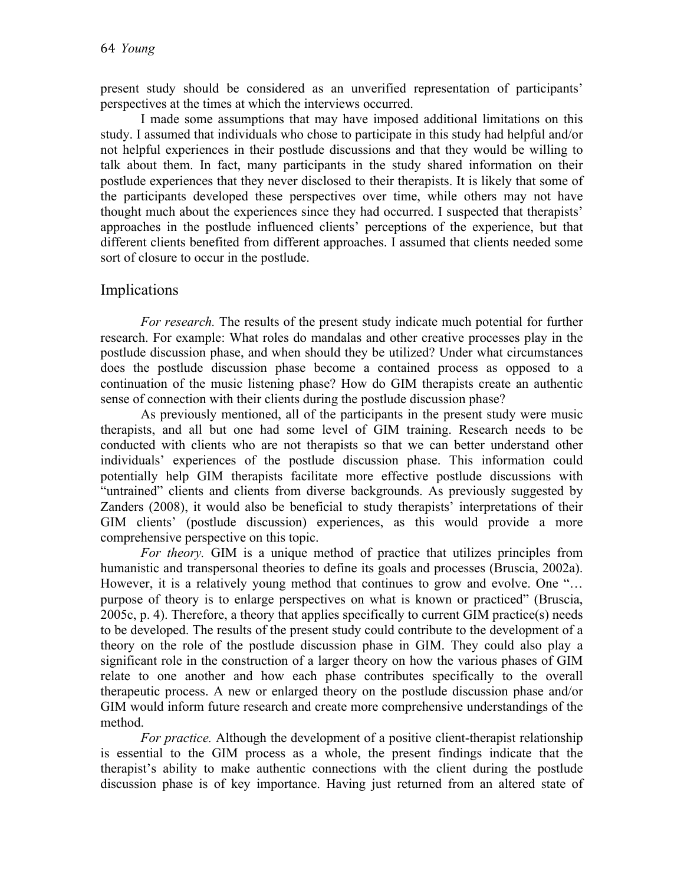present study should be considered as an unverified representation of participants' perspectives at the times at which the interviews occurred.

I made some assumptions that may have imposed additional limitations on this study. I assumed that individuals who chose to participate in this study had helpful and/or not helpful experiences in their postlude discussions and that they would be willing to talk about them. In fact, many participants in the study shared information on their postlude experiences that they never disclosed to their therapists. It is likely that some of the participants developed these perspectives over time, while others may not have thought much about the experiences since they had occurred. I suspected that therapists' approaches in the postlude influenced clients' perceptions of the experience, but that different clients benefited from different approaches. I assumed that clients needed some sort of closure to occur in the postlude.

## Implications

*For research.* The results of the present study indicate much potential for further research. For example: What roles do mandalas and other creative processes play in the postlude discussion phase, and when should they be utilized? Under what circumstances does the postlude discussion phase become a contained process as opposed to a continuation of the music listening phase? How do GIM therapists create an authentic sense of connection with their clients during the postlude discussion phase?

As previously mentioned, all of the participants in the present study were music therapists, and all but one had some level of GIM training. Research needs to be conducted with clients who are not therapists so that we can better understand other individuals' experiences of the postlude discussion phase. This information could potentially help GIM therapists facilitate more effective postlude discussions with "untrained" clients and clients from diverse backgrounds. As previously suggested by Zanders (2008), it would also be beneficial to study therapists' interpretations of their GIM clients' (postlude discussion) experiences, as this would provide a more comprehensive perspective on this topic.

*For theory.* GIM is a unique method of practice that utilizes principles from humanistic and transpersonal theories to define its goals and processes (Bruscia, 2002a). However, it is a relatively young method that continues to grow and evolve. One "… purpose of theory is to enlarge perspectives on what is known or practiced" (Bruscia, 2005c, p. 4). Therefore, a theory that applies specifically to current GIM practice(s) needs to be developed. The results of the present study could contribute to the development of a theory on the role of the postlude discussion phase in GIM. They could also play a significant role in the construction of a larger theory on how the various phases of GIM relate to one another and how each phase contributes specifically to the overall therapeutic process. A new or enlarged theory on the postlude discussion phase and/or GIM would inform future research and create more comprehensive understandings of the method.

*For practice.* Although the development of a positive client-therapist relationship is essential to the GIM process as a whole, the present findings indicate that the therapist's ability to make authentic connections with the client during the postlude discussion phase is of key importance. Having just returned from an altered state of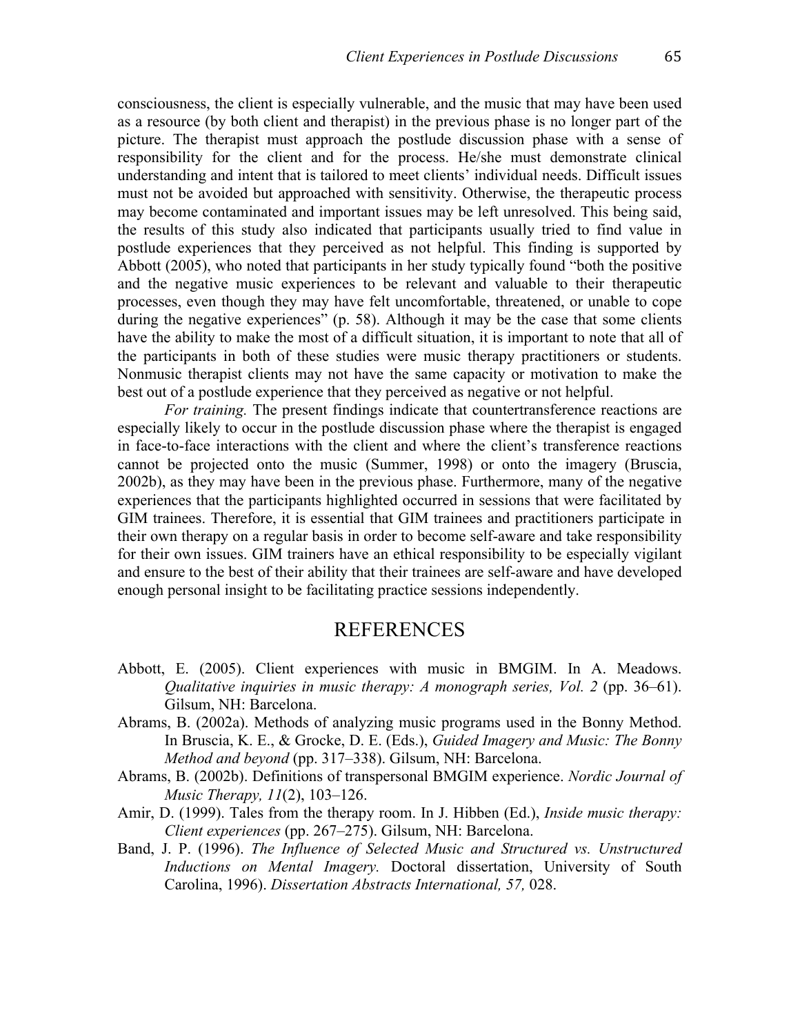consciousness, the client is especially vulnerable, and the music that may have been used as a resource (by both client and therapist) in the previous phase is no longer part of the picture. The therapist must approach the postlude discussion phase with a sense of responsibility for the client and for the process. He/she must demonstrate clinical understanding and intent that is tailored to meet clients' individual needs. Difficult issues must not be avoided but approached with sensitivity. Otherwise, the therapeutic process may become contaminated and important issues may be left unresolved. This being said, the results of this study also indicated that participants usually tried to find value in postlude experiences that they perceived as not helpful. This finding is supported by Abbott (2005), who noted that participants in her study typically found "both the positive and the negative music experiences to be relevant and valuable to their therapeutic processes, even though they may have felt uncomfortable, threatened, or unable to cope during the negative experiences" (p. 58). Although it may be the case that some clients have the ability to make the most of a difficult situation, it is important to note that all of the participants in both of these studies were music therapy practitioners or students. Nonmusic therapist clients may not have the same capacity or motivation to make the best out of a postlude experience that they perceived as negative or not helpful.

*For training.* The present findings indicate that countertransference reactions are especially likely to occur in the postlude discussion phase where the therapist is engaged in face-to-face interactions with the client and where the client's transference reactions cannot be projected onto the music (Summer, 1998) or onto the imagery (Bruscia, 2002b), as they may have been in the previous phase. Furthermore, many of the negative experiences that the participants highlighted occurred in sessions that were facilitated by GIM trainees. Therefore, it is essential that GIM trainees and practitioners participate in their own therapy on a regular basis in order to become self-aware and take responsibility for their own issues. GIM trainers have an ethical responsibility to be especially vigilant and ensure to the best of their ability that their trainees are self-aware and have developed enough personal insight to be facilitating practice sessions independently.

## REFERENCES

Abbott, E. (2005). Client experiences with music in BMGIM. In A. Meadows. *Qualitative inquiries in music therapy: A monograph series, Vol. 2* (pp. 36–61). Gilsum, NH: Barcelona.

Abrams, B. (2002a). Methods of analyzing music programs used in the Bonny Method. In Bruscia, K. E., & Grocke, D. E. (Eds.), *Guided Imagery and Music: The Bonny Method and beyond* (pp. 317–338). Gilsum, NH: Barcelona.

Abrams, B. (2002b). Definitions of transpersonal BMGIM experience. *Nordic Journal of Music Therapy, 11*(2), 103–126.

Amir, D. (1999). Tales from the therapy room. In J. Hibben (Ed.), *Inside music therapy: Client experiences* (pp. 267–275). Gilsum, NH: Barcelona.

Band, J. P. (1996). *The Influence of Selected Music and Structured vs. Unstructured Inductions on Mental Imagery.* Doctoral dissertation, University of South Carolina, 1996). *Dissertation Abstracts International, 57,* 028.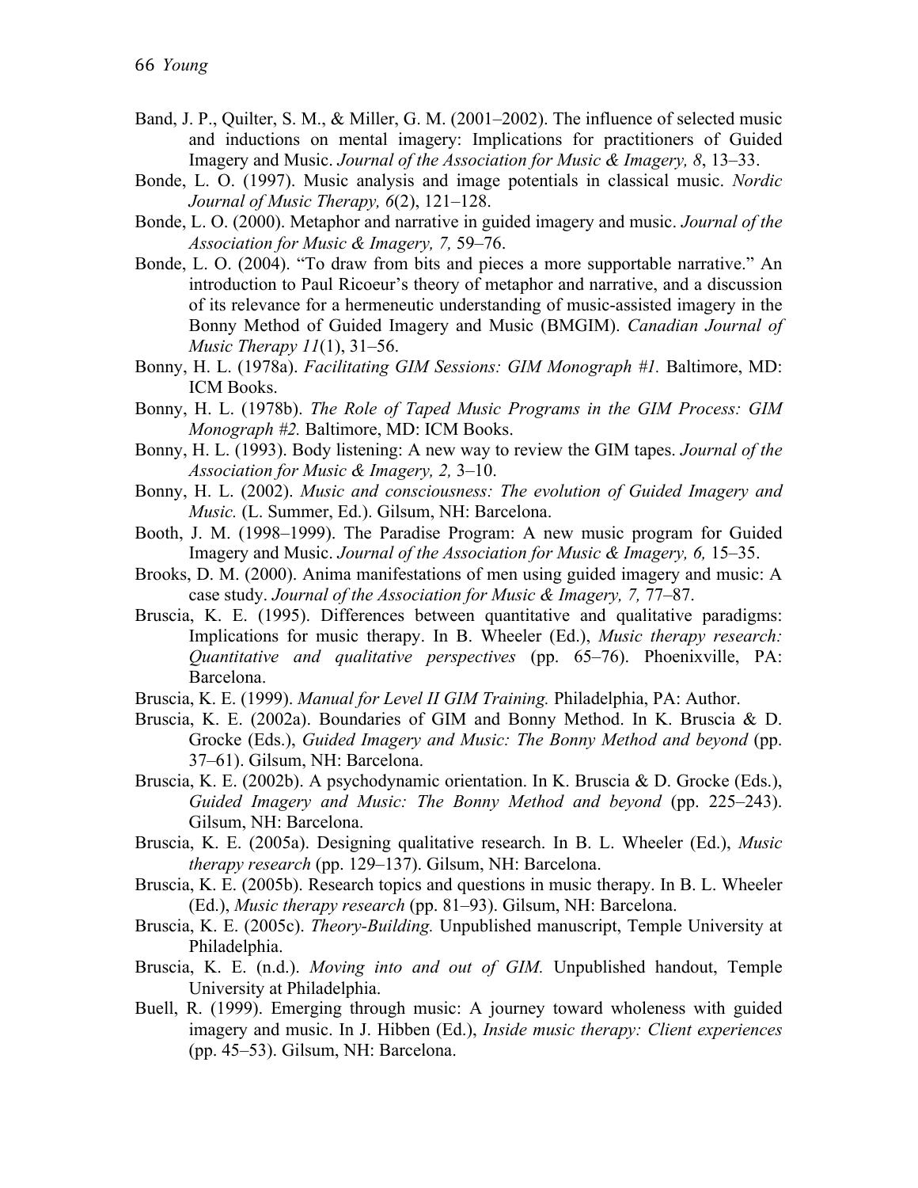Band, J. P., Quilter, S. M., & Miller, G. M. (2001–2002). The influence of selected music and inductions on mental imagery: Implications for practitioners of Guided Imagery and Music. *Journal of the Association for Music & Imagery, 8*, 13–33.

Bonde, L. O. (1997). Music analysis and image potentials in classical music. *Nordic Journal of Music Therapy, 6*(2), 121–128.

Bonde, L. O. (2000). Metaphor and narrative in guided imagery and music. *Journal of the Association for Music & Imagery, 7,* 59–76.

Bonde, L. O. (2004). "To draw from bits and pieces a more supportable narrative." An introduction to Paul Ricoeur's theory of metaphor and narrative, and a discussion of its relevance for a hermeneutic understanding of music-assisted imagery in the Bonny Method of Guided Imagery and Music (BMGIM). *Canadian Journal of Music Therapy 11*(1), 31–56.

Bonny, H. L. (1978a). *Facilitating GIM Sessions: GIM Monograph #1.* Baltimore, MD: ICM Books.

Bonny, H. L. (1978b). *The Role of Taped Music Programs in the GIM Process: GIM Monograph #2.* Baltimore, MD: ICM Books.

Bonny, H. L. (1993). Body listening: A new way to review the GIM tapes. *Journal of the Association for Music & Imagery, 2,* 3–10.

Bonny, H. L. (2002). *Music and consciousness: The evolution of Guided Imagery and Music.* (L. Summer, Ed.). Gilsum, NH: Barcelona.

Booth, J. M. (1998–1999). The Paradise Program: A new music program for Guided Imagery and Music. *Journal of the Association for Music & Imagery, 6,* 15–35.

Brooks, D. M. (2000). Anima manifestations of men using guided imagery and music: A case study. *Journal of the Association for Music & Imagery, 7,* 77–87.

Bruscia, K. E. (1995). Differences between quantitative and qualitative paradigms: Implications for music therapy. In B. Wheeler (Ed.), *Music therapy research: Quantitative and qualitative perspectives* (pp. 65–76). Phoenixville, PA: Barcelona.

Bruscia, K. E. (1999). *Manual for Level II GIM Training.* Philadelphia, PA: Author.

Bruscia, K. E. (2002a). Boundaries of GIM and Bonny Method. In K. Bruscia & D. Grocke (Eds.), *Guided Imagery and Music: The Bonny Method and beyond* (pp. 37–61). Gilsum, NH: Barcelona.

Bruscia, K. E. (2002b). A psychodynamic orientation. In K. Bruscia & D. Grocke (Eds.), *Guided Imagery and Music: The Bonny Method and beyond* (pp. 225–243). Gilsum, NH: Barcelona.

Bruscia, K. E. (2005a). Designing qualitative research. In B. L. Wheeler (Ed.), *Music therapy research* (pp. 129–137). Gilsum, NH: Barcelona.

Bruscia, K. E. (2005b). Research topics and questions in music therapy. In B. L. Wheeler (Ed.), *Music therapy research* (pp. 81–93). Gilsum, NH: Barcelona.

Bruscia, K. E. (2005c). *Theory-Building.* Unpublished manuscript, Temple University at Philadelphia.

Bruscia, K. E. (n.d.). *Moving into and out of GIM.* Unpublished handout, Temple University at Philadelphia.

Buell, R. (1999). Emerging through music: A journey toward wholeness with guided imagery and music. In J. Hibben (Ed.), *Inside music therapy: Client experiences* (pp. 45–53). Gilsum, NH: Barcelona.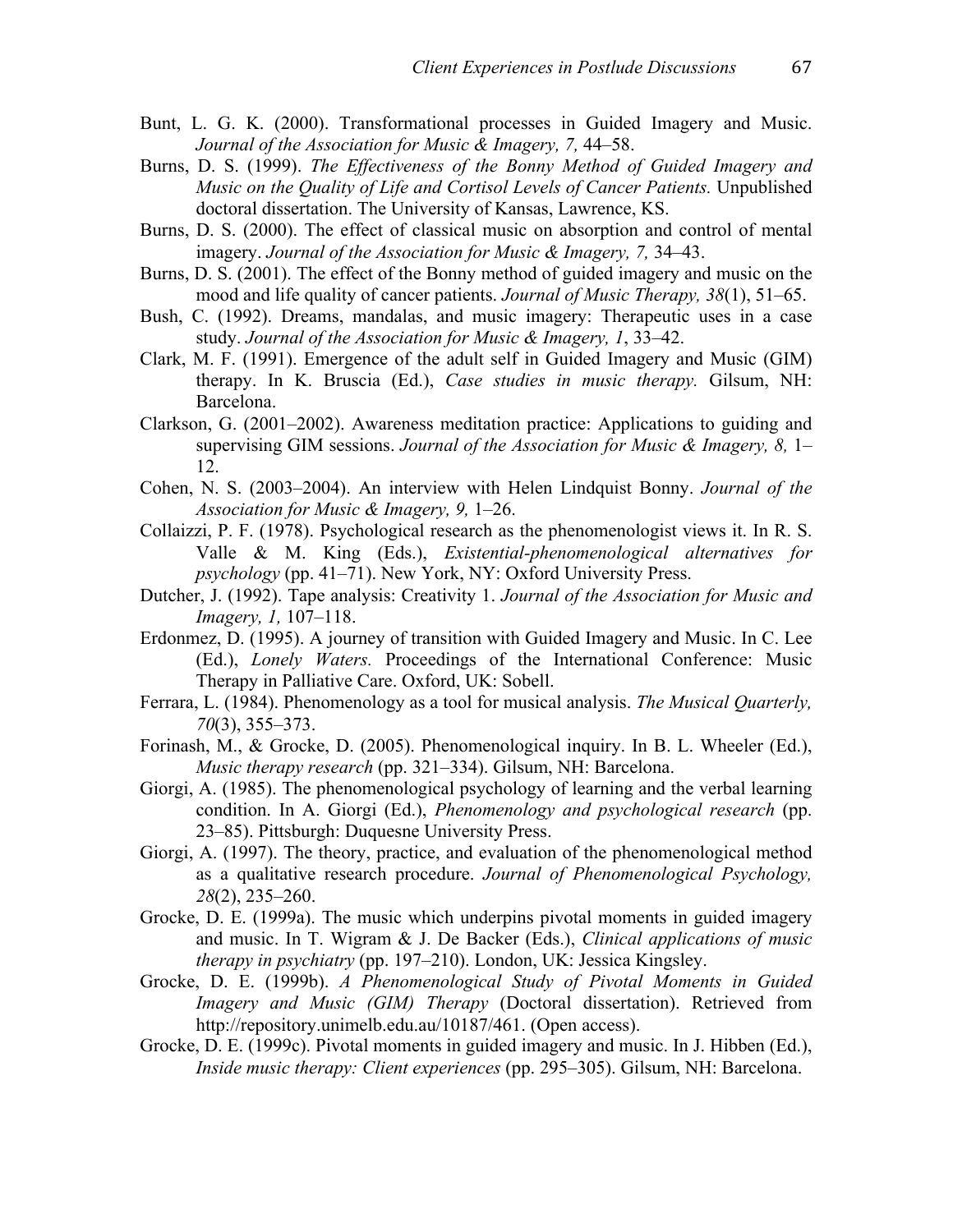Bunt, L. G. K. (2000). Transformational processes in Guided Imagery and Music. *Journal of the Association for Music & Imagery, 7,* 44–58.

Burns, D. S. (1999). *The Effectiveness of the Bonny Method of Guided Imagery and Music on the Quality of Life and Cortisol Levels of Cancer Patients.* Unpublished doctoral dissertation. The University of Kansas, Lawrence, KS.

Burns, D. S. (2000). The effect of classical music on absorption and control of mental imagery. *Journal of the Association for Music & Imagery, 7,* 34–43.

Burns, D. S. (2001). The effect of the Bonny method of guided imagery and music on the mood and life quality of cancer patients. *Journal of Music Therapy, 38*(1), 51–65.

Bush, C. (1992). Dreams, mandalas, and music imagery: Therapeutic uses in a case study. *Journal of the Association for Music & Imagery, 1*, 33–42.

Clark, M. F. (1991). Emergence of the adult self in Guided Imagery and Music (GIM) therapy. In K. Bruscia (Ed.), *Case studies in music therapy.* Gilsum, NH: Barcelona.

Clarkson, G. (2001–2002). Awareness meditation practice: Applications to guiding and supervising GIM sessions. *Journal of the Association for Music & Imagery, 8,* 1–12.

Cohen, N. S. (2003–2004). An interview with Helen Lindquist Bonny. *Journal of the Association for Music & Imagery, 9,* 1–26.

Collaizzi, P. F. (1978). Psychological research as the phenomenologist views it. In R. S. Valle & M. King (Eds.), *Existential-phenomenological alternatives for psychology* (pp. 41–71). New York, NY: Oxford University Press.

Dutcher, J. (1992). Tape analysis: Creativity 1. *Journal of the Association for Music and Imagery, 1,* 107–118.

Erdonmez, D. (1995). A journey of transition with Guided Imagery and Music. In C. Lee (Ed.), *Lonely Waters.* Proceedings of the International Conference: Music Therapy in Palliative Care. Oxford, UK: Sobell.

Ferrara, L. (1984). Phenomenology as a tool for musical analysis. *The Musical Quarterly, 70*(3), 355–373.

Forinash, M., & Grocke, D. (2005). Phenomenological inquiry. In B. L. Wheeler (Ed.), *Music therapy research* (pp. 321–334). Gilsum, NH: Barcelona.

Giorgi, A. (1985). The phenomenological psychology of learning and the verbal learning condition. In A. Giorgi (Ed.), *Phenomenology and psychological research* (pp. 23–85). Pittsburgh: Duquesne University Press.

Giorgi, A. (1997). The theory, practice, and evaluation of the phenomenological method as a qualitative research procedure. *Journal of Phenomenological Psychology, 28*(2), 235–260.

Grocke, D. E. (1999a). The music which underpins pivotal moments in guided imagery and music. In T. Wigram & J. De Backer (Eds.), *Clinical applications of music therapy in psychiatry* (pp. 197–210). London, UK: Jessica Kingsley.

Grocke, D. E. (1999b). *A Phenomenological Study of Pivotal Moments in Guided Imagery and Music (GIM) Therapy* (Doctoral dissertation). Retrieved from http://repository.unimelb.edu.au/10187/461. (Open access).

Grocke, D. E. (1999c). Pivotal moments in guided imagery and music. In J. Hibben (Ed.), *Inside music therapy: Client experiences* (pp. 295–305). Gilsum, NH: Barcelona.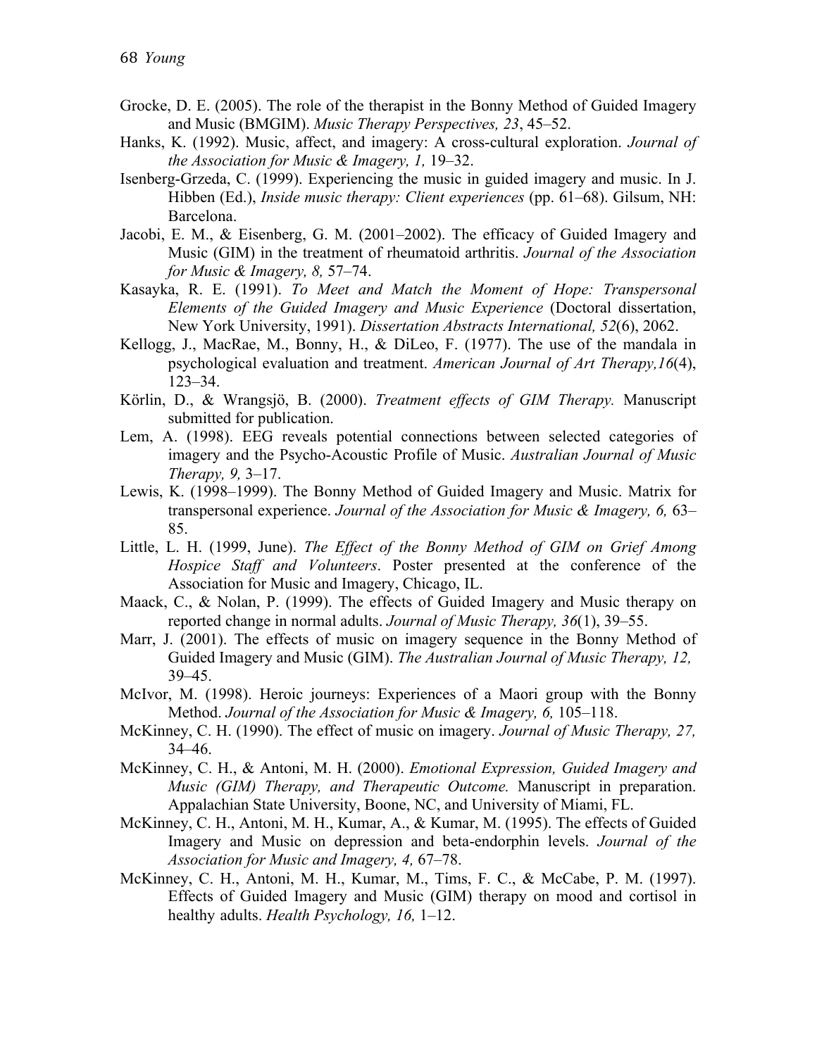Grocke, D. E. (2005). The role of the therapist in the Bonny Method of Guided Imagery and Music (BMGIM). *Music Therapy Perspectives, 23*, 45–52.

Hanks, K. (1992). Music, affect, and imagery: A cross-cultural exploration. *Journal of the Association for Music & Imagery, 1,* 19–32.

Isenberg-Grzeda, C. (1999). Experiencing the music in guided imagery and music. In J. Hibben (Ed.), *Inside music therapy: Client experiences* (pp. 61–68). Gilsum, NH: Barcelona.

Jacobi, E. M., & Eisenberg, G. M. (2001–2002). The efficacy of Guided Imagery and Music (GIM) in the treatment of rheumatoid arthritis. *Journal of the Association for Music & Imagery, 8,* 57–74.

Kasayka, R. E. (1991). *To Meet and Match the Moment of Hope: Transpersonal Elements of the Guided Imagery and Music Experience* (Doctoral dissertation, New York University, 1991). *Dissertation Abstracts International, 52*(6), 2062.

Kellogg, J., MacRae, M., Bonny, H., & DiLeo, F. (1977). The use of the mandala in psychological evaluation and treatment. *American Journal of Art Therapy,16*(4), 123–34.

Körlin, D., & Wrangsjö, B. (2000). *Treatment effects of GIM Therapy.* Manuscript submitted for publication.

Lem, A. (1998). EEG reveals potential connections between selected categories of imagery and the Psycho-Acoustic Profile of Music. *Australian Journal of Music Therapy, 9,* 3–17.

Lewis, K. (1998–1999). The Bonny Method of Guided Imagery and Music. Matrix for transpersonal experience. *Journal of the Association for Music & Imagery, 6,* 63–85.

Little, L. H. (1999, June). *The Effect of the Bonny Method of GIM on Grief Among Hospice Staff and Volunteers*. Poster presented at the conference of the Association for Music and Imagery, Chicago, IL.

Maack, C., & Nolan, P. (1999). The effects of Guided Imagery and Music therapy on reported change in normal adults. *Journal of Music Therapy, 36*(1), 39–55.

Marr, J. (2001). The effects of music on imagery sequence in the Bonny Method of Guided Imagery and Music (GIM). *The Australian Journal of Music Therapy, 12,* 39–45.

McIvor, M. (1998). Heroic journeys: Experiences of a Maori group with the Bonny Method. *Journal of the Association for Music & Imagery, 6,* 105–118.

McKinney, C. H. (1990). The effect of music on imagery. *Journal of Music Therapy, 27,* 34–46.

McKinney, C. H., & Antoni, M. H. (2000). *Emotional Expression, Guided Imagery and Music (GIM) Therapy, and Therapeutic Outcome.* Manuscript in preparation. Appalachian State University, Boone, NC, and University of Miami, FL.

McKinney, C. H., Antoni, M. H., Kumar, A., & Kumar, M. (1995). The effects of Guided Imagery and Music on depression and beta-endorphin levels. *Journal of the Association for Music and Imagery, 4,* 67–78.

McKinney, C. H., Antoni, M. H., Kumar, M., Tims, F. C., & McCabe, P. M. (1997). Effects of Guided Imagery and Music (GIM) therapy on mood and cortisol in healthy adults. *Health Psychology, 16,* 1–12.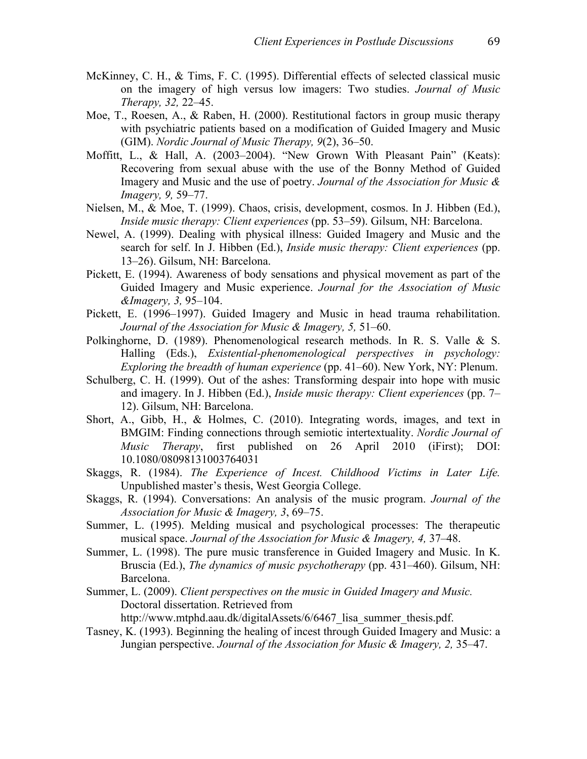McKinney, C. H., & Tims, F. C. (1995). Differential effects of selected classical music on the imagery of high versus low imagers: Two studies. *Journal of Music Therapy, 32,* 22–45.

Moe, T., Roesen, A., & Raben, H. (2000). Restitutional factors in group music therapy with psychiatric patients based on a modification of Guided Imagery and Music (GIM). *Nordic Journal of Music Therapy, 9*(2), 36–50.

Moffitt, L., & Hall, A. (2003–2004). "New Grown With Pleasant Pain" (Keats): Recovering from sexual abuse with the use of the Bonny Method of Guided Imagery and Music and the use of poetry. *Journal of the Association for Music & Imagery, 9,* 59–77.

Nielsen, M., & Moe, T. (1999). Chaos, crisis, development, cosmos. In J. Hibben (Ed.), *Inside music therapy: Client experiences* (pp. 53–59). Gilsum, NH: Barcelona.

Newel, A. (1999). Dealing with physical illness: Guided Imagery and Music and the search for self. In J. Hibben (Ed.), *Inside music therapy: Client experiences* (pp. 13–26). Gilsum, NH: Barcelona.

Pickett, E. (1994). Awareness of body sensations and physical movement as part of the Guided Imagery and Music experience. *Journal for the Association of Music &Imagery, 3,* 95–104.

Pickett, E. (1996–1997). Guided Imagery and Music in head trauma rehabilitation. *Journal of the Association for Music & Imagery, 5,* 51–60.

Polkinghorne, D. (1989). Phenomenological research methods. In R. S. Valle & S. Halling (Eds.), *Existential-phenomenological perspectives in psychology: Exploring the breadth of human experience* (pp. 41–60). New York, NY: Plenum.

Schulberg, C. H. (1999). Out of the ashes: Transforming despair into hope with music and imagery. In J. Hibben (Ed.), *Inside music therapy: Client experiences* (pp. 7–12). Gilsum, NH: Barcelona.

Short, A., Gibb, H., & Holmes, C. (2010). Integrating words, images, and text in BMGIM: Finding connections through semiotic intertextuality. *Nordic Journal of Music Therapy*, first published on 26 April 2010 (iFirst); DOI: 10.1080/08098131003764031

Skaggs, R. (1984). *The Experience of Incest. Childhood Victims in Later Life.* Unpublished master's thesis, West Georgia College.

Skaggs, R. (1994). Conversations: An analysis of the music program. *Journal of the Association for Music & Imagery, 3*, 69–75.

Summer, L. (1995). Melding musical and psychological processes: The therapeutic musical space. *Journal of the Association for Music & Imagery, 4,* 37–48.

Summer, L. (1998). The pure music transference in Guided Imagery and Music. In K. Bruscia (Ed.), *The dynamics of music psychotherapy* (pp. 431–460). Gilsum, NH: Barcelona.

Summer, L. (2009). *Client perspectives on the music in Guided Imagery and Music.* Doctoral dissertation. Retrieved from http://www.mtphd.aau.dk/digitalAssets/6/6467_lisa_summer_thesis.pdf.

Tasney, K. (1993). Beginning the healing of incest through Guided Imagery and Music: a Jungian perspective. *Journal of the Association for Music & Imagery, 2,* 35–47.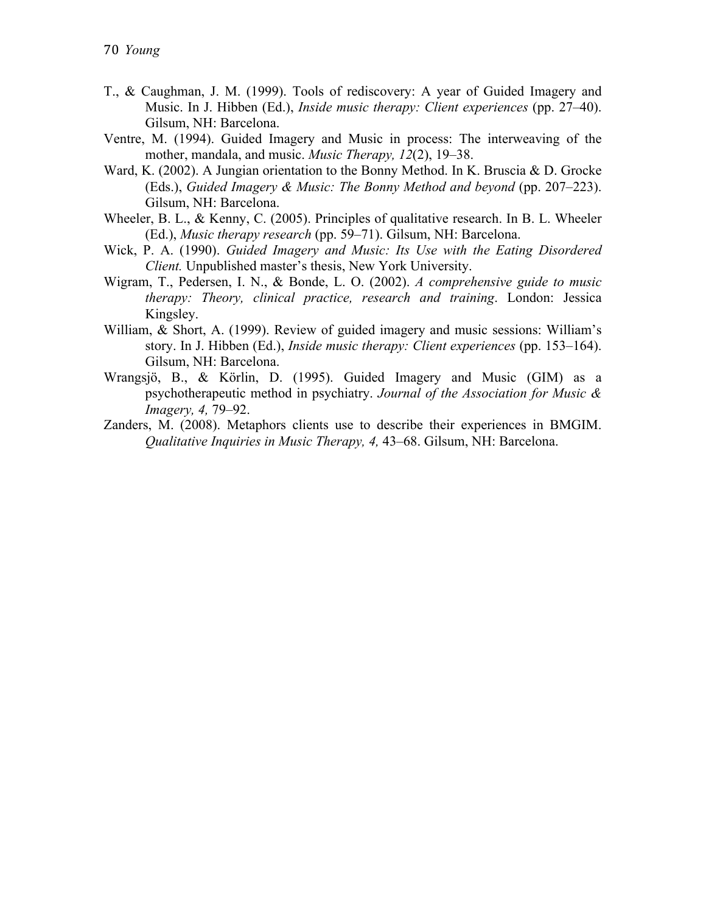T., & Caughman, J. M. (1999). Tools of rediscovery: A year of Guided Imagery and Music. In J. Hibben (Ed.), *Inside music therapy: Client experiences* (pp. 27–40). Gilsum, NH: Barcelona.

Ventre, M. (1994). Guided Imagery and Music in process: The interweaving of the mother, mandala, and music. *Music Therapy, 12*(2), 19–38.

Ward, K. (2002). A Jungian orientation to the Bonny Method. In K. Bruscia & D. Grocke (Eds.), *Guided Imagery & Music: The Bonny Method and beyond* (pp. 207–223). Gilsum, NH: Barcelona.

Wheeler, B. L., & Kenny, C. (2005). Principles of qualitative research. In B. L. Wheeler (Ed.), *Music therapy research* (pp. 59–71). Gilsum, NH: Barcelona.

Wick, P. A. (1990). *Guided Imagery and Music: Its Use with the Eating Disordered Client.* Unpublished master's thesis, New York University.

Wigram, T., Pedersen, I. N., & Bonde, L. O. (2002). *A comprehensive guide to music therapy: Theory, clinical practice, research and training*. London: Jessica Kingsley.

William, & Short, A. (1999). Review of guided imagery and music sessions: William's story. In J. Hibben (Ed.), *Inside music therapy: Client experiences* (pp. 153–164). Gilsum, NH: Barcelona.

Wrangsjö, B., & Körlin, D. (1995). Guided Imagery and Music (GIM) as a psychotherapeutic method in psychiatry. *Journal of the Association for Music & Imagery, 4,* 79–92.

Zanders, M. (2008). Metaphors clients use to describe their experiences in BMGIM. *Qualitative Inquiries in Music Therapy, 4,* 43–68. Gilsum, NH: Barcelona.